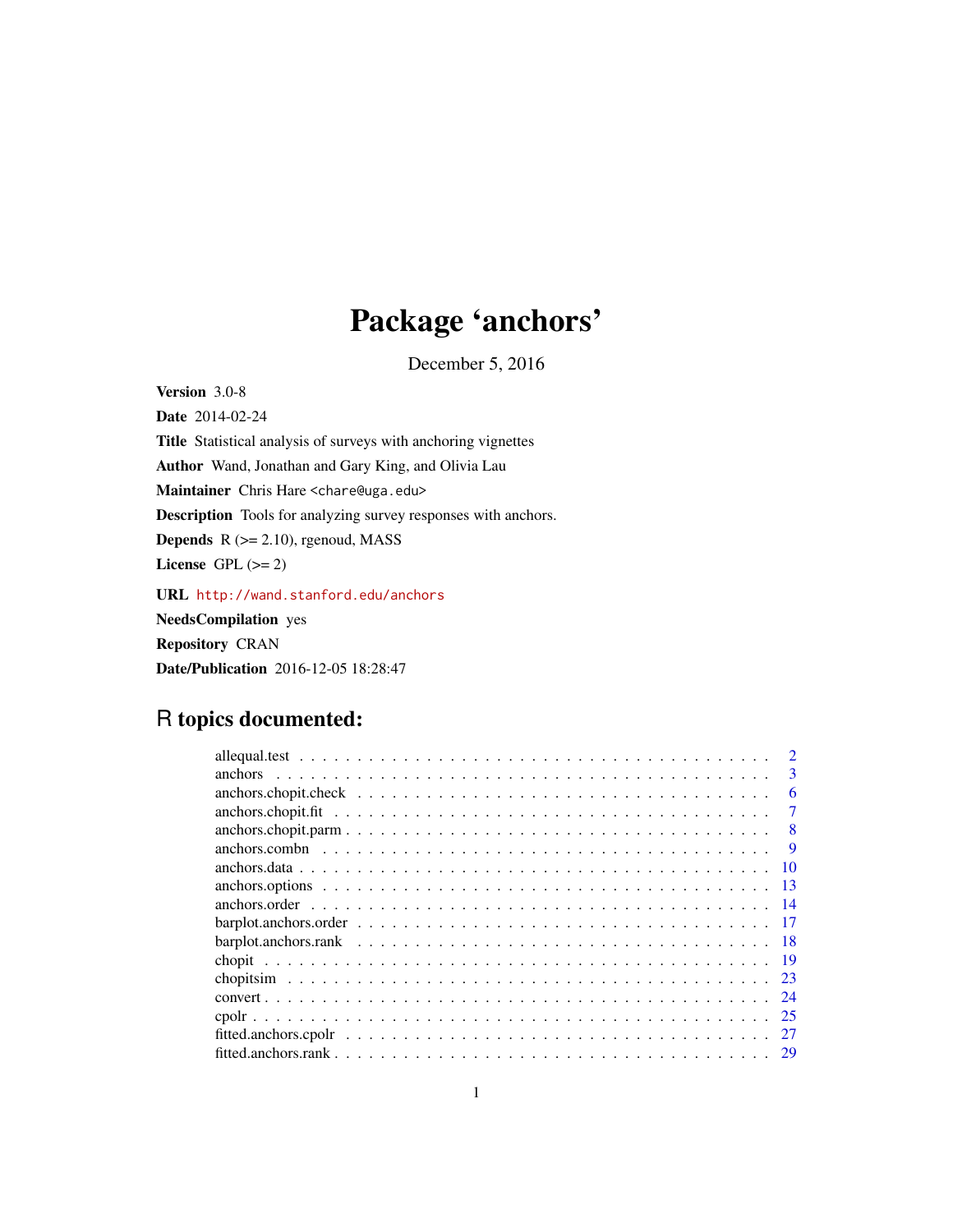# Package 'anchors'

December 5, 2016

**Version** 3.0-8

**Date** 2014-02-24

**Title** Statistical analysis of surveys with anchoring vignettes

**Author** Wand, Jonathan and Gary King, and Olivia Lau

**Maintainer** Chris Hare <chare@uga.edu>

**Description** Tools for analyzing survey responses with anchors.

**Depends** R (>= 2.10), rgenoud, MASS

**License** GPL (>= 2)

**URL** http://wand.stanford.edu/anchors

**NeedsCompilation** yes

**Repository** CRAN

**Date/Publication** 2016-12-05 18:28:47

## R topics documented:

- allequal.test . . . . . . . . . . . . . . . . . . . . . . . . . . . . . . . . . . . . . . . 2
- anchors . . . . . . . . . . . . . . . . . . . . . . . . . . . . . . . . . . . . . . . . . . 3
- anchors.chopit.check . . . . . . . . . . . . . . . . . . . . . . . . . . . . . . . . . . . 6
- anchors.chopit.fit . . . . . . . . . . . . . . . . . . . . . . . . . . . . . . . . . . . . 7
- anchors.chopit.parm . . . . . . . . . . . . . . . . . . . . . . . . . . . . . . . . . . . 8
- anchors.combn . . . . . . . . . . . . . . . . . . . . . . . . . . . . . . . . . . . . . . 9
- anchors.data . . . . . . . . . . . . . . . . . . . . . . . . . . . . . . . . . . . . . . . 10
- anchors.options . . . . . . . . . . . . . . . . . . . . . . . . . . . . . . . . . . . . . 13
- anchors.order . . . . . . . . . . . . . . . . . . . . . . . . . . . . . . . . . . . . . . 14
- barplot.anchors.order . . . . . . . . . . . . . . . . . . . . . . . . . . . . . . . . . . 17
- barplot.anchors.rank . . . . . . . . . . . . . . . . . . . . . . . . . . . . . . . . . . 18
- chopit . . . . . . . . . . . . . . . . . . . . . . . . . . . . . . . . . . . . . . . . . . 19
- chopitsim . . . . . . . . . . . . . . . . . . . . . . . . . . . . . . . . . . . . . . . . 23
- convert . . . . . . . . . . . . . . . . . . . . . . . . . . . . . . . . . . . . . . . . . 24
- cpolr . . . . . . . . . . . . . . . . . . . . . . . . . . . . . . . . . . . . . . . . . . 25
- fitted.anchors.cpolr . . . . . . . . . . . . . . . . . . . . . . . . . . . . . . . . . . 27
- fitted.anchors.rank . . . . . . . . . . . . . . . . . . . . . . . . . . . . . . . . . . . 29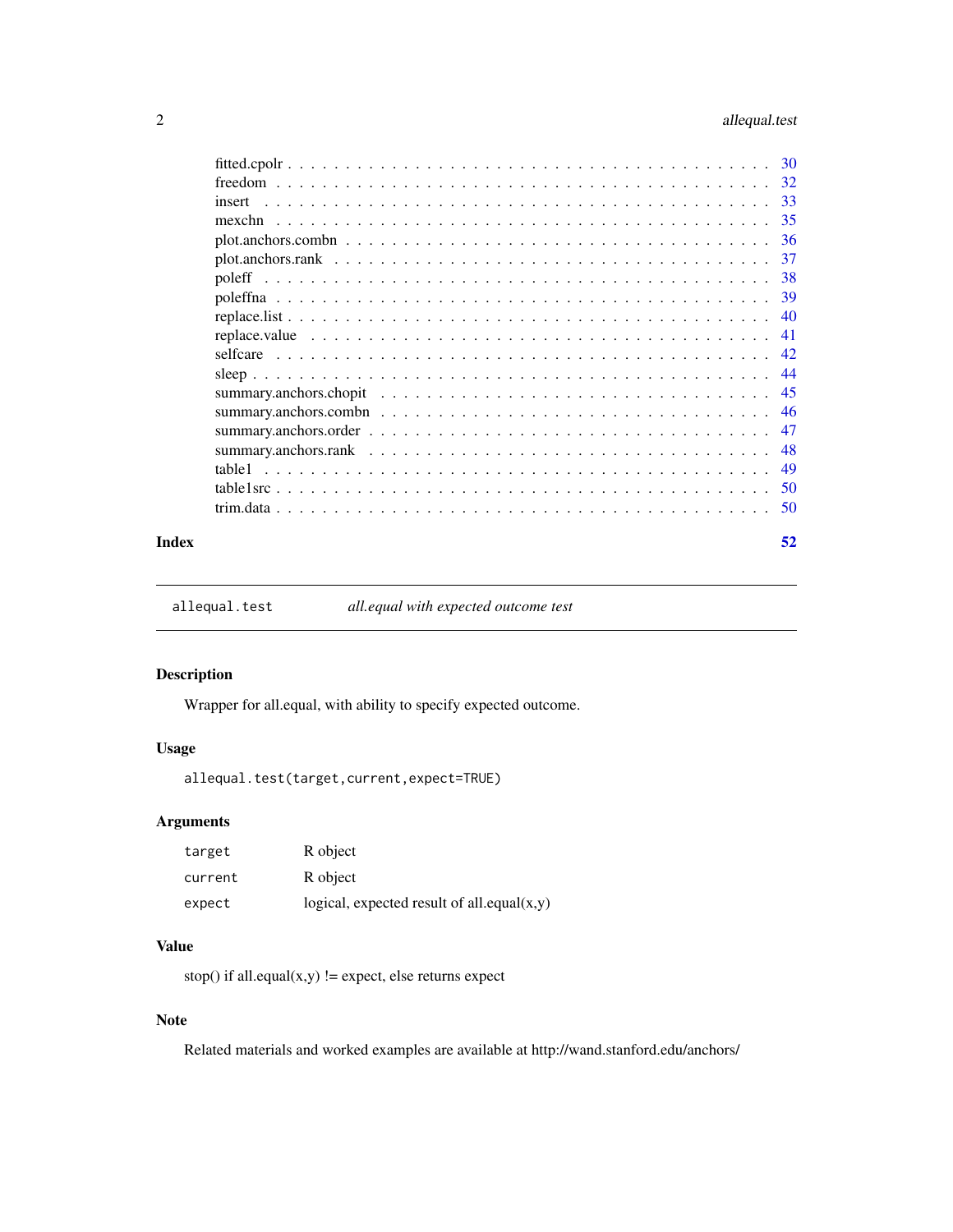| | |
|---|---|
| fitted.cpolr | 30 |
| freedom | 32 |
| insert | 33 |
| mexchn | 35 |
| plot.anchors.combn | 36 |
| plot.anchors.rank | 37 |
| poleff | 38 |
| poleffna | 39 |
| replace.list | 40 |
| replace.value | 41 |
| selfcare | 42 |
| sleep | 44 |
| summary.anchors.chopit | 45 |
| summary.anchors.combn | 46 |
| summary.anchors.order | 47 |
| summary.anchors.rank | 48 |
| table1 | 49 |
| table1src | 50 |
| trim.data | 50 |

**Index** **52**

---

`allequal.test` *all.equal with expected outcome test*

---

## Description

Wrapper for all.equal, with ability to specify expected outcome.

## Usage

```
allequal.test(target,current,expect=TRUE)
```

## Arguments

| | |
|---|---|
| `target` | R object |
| `current` | R object |
| `expect` | logical, expected result of all.equal(x,y) |

## Value

stop() if all.equal(x,y) != expect, else returns expect

## Note

Related materials and worked examples are available at http://wand.stanford.edu/anchors/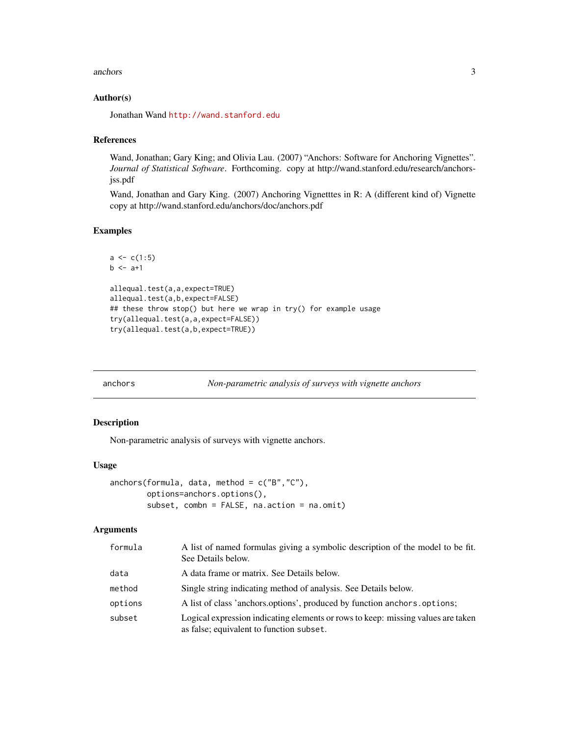### Author(s)

Jonathan Wand http://wand.stanford.edu

### References

Wand, Jonathan; Gary King; and Olivia Lau. (2007) “Anchors: Software for Anchoring Vignettes”. *Journal of Statistical Software*. Forthcoming. copy at http://wand.stanford.edu/research/anchors-jss.pdf

Wand, Jonathan and Gary King. (2007) Anchoring Vignetttes in R: A (different kind of) Vignette copy at http://wand.stanford.edu/anchors/doc/anchors.pdf

### Examples

```
a <- c(1:5)
b <- a+1

allequal.test(a,a,expect=TRUE)
allequal.test(a,b,expect=FALSE)
## these throw stop() but here we wrap in try() for example usage
try(allequal.test(a,a,expect=FALSE))
try(allequal.test(a,b,expect=TRUE))
```

---

## anchors — *Non-parametric analysis of surveys with vignette anchors*

### Description

Non-parametric analysis of surveys with vignette anchors.

### Usage

```
anchors(formula, data, method = c("B","C"),
        options=anchors.options(),
        subset, combn = FALSE, na.action = na.omit)
```

### Arguments

| | |
|---|---|
| formula | A list of named formulas giving a symbolic description of the model to be fit. See Details below. |
| data | A data frame or matrix. See Details below. |
| method | Single string indicating method of analysis. See Details below. |
| options | A list of class 'anchors.options', produced by function `anchors.options`; |
| subset | Logical expression indicating elements or rows to keep: missing values are taken as false; equivalent to function `subset`. |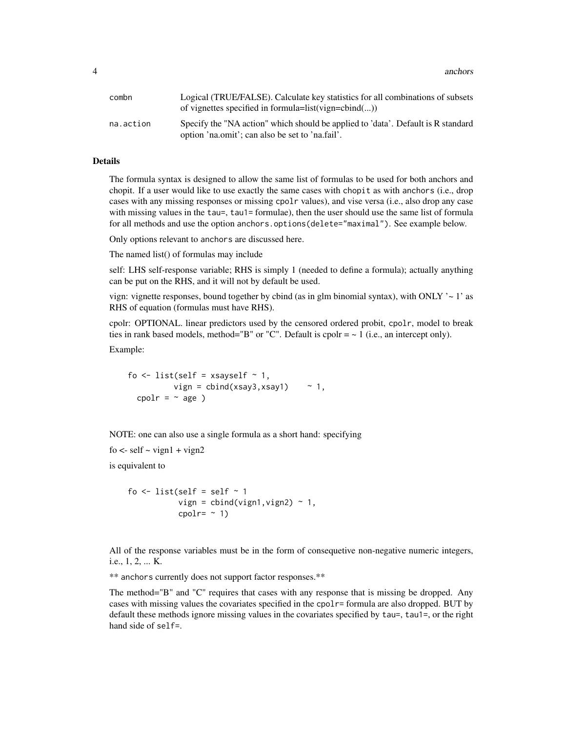| | |
|---|---|
| combn | Logical (TRUE/FALSE). Calculate key statistics for all combinations of subsets of vignettes specified in formula=list(vign=cbind(...)) |
| na.action | Specify the "NA action" which should be applied to 'data'. Default is R standard option 'na.omit'; can also be set to 'na.fail'. |

## Details

The formula syntax is designed to allow the same list of formulas to be used for both anchors and chopit. If a user would like to use exactly the same cases with chopit as with anchors (i.e., drop cases with any missing responses or missing cpolr values), and vise versa (i.e., also drop any case with missing values in the tau=, tau1= formulae), then the user should use the same list of formula for all methods and use the option anchors.options(delete="maximal"). See example below.

Only options relevant to anchors are discussed here.

The named list() of formulas may include

self: LHS self-response variable; RHS is simply 1 (needed to define a formula); actually anything can be put on the RHS, and it will not by default be used.

vign: vignette responses, bound together by cbind (as in glm binomial syntax), with ONLY '~ 1' as RHS of equation (formulas must have RHS).

cpolr: OPTIONAL. linear predictors used by the censored ordered probit, cpolr, model to break ties in rank based models, method="B" or "C". Default is cpolr = ~ 1 (i.e., an intercept only).

Example:

```
fo <- list(self = xsayself ~ 1,
           vign = cbind(xsay3,xsay1)     ~ 1,
   cpolr = ~ age )
```

NOTE: one can also use a single formula as a short hand: specifying

fo <- self ~ vign1 + vign2

is equivalent to

```
fo <- list(self = self ~ 1
            vign = cbind(vign1,vign2) ~ 1,
            cpolr= ~ 1)
```

All of the response variables must be in the form of consequetive non-negative numeric integers, i.e., 1, 2, ... K.

** anchors currently does not support factor responses.**

The method="B" and "C" requires that cases with any response that is missing be dropped. Any cases with missing values the covariates specified in the cpolr= formula are also dropped. BUT by default these methods ignore missing values in the covariates specified by tau=, tau1=, or the right hand side of self=.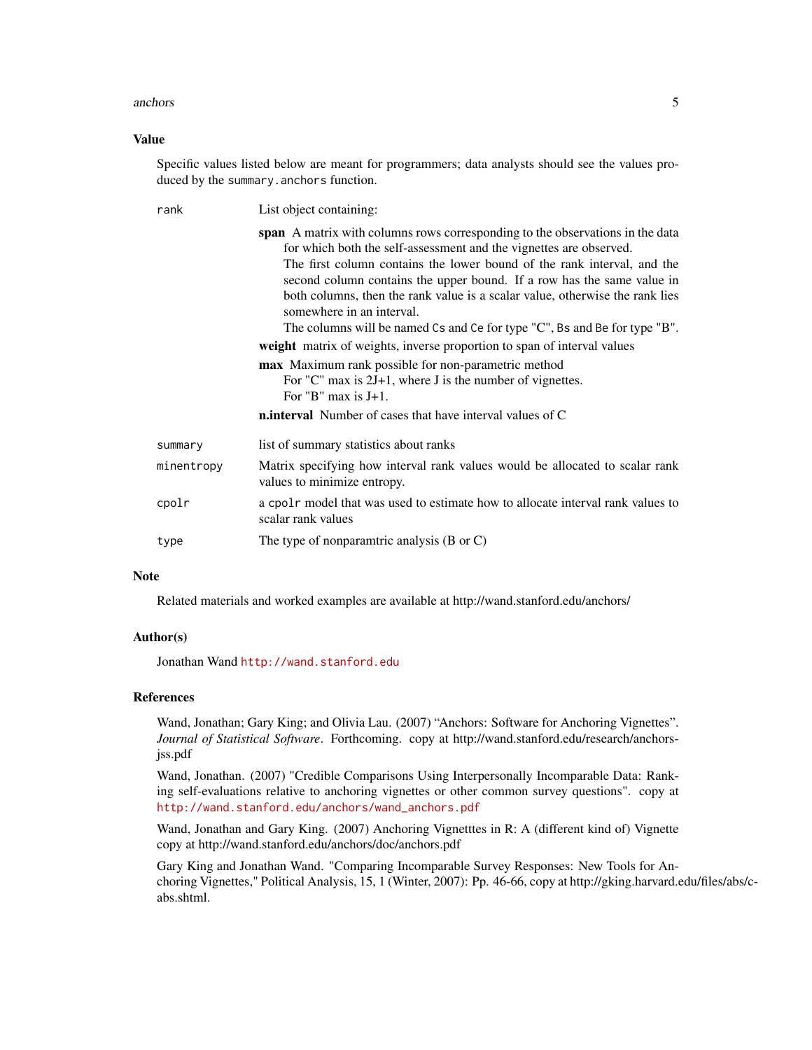## Value

Specific values listed below are meant for programmers; data analysts should see the values produced by the `summary.anchors` function.

`rank` List object containing:

- **span** A matrix with columns rows corresponding to the observations in the data for which both the self-assessment and the vignettes are observed.
  The first column contains the lower bound of the rank interval, and the second column contains the upper bound. If a row has the same value in both columns, then the rank value is a scalar value, otherwise the rank lies somewhere in an interval.
  The columns will be named `Cs` and `Ce` for type "C", `Bs` and `Be` for type "B".
- **weight** matrix of weights, inverse proportion to span of interval values
- **max** Maximum rank possible for non-parametric method
  For "C" max is 2J+1, where J is the number of vignettes.
  For "B" max is J+1.
- **n.interval** Number of cases that have interval values of C

`summary` list of summary statistics about ranks

`minentropy` Matrix specifying how interval rank values would be allocated to scalar rank values to minimize entropy.

`cpolr` a `cpolr` model that was used to estimate how to allocate interval rank values to scalar rank values

`type` The type of nonparamtric analysis (B or C)

## Note

Related materials and worked examples are available at http://wand.stanford.edu/anchors/

## Author(s)

Jonathan Wand http://wand.stanford.edu

## References

Wand, Jonathan; Gary King; and Olivia Lau. (2007) "Anchors: Software for Anchoring Vignettes". *Journal of Statistical Software*. Forthcoming. copy at http://wand.stanford.edu/research/anchors-jss.pdf

Wand, Jonathan. (2007) "Credible Comparisons Using Interpersonally Incomparable Data: Ranking self-evaluations relative to anchoring vignettes or other common survey questions". copy at http://wand.stanford.edu/anchors/wand_anchors.pdf

Wand, Jonathan and Gary King. (2007) Anchoring Vignetttes in R: A (different kind of) Vignette copy at http://wand.stanford.edu/anchors/doc/anchors.pdf

Gary King and Jonathan Wand. "Comparing Incomparable Survey Responses: New Tools for Anchoring Vignettes," Political Analysis, 15, 1 (Winter, 2007): Pp. 46-66, copy at http://gking.harvard.edu/files/abs/c-abs.shtml.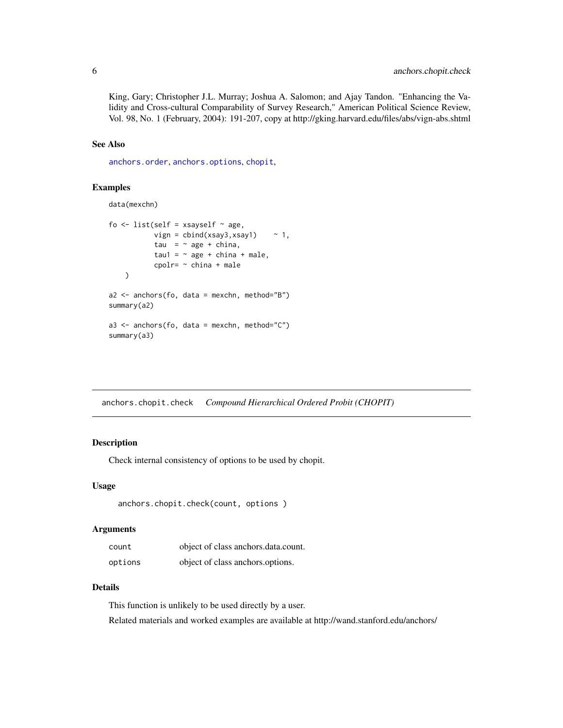King, Gary; Christopher J.L. Murray; Joshua A. Salomon; and Ajay Tandon. "Enhancing the Validity and Cross-cultural Comparability of Survey Research," American Political Science Review, Vol. 98, No. 1 (February, 2004): 191-207, copy at http://gking.harvard.edu/files/abs/vign-abs.shtml

### See Also

`anchors.order`, `anchors.options`, `chopit`,

### Examples

```
data(mexchn)

fo <- list(self = xsayself ~ age,
           vign = cbind(xsay3,xsay1)    ~ 1,
           tau  = ~ age + china,
           tau1 = ~ age + china + male,
           cpolr= ~ china + male
    )

a2 <- anchors(fo, data = mexchn, method="B")
summary(a2)

a3 <- anchors(fo, data = mexchn, method="C")
summary(a3)
```

---

## anchors.chopit.check *Compound Hierarchical Ordered Probit (CHOPIT)*

### Description

Check internal consistency of options to be used by chopit.

### Usage

```
anchors.chopit.check(count, options )
```

### Arguments

| | |
|---|---|
| count | object of class anchors.data.count. |
| options | object of class anchors.options. |

### Details

This function is unlikely to be used directly by a user.

Related materials and worked examples are available at http://wand.stanford.edu/anchors/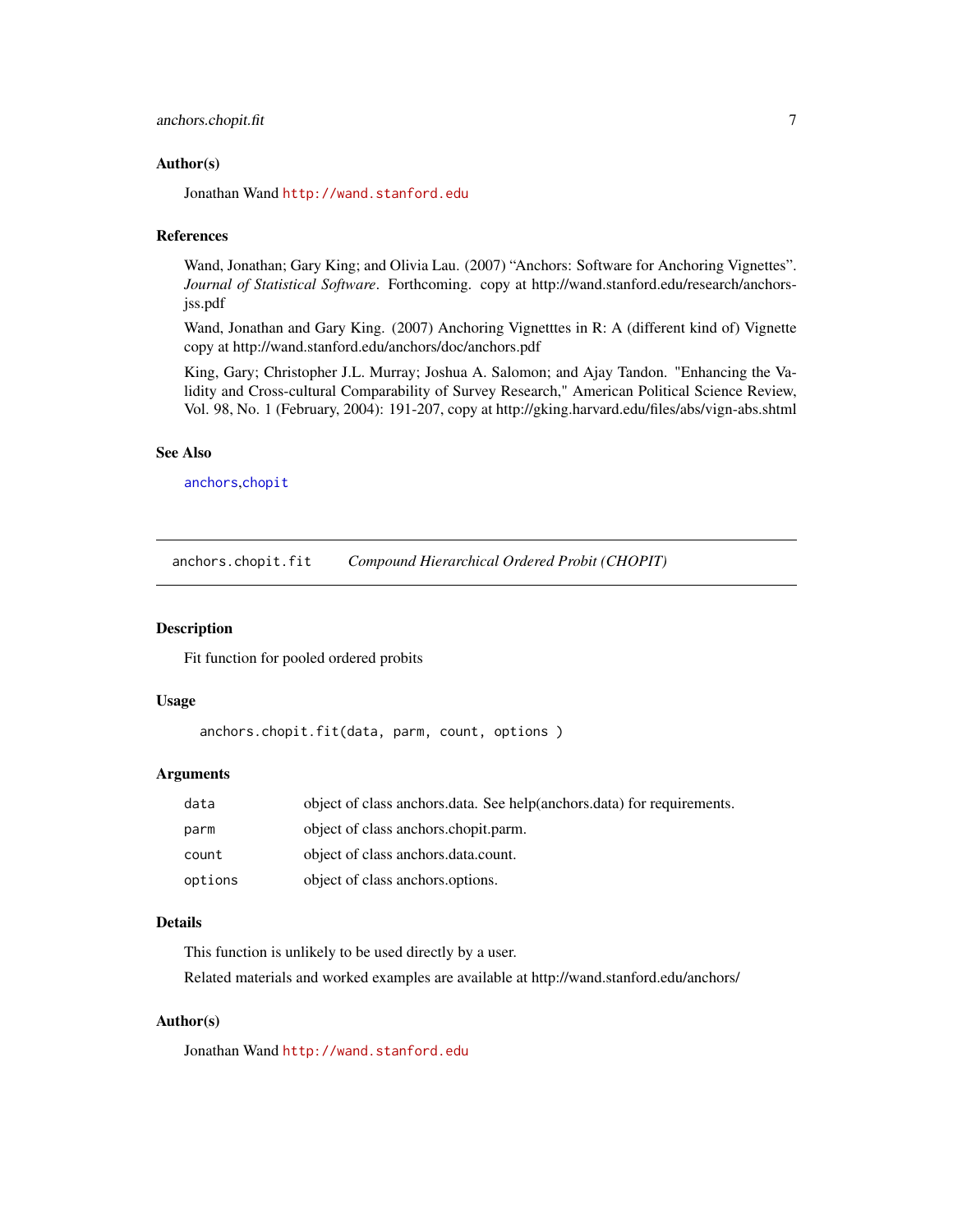### Author(s)

Jonathan Wand http://wand.stanford.edu

### References

Wand, Jonathan; Gary King; and Olivia Lau. (2007) "Anchors: Software for Anchoring Vignettes". *Journal of Statistical Software*. Forthcoming. copy at http://wand.stanford.edu/research/anchors-jss.pdf

Wand, Jonathan and Gary King. (2007) Anchoring Vignetttes in R: A (different kind of) Vignette copy at http://wand.stanford.edu/anchors/doc/anchors.pdf

King, Gary; Christopher J.L. Murray; Joshua A. Salomon; and Ajay Tandon. "Enhancing the Validity and Cross-cultural Comparability of Survey Research," American Political Science Review, Vol. 98, No. 1 (February, 2004): 191-207, copy at http://gking.harvard.edu/files/abs/vign-abs.shtml

### See Also

anchors,chopit

---

## anchors.chopit.fit — *Compound Hierarchical Ordered Probit (CHOPIT)*

### Description

Fit function for pooled ordered probits

### Usage

```
anchors.chopit.fit(data, parm, count, options )
```

### Arguments

| | |
|---|---|
| data | object of class anchors.data. See help(anchors.data) for requirements. |
| parm | object of class anchors.chopit.parm. |
| count | object of class anchors.data.count. |
| options | object of class anchors.options. |

### Details

This function is unlikely to be used directly by a user.

Related materials and worked examples are available at http://wand.stanford.edu/anchors/

### Author(s)

Jonathan Wand http://wand.stanford.edu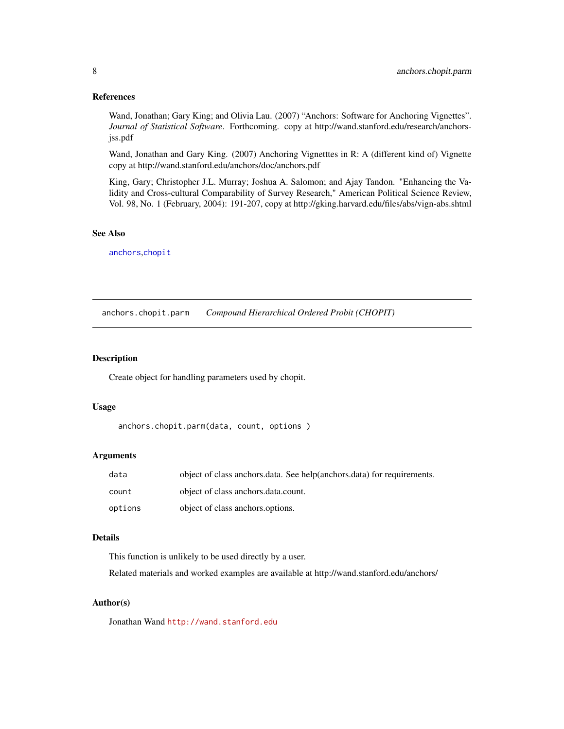### References

Wand, Jonathan; Gary King; and Olivia Lau. (2007) "Anchors: Software for Anchoring Vignettes". *Journal of Statistical Software*. Forthcoming. copy at http://wand.stanford.edu/research/anchors-jss.pdf

Wand, Jonathan and Gary King. (2007) Anchoring Vignetttes in R: A (different kind of) Vignette copy at http://wand.stanford.edu/anchors/doc/anchors.pdf

King, Gary; Christopher J.L. Murray; Joshua A. Salomon; and Ajay Tandon. "Enhancing the Validity and Cross-cultural Comparability of Survey Research," American Political Science Review, Vol. 98, No. 1 (February, 2004): 191-207, copy at http://gking.harvard.edu/files/abs/vign-abs.shtml

### See Also

`anchors`,`chopit`

---

## anchors.chopit.parm *Compound Hierarchical Ordered Probit (CHOPIT)*

### Description

Create object for handling parameters used by chopit.

### Usage

```
anchors.chopit.parm(data, count, options )
```

### Arguments

| | |
|---|---|
| `data` | object of class anchors.data. See help(anchors.data) for requirements. |
| `count` | object of class anchors.data.count. |
| `options` | object of class anchors.options. |

### Details

This function is unlikely to be used directly by a user.

Related materials and worked examples are available at http://wand.stanford.edu/anchors/

### Author(s)

Jonathan Wand `http://wand.stanford.edu`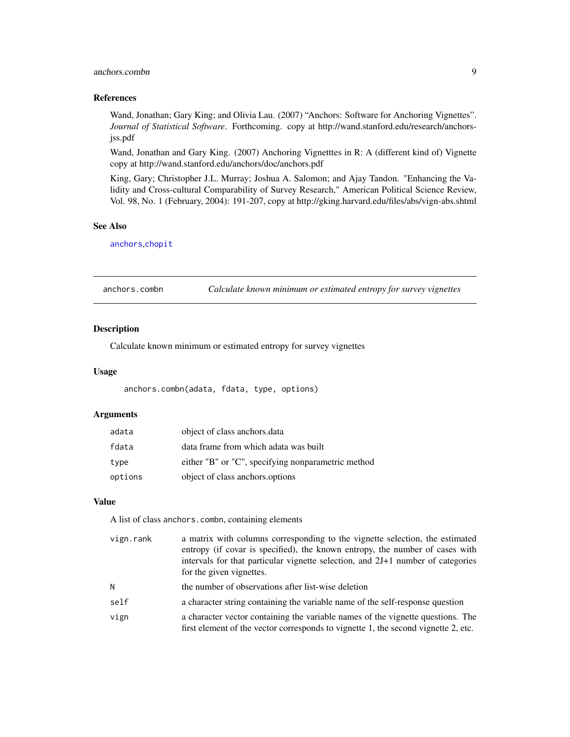### References

Wand, Jonathan; Gary King; and Olivia Lau. (2007) "Anchors: Software for Anchoring Vignettes". *Journal of Statistical Software*. Forthcoming. copy at http://wand.stanford.edu/research/anchors-jss.pdf

Wand, Jonathan and Gary King. (2007) Anchoring Vignetttes in R: A (different kind of) Vignette copy at http://wand.stanford.edu/anchors/doc/anchors.pdf

King, Gary; Christopher J.L. Murray; Joshua A. Salomon; and Ajay Tandon. "Enhancing the Validity and Cross-cultural Comparability of Survey Research," American Political Science Review, Vol. 98, No. 1 (February, 2004): 191-207, copy at http://gking.harvard.edu/files/abs/vign-abs.shtml

### See Also

anchors,chopit

---

## anchors.combn — *Calculate known minimum or estimated entropy for survey vignettes*

### Description

Calculate known minimum or estimated entropy for survey vignettes

### Usage

```
anchors.combn(adata, fdata, type, options)
```

### Arguments

| | |
|---|---|
| adata | object of class anchors.data |
| fdata | data frame from which adata was built |
| type | either "B" or "C", specifying nonparametric method |
| options | object of class anchors.options |

### Value

A list of class `anchors.combn`, containing elements

| | |
|---|---|
| vign.rank | a matrix with columns corresponding to the vignette selection, the estimated entropy (if covar is specified), the known entropy, the number of cases with intervals for that particular vignette selection, and 2J+1 number of categories for the given vignettes. |
| N | the number of observations after list-wise deletion |
| self | a character string containing the variable name of the self-response question |
| vign | a character vector containing the variable names of the vignette questions. The first element of the vector corresponds to vignette 1, the second vignette 2, etc. |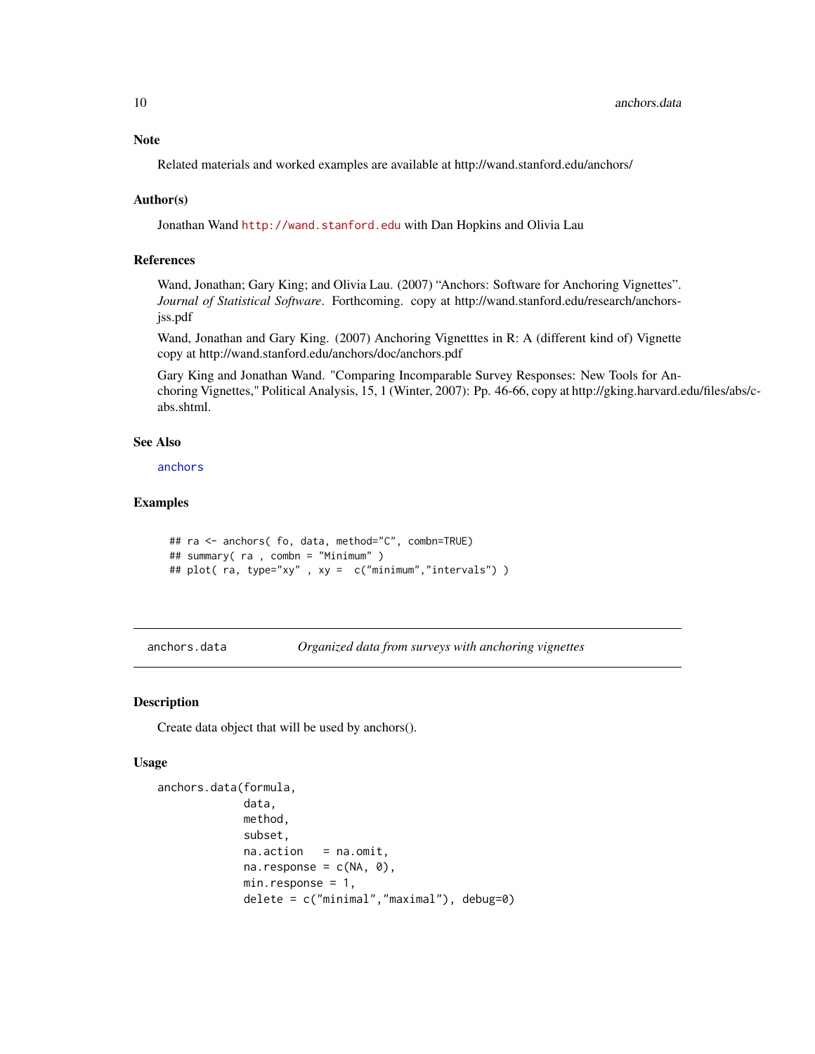### Note

Related materials and worked examples are available at http://wand.stanford.edu/anchors/

### Author(s)

Jonathan Wand http://wand.stanford.edu with Dan Hopkins and Olivia Lau

### References

Wand, Jonathan; Gary King; and Olivia Lau. (2007) "Anchors: Software for Anchoring Vignettes". *Journal of Statistical Software*. Forthcoming. copy at http://wand.stanford.edu/research/anchors-jss.pdf

Wand, Jonathan and Gary King. (2007) Anchoring Vignetttes in R: A (different kind of) Vignette copy at http://wand.stanford.edu/anchors/doc/anchors.pdf

Gary King and Jonathan Wand. "Comparing Incomparable Survey Responses: New Tools for Anchoring Vignettes," Political Analysis, 15, 1 (Winter, 2007): Pp. 46-66, copy at http://gking.harvard.edu/files/abs/c-abs.shtml.

### See Also

anchors

### Examples

```
## ra <- anchors( fo, data, method="C", combn=TRUE)
## summary( ra , combn = "Minimum" )
## plot( ra, type="xy" , xy =  c("minimum","intervals") )
```

---

## anchors.data — *Organized data from surveys with anchoring vignettes*

### Description

Create data object that will be used by anchors().

### Usage

```
anchors.data(formula,
             data,
             method,
             subset,
             na.action   = na.omit,
             na.response = c(NA, 0),
             min.response = 1,
             delete = c("minimal","maximal"), debug=0)
```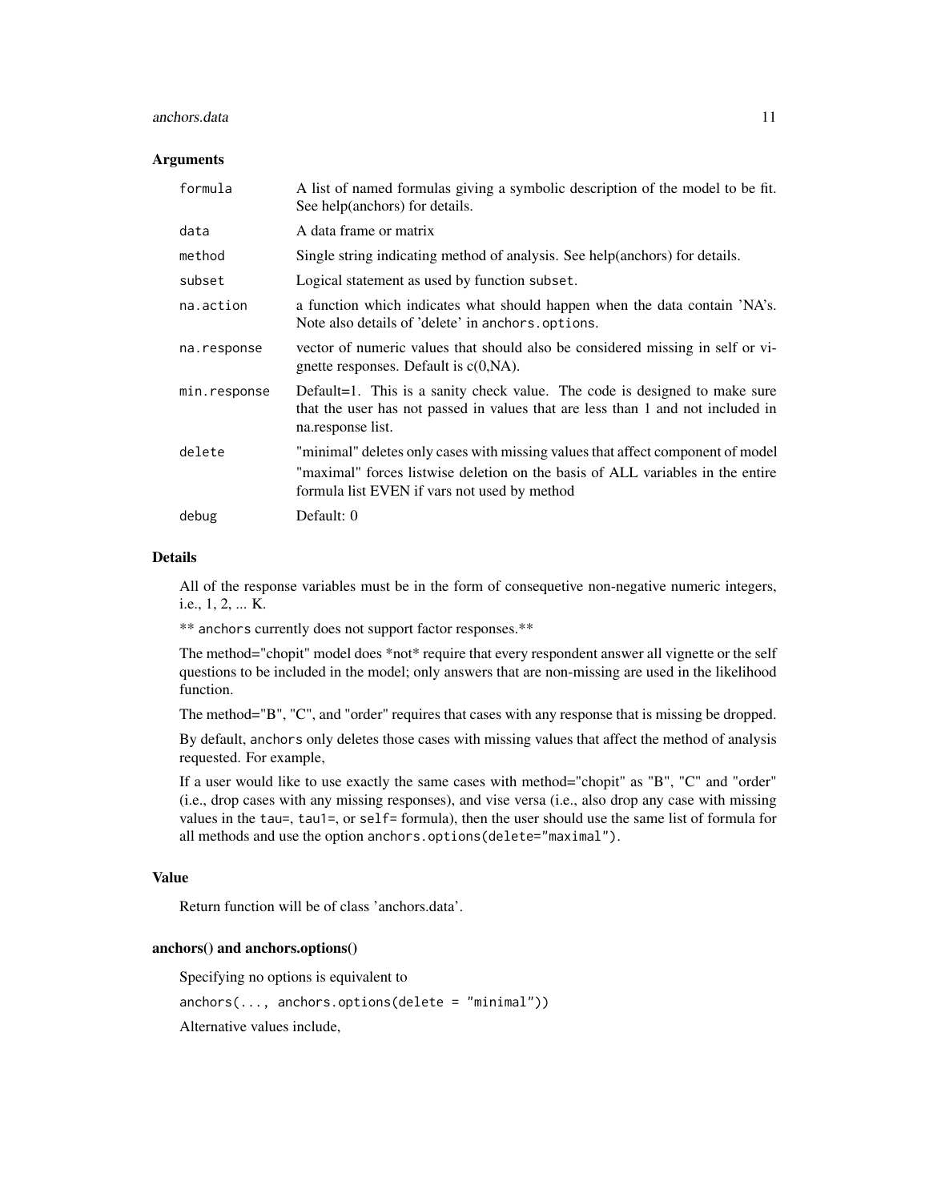## Arguments

| | |
|---|---|
| `formula` | A list of named formulas giving a symbolic description of the model to be fit. See help(anchors) for details. |
| `data` | A data frame or matrix |
| `method` | Single string indicating method of analysis. See help(anchors) for details. |
| `subset` | Logical statement as used by function `subset`. |
| `na.action` | a function which indicates what should happen when the data contain 'NA's. Note also details of 'delete' in `anchors.options`. |
| `na.response` | vector of numeric values that should also be considered missing in self or vignette responses. Default is c(0,NA). |
| `min.response` | Default=1. This is a sanity check value. The code is designed to make sure that the user has not passed in values that are less than 1 and not included in na.response list. |
| `delete` | "minimal" deletes only cases with missing values that affect component of model "maximal" forces listwise deletion on the basis of ALL variables in the entire formula list EVEN if vars not used by method |
| `debug` | Default: 0 |

## Details

All of the response variables must be in the form of consequetive non-negative numeric integers, i.e., 1, 2, ... K.

** `anchors` currently does not support factor responses.**

The method="chopit" model does *not* require that every respondent answer all vignette or the self questions to be included in the model; only answers that are non-missing are used in the likelihood function.

The method="B", "C", and "order" requires that cases with any response that is missing be dropped.

By default, `anchors` only deletes those cases with missing values that affect the method of analysis requested. For example,

If a user would like to use exactly the same cases with method="chopit" as "B", "C" and "order" (i.e., drop cases with any missing responses), and vise versa (i.e., also drop any case with missing values in the `tau=`, `tau1=`, or `self=` formula), then the user should use the same list of formula for all methods and use the option `anchors.options(delete="maximal")`.

## Value

Return function will be of class 'anchors.data'.

### anchors() and anchors.options()

Specifying no options is equivalent to

```
anchors(..., anchors.options(delete = "minimal"))
```

Alternative values include,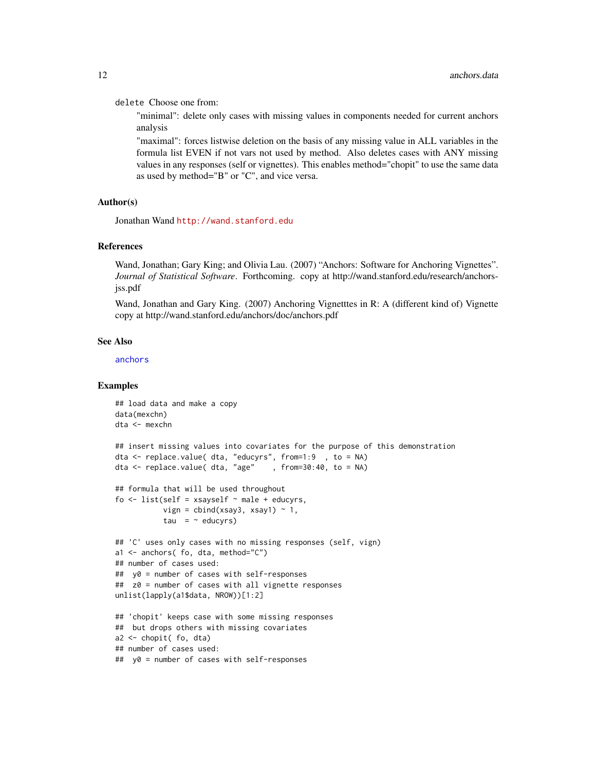delete Choose one from:

"minimal": delete only cases with missing values in components needed for current anchors analysis

"maximal": forces listwise deletion on the basis of any missing value in ALL variables in the formula list EVEN if not vars not used by method. Also deletes cases with ANY missing values in any responses (self or vignettes). This enables method="chopit" to use the same data as used by method="B" or "C", and vice versa.

### Author(s)

Jonathan Wand http://wand.stanford.edu

### References

Wand, Jonathan; Gary King; and Olivia Lau. (2007) "Anchors: Software for Anchoring Vignettes". *Journal of Statistical Software*. Forthcoming. copy at http://wand.stanford.edu/research/anchors-jss.pdf

Wand, Jonathan and Gary King. (2007) Anchoring Vignetttes in R: A (different kind of) Vignette copy at http://wand.stanford.edu/anchors/doc/anchors.pdf

### See Also

anchors

### Examples

```
## load data and make a copy
data(mexchn)
dta <- mexchn

## insert missing values into covariates for the purpose of this demonstration
dta <- replace.value( dta, "educyrs", from=1:9  , to = NA)
dta <- replace.value( dta, "age"    , from=30:40, to = NA)

## formula that will be used throughout
fo <- list(self = xsayself ~ male + educyrs,
           vign = cbind(xsay3, xsay1) ~ 1,
           tau  = ~ educyrs)

## 'C' uses only cases with no missing responses (self, vign)
a1 <- anchors( fo, dta, method="C")
## number of cases used:
##  y0 = number of cases with self-responses
##  z0 = number of cases with all vignette responses
unlist(lapply(a1$data, NROW))[1:2]

## 'chopit' keeps case with some missing responses
##  but drops others with missing covariates
a2 <- chopit( fo, dta)
## number of cases used:
##  y0 = number of cases with self-responses
```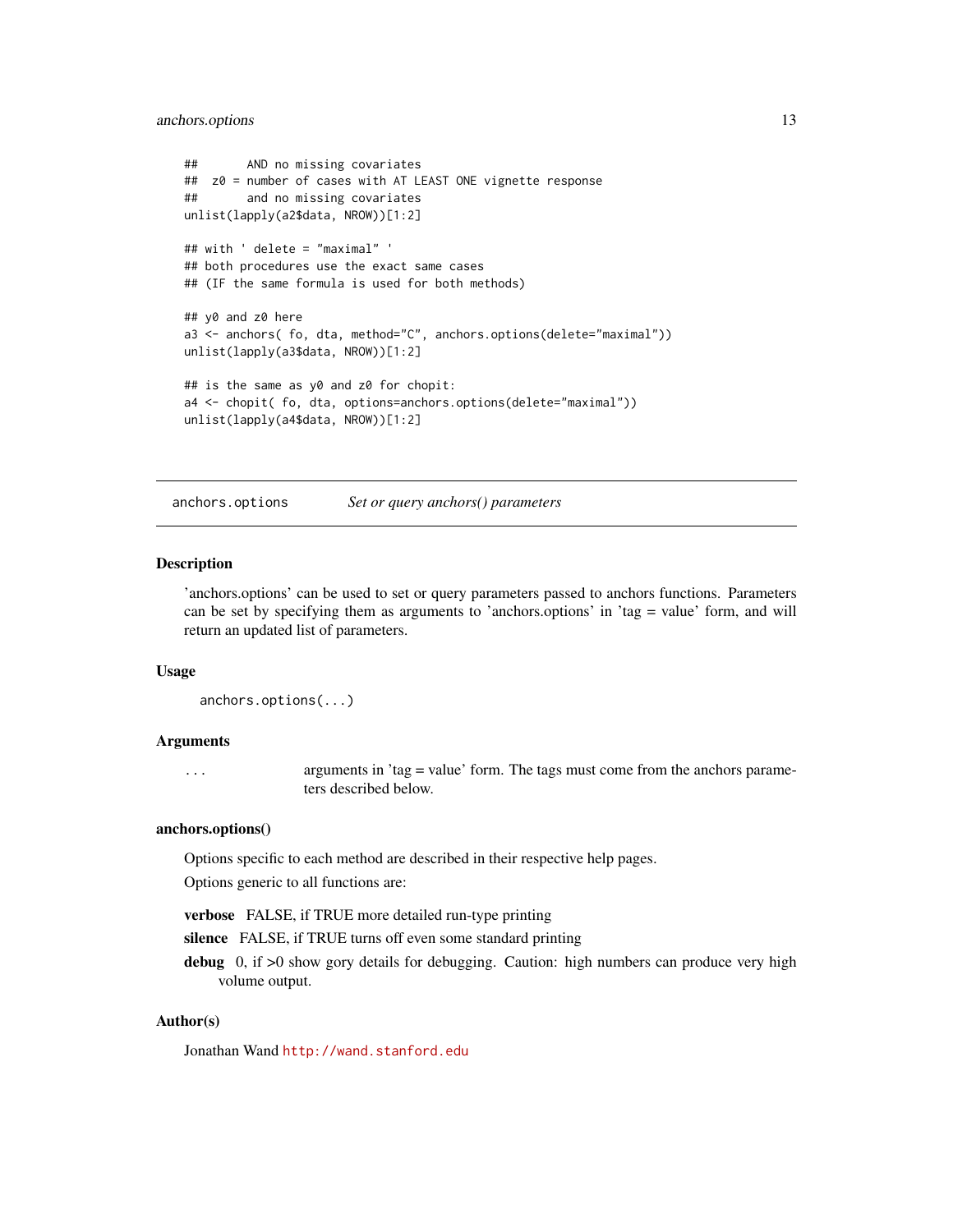```
##       AND no missing covariates
##  z0 = number of cases with AT LEAST ONE vignette response
##       and no missing covariates
unlist(lapply(a2$data, NROW))[1:2]

## with ' delete = "maximal" '
## both procedures use the exact same cases
## (IF the same formula is used for both methods)

## y0 and z0 here
a3 <- anchors( fo, dta, method="C", anchors.options(delete="maximal"))
unlist(lapply(a3$data, NROW))[1:2]

## is the same as y0 and z0 for chopit:
a4 <- chopit( fo, dta, options=anchors.options(delete="maximal"))
unlist(lapply(a4$data, NROW))[1:2]
```

---

`anchors.options` *Set or query anchors() parameters*

---

## Description

'anchors.options' can be used to set or query parameters passed to anchors functions. Parameters can be set by specifying them as arguments to 'anchors.options' in 'tag = value' form, and will return an updated list of parameters.

## Usage

```
anchors.options(...)
```

## Arguments

| | |
|---|---|
| `...` | arguments in 'tag = value' form. The tags must come from the anchors parameters described below. |

## anchors.options()

Options specific to each method are described in their respective help pages.

Options generic to all functions are:

**verbose** FALSE, if TRUE more detailed run-type printing

**silence** FALSE, if TRUE turns off even some standard printing

**debug** 0, if >0 show gory details for debugging. Caution: high numbers can produce very high volume output.

## Author(s)

Jonathan Wand http://wand.stanford.edu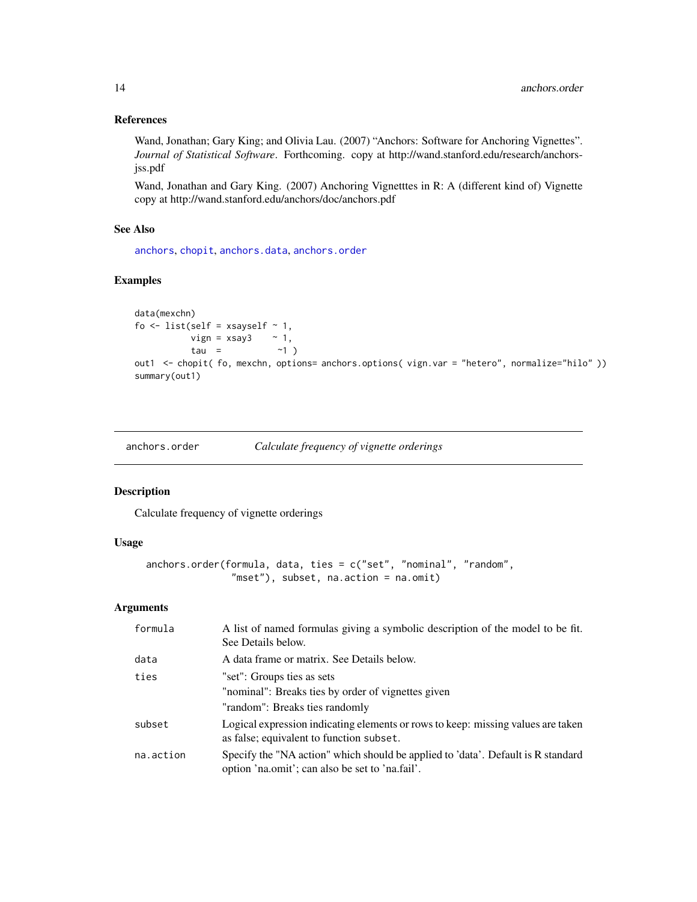### References

Wand, Jonathan; Gary King; and Olivia Lau. (2007) "Anchors: Software for Anchoring Vignettes". *Journal of Statistical Software*. Forthcoming. copy at http://wand.stanford.edu/research/anchors-jss.pdf

Wand, Jonathan and Gary King. (2007) Anchoring Vignetttes in R: A (different kind of) Vignette copy at http://wand.stanford.edu/anchors/doc/anchors.pdf

### See Also

anchors, chopit, anchors.data, anchors.order

### Examples

```
data(mexchn)
fo <- list(self = xsayself ~ 1,
           vign = xsay3    ~ 1,
           tau  =          ~1 )
out1  <- chopit( fo, mexchn, options= anchors.options( vign.var = "hetero", normalize="hilo" ))
summary(out1)
```

---

## anchors.order — *Calculate frequency of vignette orderings*

### Description

Calculate frequency of vignette orderings

### Usage

```
anchors.order(formula, data, ties = c("set", "nominal", "random",
                "mset"), subset, na.action = na.omit)
```

### Arguments

| | |
|---|---|
| formula | A list of named formulas giving a symbolic description of the model to be fit. See Details below. |
| data | A data frame or matrix. See Details below. |
| ties | "set": Groups ties as sets<br>"nominal": Breaks ties by order of vignettes given<br>"random": Breaks ties randomly |
| subset | Logical expression indicating elements or rows to keep: missing values are taken as false; equivalent to function subset. |
| na.action | Specify the "NA action" which should be applied to 'data'. Default is R standard option 'na.omit'; can also be set to 'na.fail'. |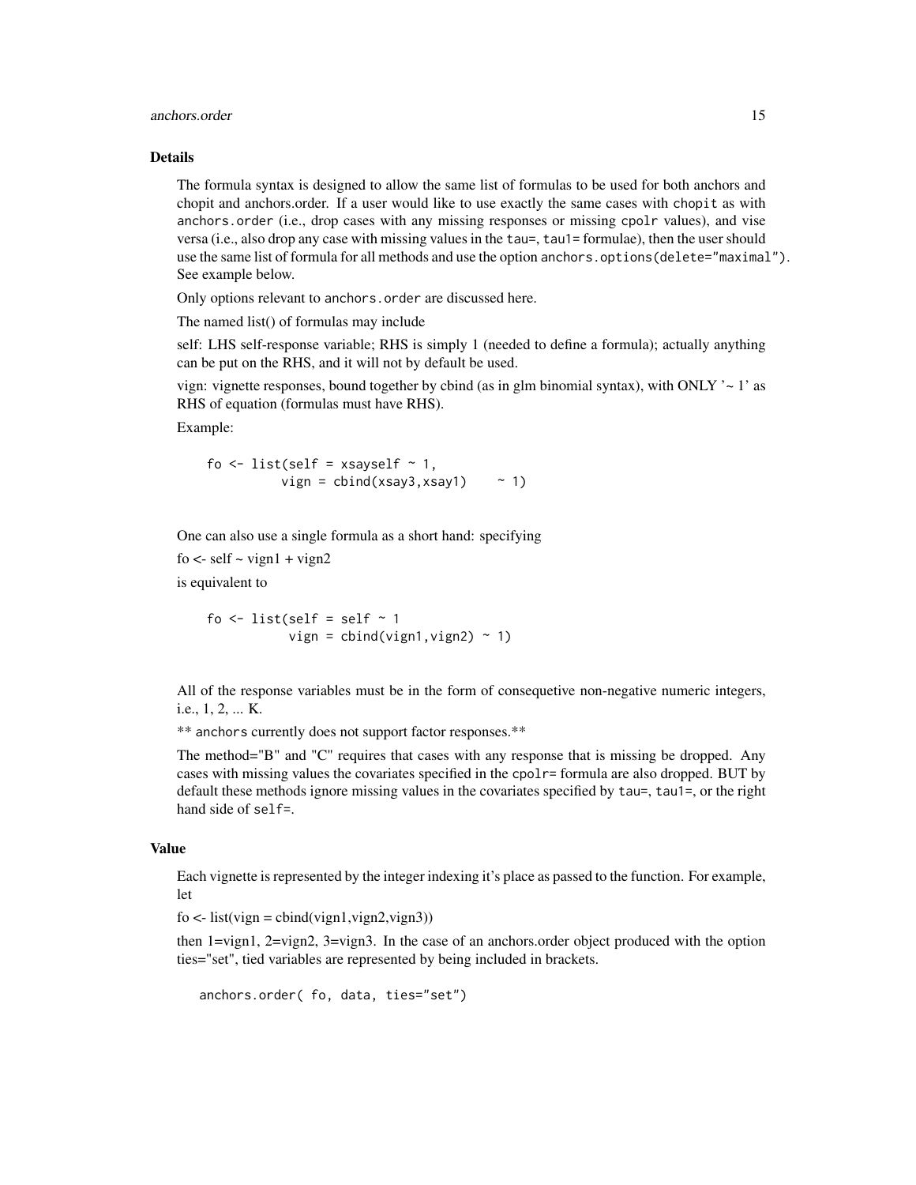## Details

The formula syntax is designed to allow the same list of formulas to be used for both anchors and chopit and anchors.order. If a user would like to use exactly the same cases with `chopit` as with `anchors.order` (i.e., drop cases with any missing responses or missing `cpolr` values), and vise versa (i.e., also drop any case with missing values in the `tau=`, `tau1=` formulae), then the user should use the same list of formula for all methods and use the option `anchors.options(delete="maximal")`. See example below.

Only options relevant to `anchors.order` are discussed here.

The named list() of formulas may include

self: LHS self-response variable; RHS is simply 1 (needed to define a formula); actually anything can be put on the RHS, and it will not by default be used.

vign: vignette responses, bound together by cbind (as in glm binomial syntax), with ONLY '~ 1' as RHS of equation (formulas must have RHS).

Example:

```
fo <- list(self = xsayself ~ 1,
           vign = cbind(xsay3,xsay1)     ~ 1)
```

One can also use a single formula as a short hand: specifying

fo <- self ~ vign1 + vign2

is equivalent to

```
fo <- list(self = self ~ 1
            vign = cbind(vign1,vign2) ~ 1)
```

All of the response variables must be in the form of consequetive non-negative numeric integers, i.e., 1, 2, ... K.

** `anchors` currently does not support factor responses.**

The method="B" and "C" requires that cases with any response that is missing be dropped. Any cases with missing values the covariates specified in the `cpolr=` formula are also dropped. BUT by default these methods ignore missing values in the covariates specified by `tau=`, `tau1=`, or the right hand side of `self=`.

## Value

Each vignette is represented by the integer indexing it's place as passed to the function. For example, let

fo <- list(vign = cbind(vign1,vign2,vign3))

then 1=vign1, 2=vign2, 3=vign3. In the case of an anchors.order object produced with the option ties="set", tied variables are represented by being included in brackets.

```
anchors.order( fo, data, ties="set")
```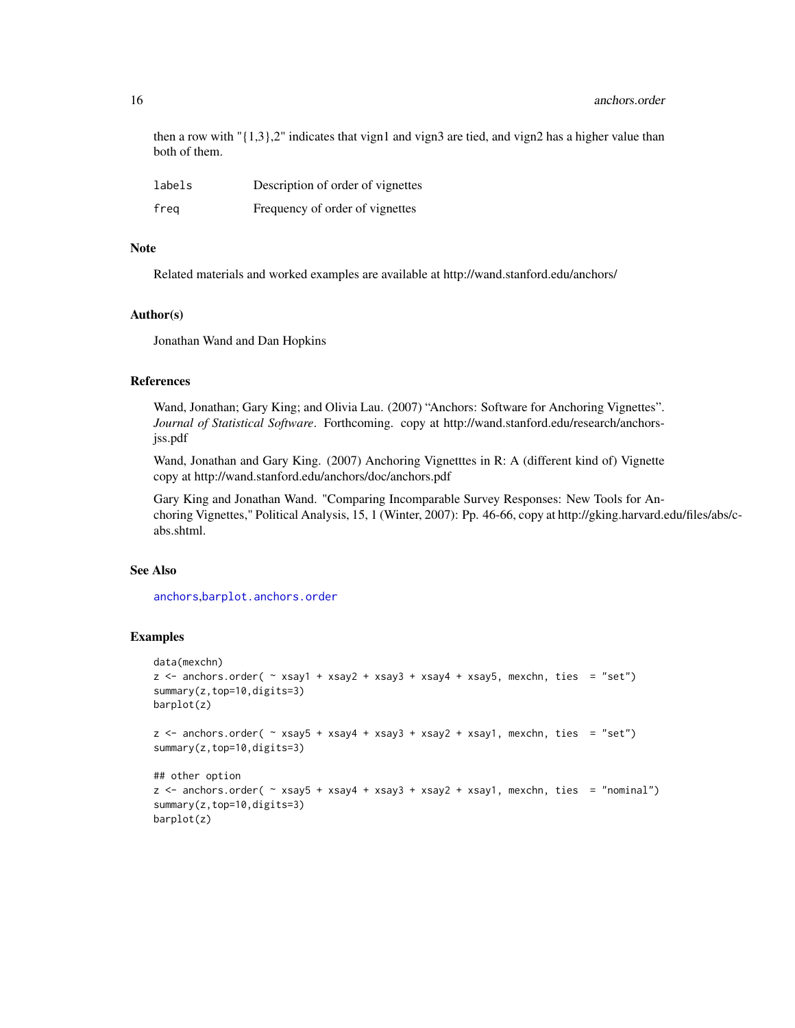then a row with "{1,3},2" indicates that vign1 and vign3 are tied, and vign2 has a higher value than both of them.

| | |
|---|---|
| `labels` | Description of order of vignettes |
| `freq` | Frequency of order of vignettes |

## Note

Related materials and worked examples are available at http://wand.stanford.edu/anchors/

## Author(s)

Jonathan Wand and Dan Hopkins

## References

Wand, Jonathan; Gary King; and Olivia Lau. (2007) “Anchors: Software for Anchoring Vignettes”. *Journal of Statistical Software*. Forthcoming. copy at http://wand.stanford.edu/research/anchors-jss.pdf

Wand, Jonathan and Gary King. (2007) Anchoring Vignetttes in R: A (different kind of) Vignette copy at http://wand.stanford.edu/anchors/doc/anchors.pdf

Gary King and Jonathan Wand. "Comparing Incomparable Survey Responses: New Tools for Anchoring Vignettes," Political Analysis, 15, 1 (Winter, 2007): Pp. 46-66, copy at http://gking.harvard.edu/files/abs/c-abs.shtml.

## See Also

`anchors`,`barplot.anchors.order`

## Examples

```
data(mexchn)
z <- anchors.order( ~ xsay1 + xsay2 + xsay3 + xsay4 + xsay5, mexchn, ties  = "set")
summary(z,top=10,digits=3)
barplot(z)

z <- anchors.order( ~ xsay5 + xsay4 + xsay3 + xsay2 + xsay1, mexchn, ties  = "set")
summary(z,top=10,digits=3)

## other option
z <- anchors.order( ~ xsay5 + xsay4 + xsay3 + xsay2 + xsay1, mexchn, ties  = "nominal")
summary(z,top=10,digits=3)
barplot(z)
```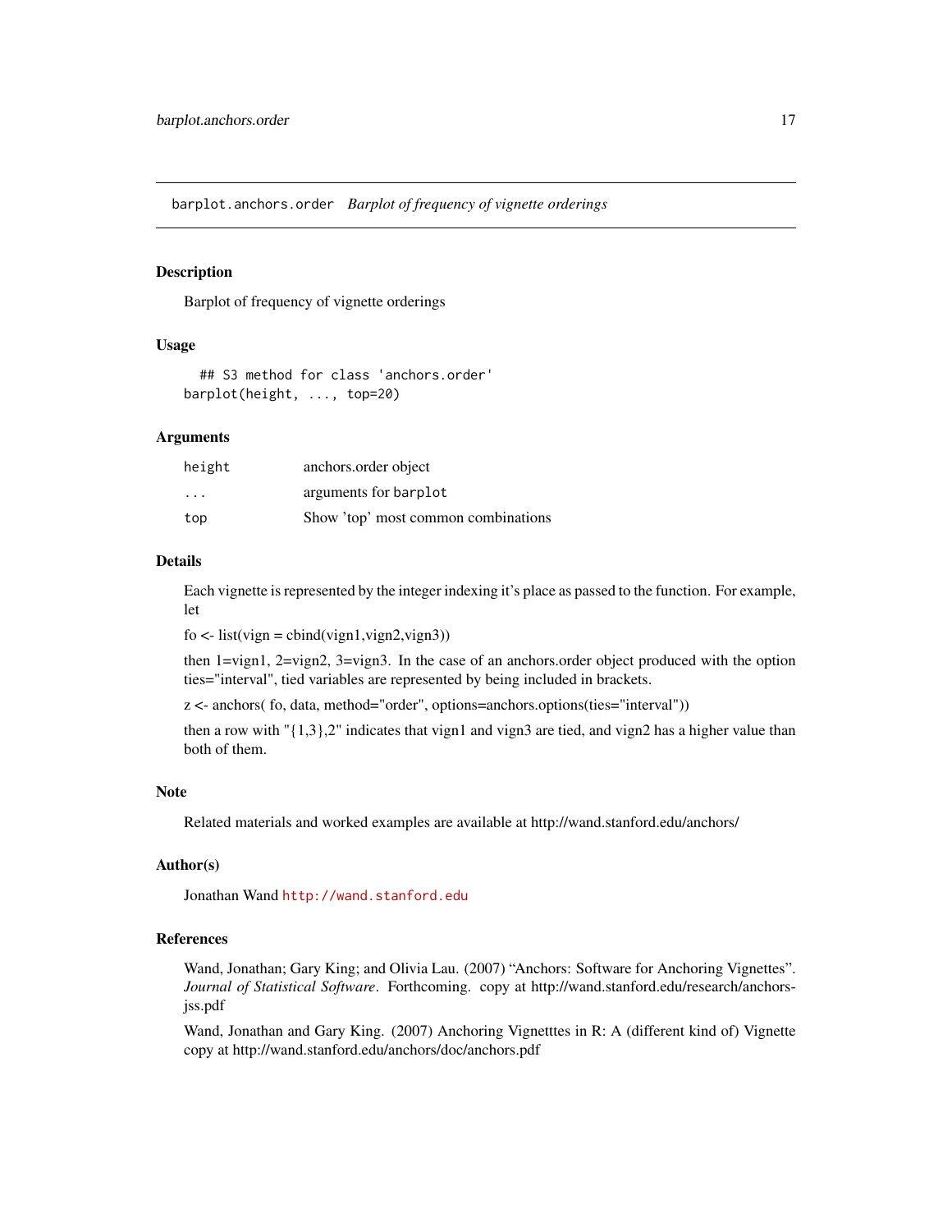## barplot.anchors.order *Barplot of frequency of vignette orderings*

### Description

Barplot of frequency of vignette orderings

### Usage

```
## S3 method for class 'anchors.order'
barplot(height, ..., top=20)
```

### Arguments

| | |
|---|---|
| `height` | anchors.order object |
| `...` | arguments for `barplot` |
| `top` | Show 'top' most common combinations |

### Details

Each vignette is represented by the integer indexing it's place as passed to the function. For example, let

fo <- list(vign = cbind(vign1,vign2,vign3))

then 1=vign1, 2=vign2, 3=vign3. In the case of an anchors.order object produced with the option ties="interval", tied variables are represented by being included in brackets.

z <- anchors( fo, data, method="order", options=anchors.options(ties="interval"))

then a row with "{1,3},2" indicates that vign1 and vign3 are tied, and vign2 has a higher value than both of them.

### Note

Related materials and worked examples are available at http://wand.stanford.edu/anchors/

### Author(s)

Jonathan Wand http://wand.stanford.edu

### References

Wand, Jonathan; Gary King; and Olivia Lau. (2007) "Anchors: Software for Anchoring Vignettes". *Journal of Statistical Software*. Forthcoming. copy at http://wand.stanford.edu/research/anchors-jss.pdf

Wand, Jonathan and Gary King. (2007) Anchoring Vignetttes in R: A (different kind of) Vignette copy at http://wand.stanford.edu/anchors/doc/anchors.pdf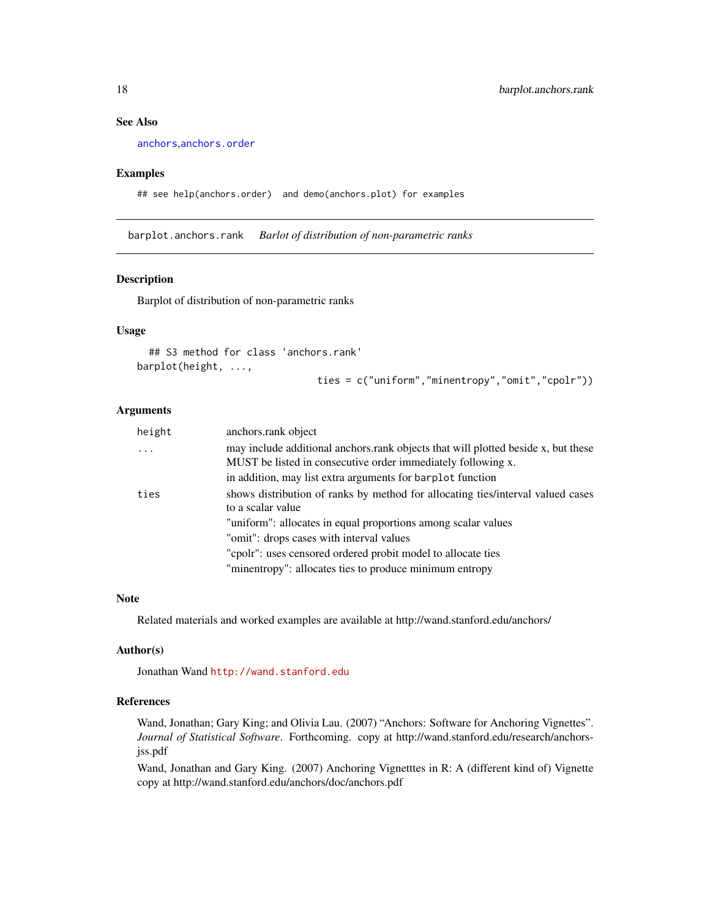### See Also

anchors, anchors.order

### Examples

```
## see help(anchors.order)  and demo(anchors.plot) for examples
```

---

## barplot.anchors.rank    *Barlot of distribution of non-parametric ranks*

---

### Description

Barplot of distribution of non-parametric ranks

### Usage

```
  ## S3 method for class 'anchors.rank'
barplot(height, ...,
                                ties = c("uniform","minentropy","omit","cpolr"))
```

### Arguments

| | |
|---|---|
| height | anchors.rank object |
| ... | may include additional anchors.rank objects that will plotted beside x, but these MUST be listed in consecutive order immediately following x.<br>in addition, may list extra arguments for barplot function |
| ties | shows distribution of ranks by method for allocating ties/interval valued cases to a scalar value<br>"uniform": allocates in equal proportions among scalar values<br>"omit": drops cases with interval values<br>"cpolr": uses censored ordered probit model to allocate ties<br>"minentropy": allocates ties to produce minimum entropy |

### Note

Related materials and worked examples are available at http://wand.stanford.edu/anchors/

### Author(s)

Jonathan Wand http://wand.stanford.edu

### References

Wand, Jonathan; Gary King; and Olivia Lau. (2007) "Anchors: Software for Anchoring Vignettes". *Journal of Statistical Software*. Forthcoming. copy at http://wand.stanford.edu/research/anchors-jss.pdf

Wand, Jonathan and Gary King. (2007) Anchoring Vignetttes in R: A (different kind of) Vignette copy at http://wand.stanford.edu/anchors/doc/anchors.pdf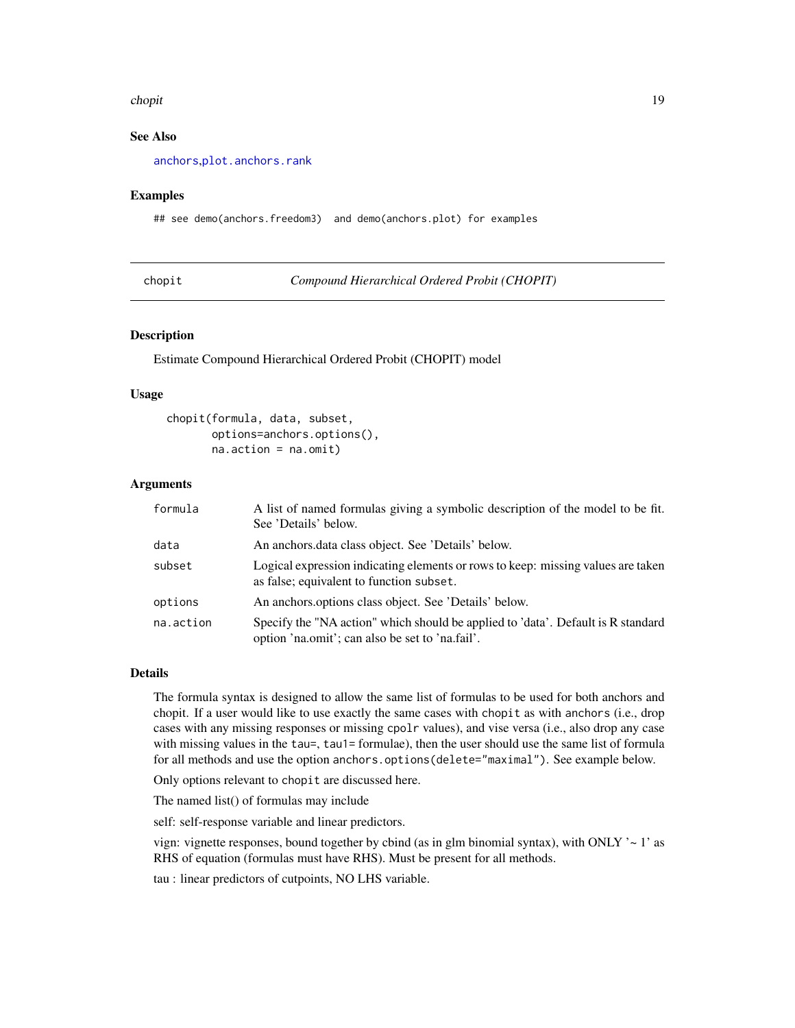### See Also

anchors, plot.anchors.rank

### Examples

```
## see demo(anchors.freedom3)  and demo(anchors.plot) for examples
```

---

## chopit — *Compound Hierarchical Ordered Probit (CHOPIT)*

### Description

Estimate Compound Hierarchical Ordered Probit (CHOPIT) model

### Usage

```
chopit(formula, data, subset,
       options=anchors.options(),
       na.action = na.omit)
```

### Arguments

| | |
|---|---|
| formula | A list of named formulas giving a symbolic description of the model to be fit. See 'Details' below. |
| data | An anchors.data class object. See 'Details' below. |
| subset | Logical expression indicating elements or rows to keep: missing values are taken as false; equivalent to function `subset`. |
| options | An anchors.options class object. See 'Details' below. |
| na.action | Specify the "NA action" which should be applied to 'data'. Default is R standard option 'na.omit'; can also be set to 'na.fail'. |

### Details

The formula syntax is designed to allow the same list of formulas to be used for both anchors and chopit. If a user would like to use exactly the same cases with `chopit` as with `anchors` (i.e., drop cases with any missing responses or missing `cpolr` values), and vise versa (i.e., also drop any case with missing values in the `tau=`, `tau1=` formulae), then the user should use the same list of formula for all methods and use the option `anchors.options(delete="maximal")`. See example below.

Only options relevant to `chopit` are discussed here.

The named list() of formulas may include

self: self-response variable and linear predictors.

vign: vignette responses, bound together by cbind (as in glm binomial syntax), with ONLY '~ 1' as RHS of equation (formulas must have RHS). Must be present for all methods.

tau : linear predictors of cutpoints, NO LHS variable.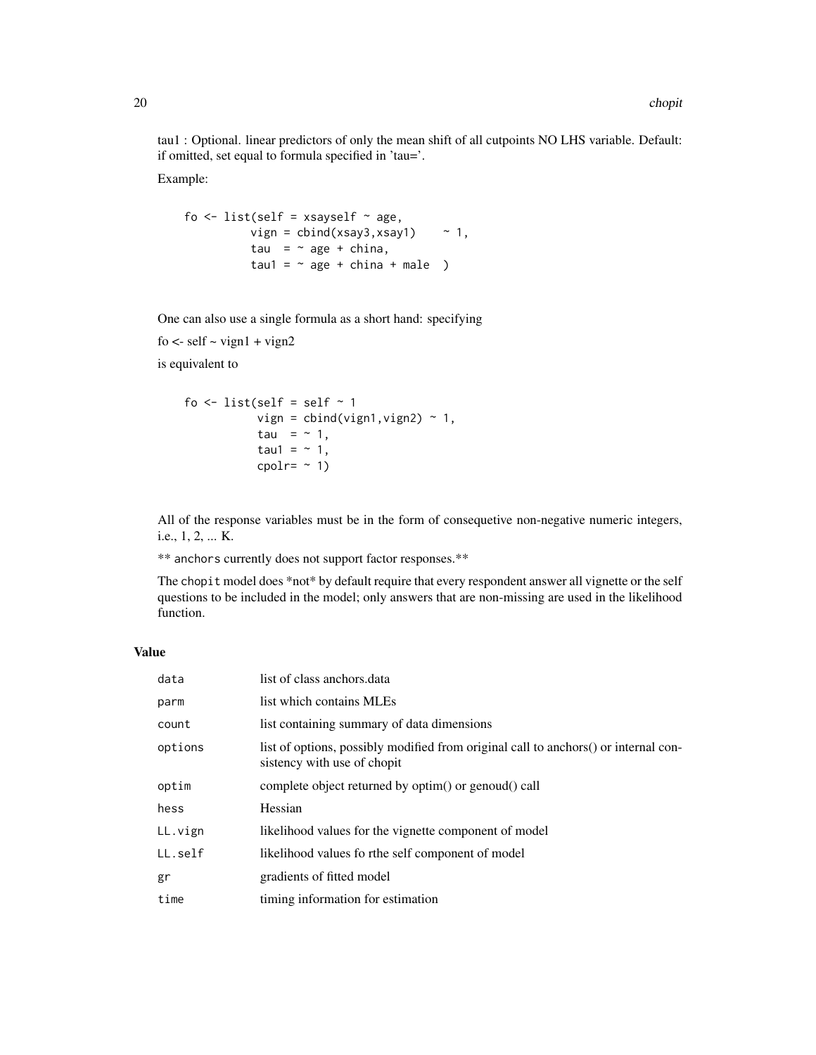tau1 : Optional. linear predictors of only the mean shift of all cutpoints NO LHS variable. Default: if omitted, set equal to formula specified in 'tau='.

Example:

```
fo <- list(self = xsayself ~ age,
           vign = cbind(xsay3,xsay1)    ~ 1,
           tau  = ~ age + china,
           tau1 = ~ age + china + male  )
```

One can also use a single formula as a short hand: specifying

fo <- self ~ vign1 + vign2

is equivalent to

```
fo <- list(self = self ~ 1
            vign = cbind(vign1,vign2) ~ 1,
            tau  = ~ 1,
            tau1 = ~ 1,
            cpolr= ~ 1)
```

All of the response variables must be in the form of consequetive non-negative numeric integers, i.e., 1, 2, ... K.

** anchors currently does not support factor responses.**

The chopit model does *not* by default require that every respondent answer all vignette or the self questions to be included in the model; only answers that are non-missing are used in the likelihood function.

## Value

| | |
|---|---|
| data | list of class anchors.data |
| parm | list which contains MLEs |
| count | list containing summary of data dimensions |
| options | list of options, possibly modified from original call to anchors() or internal consistency with use of chopit |
| optim | complete object returned by optim() or genoud() call |
| hess | Hessian |
| LL.vign | likelihood values for the vignette component of model |
| LL.self | likelihood values fo rthe self component of model |
| gr | gradients of fitted model |
| time | timing information for estimation |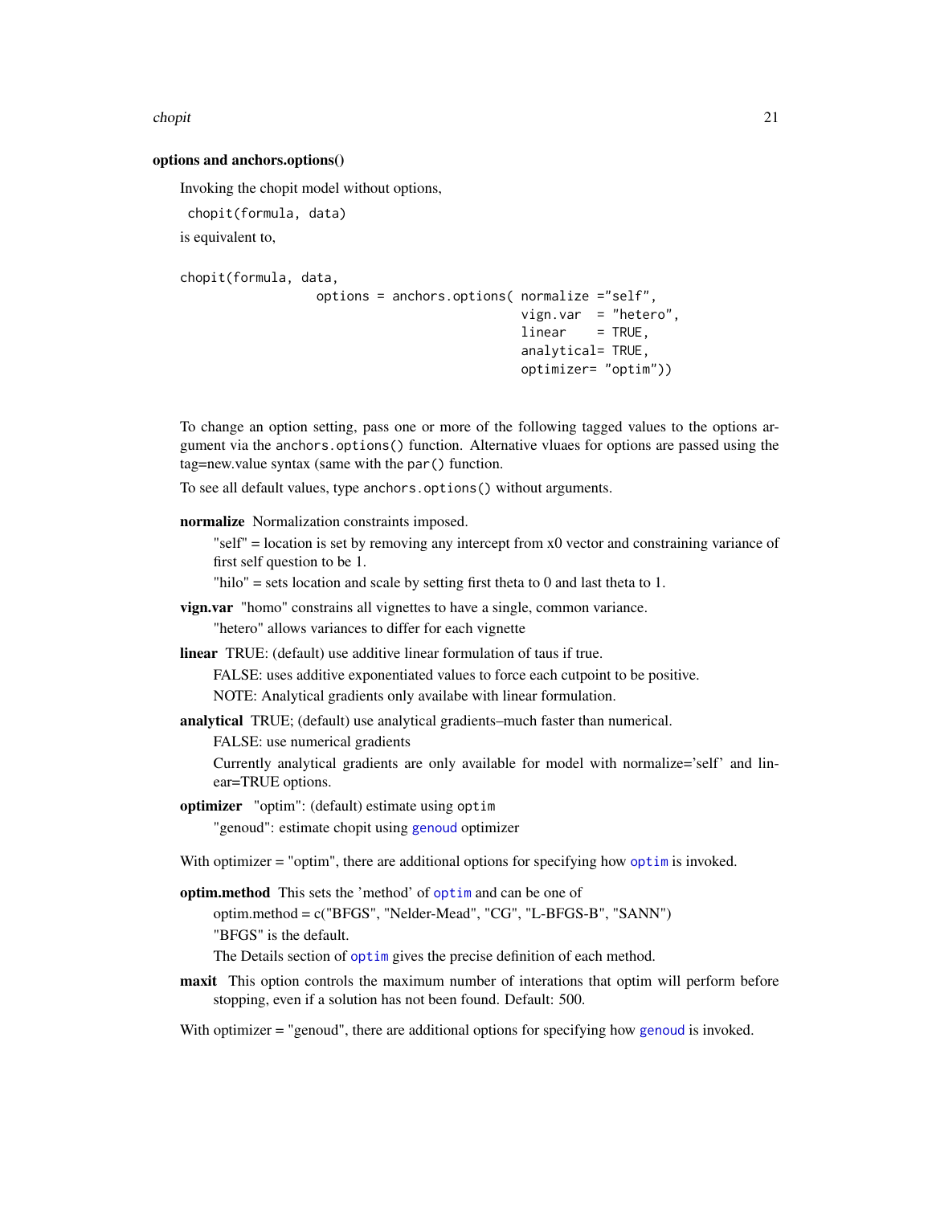### options and anchors.options()

Invoking the chopit model without options,

```
chopit(formula, data)
```

is equivalent to,

```
chopit(formula, data,
                 options = anchors.options( normalize ="self",
                                            vign.var  = "hetero",
                                            linear    = TRUE,
                                            analytical= TRUE,
                                            optimizer= "optim"))
```

To change an option setting, pass one or more of the following tagged values to the options argument via the `anchors.options()` function. Alternative vluaes for options are passed using the tag=new.value syntax (same with the `par()` function.

To see all default values, type `anchors.options()` without arguments.

**normalize** Normalization constraints imposed.

"self" = location is set by removing any intercept from x0 vector and constraining variance of first self question to be 1.

"hilo" = sets location and scale by setting first theta to 0 and last theta to 1.

**vign.var** "homo" constrains all vignettes to have a single, common variance.

"hetero" allows variances to differ for each vignette

**linear** TRUE: (default) use additive linear formulation of taus if true.

FALSE: uses additive exponentiated values to force each cutpoint to be positive.

NOTE: Analytical gradients only availabe with linear formulation.

**analytical** TRUE; (default) use analytical gradients–much faster than numerical.

FALSE: use numerical gradients

Currently analytical gradients are only available for model with normalize='self' and linear=TRUE options.

**optimizer** "optim": (default) estimate using `optim`

"genoud": estimate chopit using `genoud` optimizer

With optimizer = "optim", there are additional options for specifying how `optim` is invoked.

**optim.method** This sets the 'method' of `optim` and can be one of

optim.method = c("BFGS", "Nelder-Mead", "CG", "L-BFGS-B", "SANN")

"BFGS" is the default.

The Details section of `optim` gives the precise definition of each method.

**maxit** This option controls the maximum number of interations that optim will perform before stopping, even if a solution has not been found. Default: 500.

With optimizer = "genoud", there are additional options for specifying how `genoud` is invoked.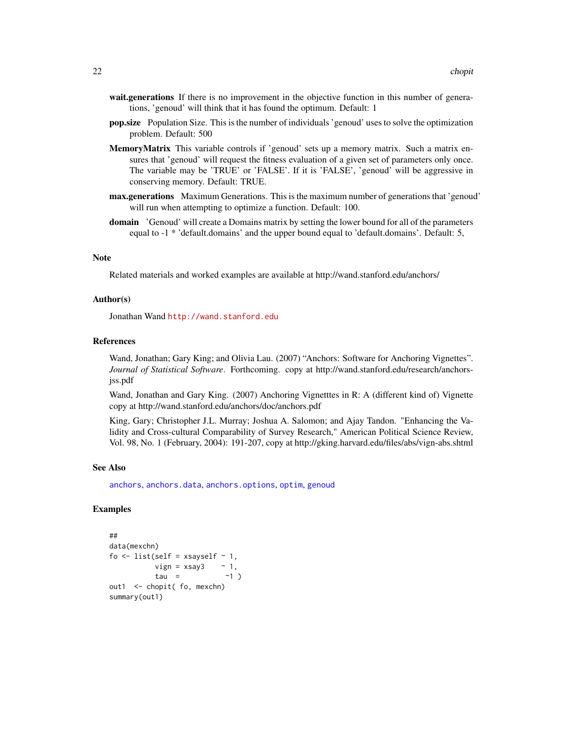**wait.generations** If there is no improvement in the objective function in this number of generations, 'genoud' will think that it has found the optimum. Default: 1

**pop.size** Population Size. This is the number of individuals 'genoud' uses to solve the optimization problem. Default: 500

**MemoryMatrix** This variable controls if 'genoud' sets up a memory matrix. Such a matrix ensures that 'genoud' will request the fitness evaluation of a given set of parameters only once. The variable may be 'TRUE' or 'FALSE'. If it is 'FALSE', 'genoud' will be aggressive in conserving memory. Default: TRUE.

**max.generations** Maximum Generations. This is the maximum number of generations that 'genoud' will run when attempting to optimize a function. Default: 100.

**domain** 'Genoud' will create a Domains matrix by setting the lower bound for all of the parameters equal to -1 * 'default.domains' and the upper bound equal to 'default.domains'. Default: 5,

### Note

Related materials and worked examples are available at http://wand.stanford.edu/anchors/

### Author(s)

Jonathan Wand http://wand.stanford.edu

### References

Wand, Jonathan; Gary King; and Olivia Lau. (2007) "Anchors: Software for Anchoring Vignettes". *Journal of Statistical Software*. Forthcoming. copy at http://wand.stanford.edu/research/anchors-jss.pdf

Wand, Jonathan and Gary King. (2007) Anchoring Vignetttes in R: A (different kind of) Vignette copy at http://wand.stanford.edu/anchors/doc/anchors.pdf

King, Gary; Christopher J.L. Murray; Joshua A. Salomon; and Ajay Tandon. "Enhancing the Validity and Cross-cultural Comparability of Survey Research," American Political Science Review, Vol. 98, No. 1 (February, 2004): 191-207, copy at http://gking.harvard.edu/files/abs/vign-abs.shtml

### See Also

anchors, anchors.data, anchors.options, optim, genoud

### Examples

```
##
data(mexchn)
fo <- list(self = xsayself ~ 1,
           vign = xsay3    ~ 1,
           tau  =           ~1 )
out1  <- chopit( fo, mexchn)
summary(out1)
```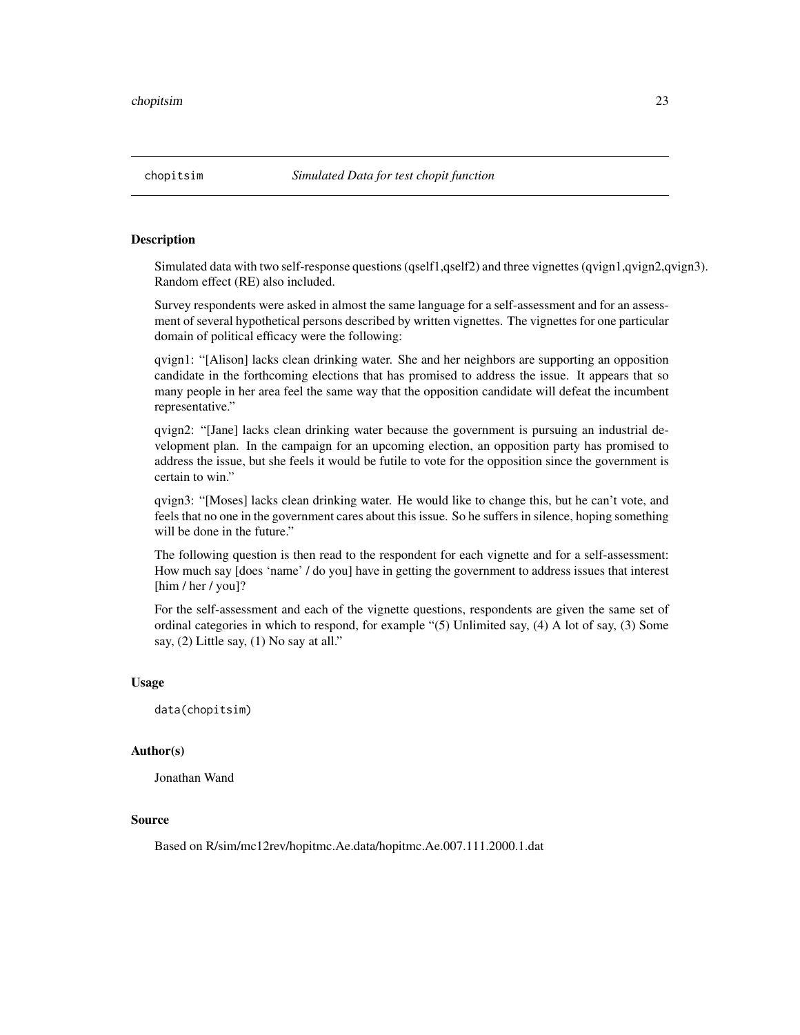chopitsim    *Simulated Data for test chopit function*

## Description

Simulated data with two self-response questions (qself1,qself2) and three vignettes (qvign1,qvign2,qvign3). Random effect (RE) also included.

Survey respondents were asked in almost the same language for a self-assessment and for an assessment of several hypothetical persons described by written vignettes. The vignettes for one particular domain of political efficacy were the following:

qvign1: "[Alison] lacks clean drinking water. She and her neighbors are supporting an opposition candidate in the forthcoming elections that has promised to address the issue. It appears that so many people in her area feel the same way that the opposition candidate will defeat the incumbent representative."

qvign2: "[Jane] lacks clean drinking water because the government is pursuing an industrial development plan. In the campaign for an upcoming election, an opposition party has promised to address the issue, but she feels it would be futile to vote for the opposition since the government is certain to win."

qvign3: "[Moses] lacks clean drinking water. He would like to change this, but he can't vote, and feels that no one in the government cares about this issue. So he suffers in silence, hoping something will be done in the future."

The following question is then read to the respondent for each vignette and for a self-assessment: How much say [does 'name' / do you] have in getting the government to address issues that interest [him / her / you]?

For the self-assessment and each of the vignette questions, respondents are given the same set of ordinal categories in which to respond, for example "(5) Unlimited say, (4) A lot of say, (3) Some say, (2) Little say, (1) No say at all."

## Usage

```
data(chopitsim)
```

## Author(s)

Jonathan Wand

## Source

Based on R/sim/mc12rev/hopitmc.Ae.data/hopitmc.Ae.007.111.2000.1.dat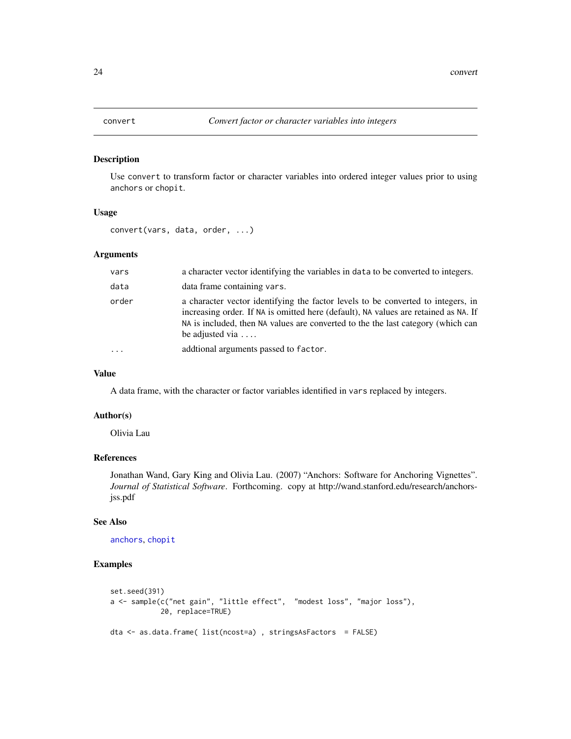# convert — *Convert factor or character variables into integers*

## Description

Use `convert` to transform factor or character variables into ordered integer values prior to using `anchors` or `chopit`.

## Usage

```
convert(vars, data, order, ...)
```

## Arguments

| | |
|---|---|
| `vars` | a character vector identifying the variables in `data` to be converted to integers. |
| `data` | data frame containing `vars`. |
| `order` | a character vector identifying the factor levels to be converted to integers, in increasing order. If `NA` is omitted here (default), `NA` values are retained as `NA`. If `NA` is included, then `NA` values are converted to the the last category (which can be adjusted via `...`. |
| `...` | addtional arguments passed to `factor`. |

## Value

A data frame, with the character or factor variables identified in `vars` replaced by integers.

## Author(s)

Olivia Lau

## References

Jonathan Wand, Gary King and Olivia Lau. (2007) "Anchors: Software for Anchoring Vignettes". *Journal of Statistical Software*. Forthcoming. copy at http://wand.stanford.edu/research/anchors-jss.pdf

## See Also

`anchors`, `chopit`

## Examples

```
set.seed(391)
a <- sample(c("net gain", "little effect",  "modest loss", "major loss"),
            20, replace=TRUE)

dta <- as.data.frame( list(ncost=a) , stringsAsFactors  = FALSE)
```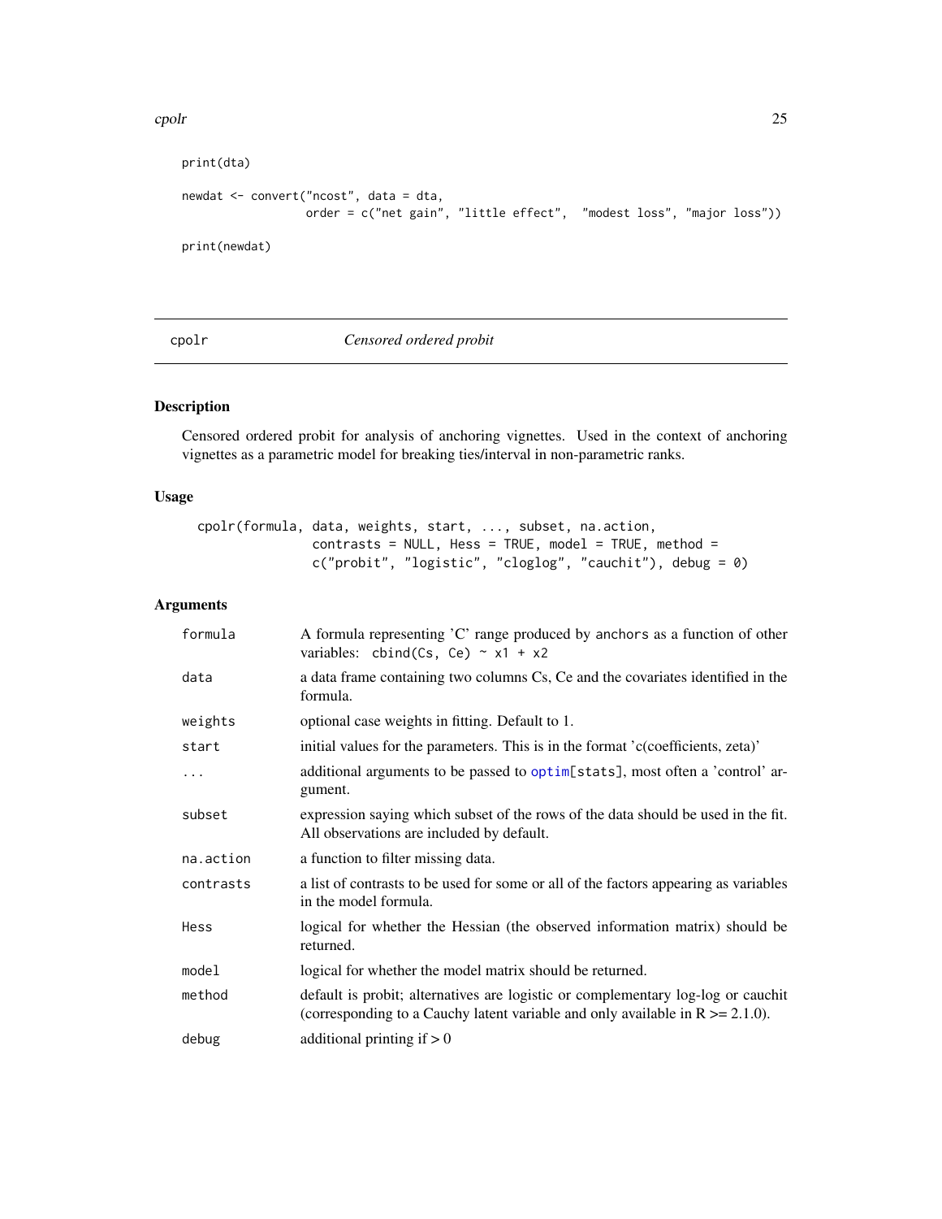```
print(dta)

newdat <- convert("ncost", data = dta,
                  order = c("net gain", "little effect",  "modest loss", "major loss"))

print(newdat)
```

---

## cpolr *Censored ordered probit*

---

### Description

Censored ordered probit for analysis of anchoring vignettes. Used in the context of anchoring vignettes as a parametric model for breaking ties/interval in non-parametric ranks.

### Usage

```
cpolr(formula, data, weights, start, ..., subset, na.action,
      contrasts = NULL, Hess = TRUE, model = TRUE, method =
      c("probit", "logistic", "cloglog", "cauchit"), debug = 0)
```

### Arguments

| | |
|---|---|
| `formula` | A formula representing 'C' range produced by `anchors` as a function of other variables: `cbind(Cs, Ce) ~ x1 + x2` |
| `data` | a data frame containing two columns Cs, Ce and the covariates identified in the formula. |
| `weights` | optional case weights in fitting. Default to 1. |
| `start` | initial values for the parameters. This is in the format 'c(coefficients, zeta)' |
| `...` | additional arguments to be passed to optim[stats], most often a 'control' argument. |
| `subset` | expression saying which subset of the rows of the data should be used in the fit. All observations are included by default. |
| `na.action` | a function to filter missing data. |
| `contrasts` | a list of contrasts to be used for some or all of the factors appearing as variables in the model formula. |
| `Hess` | logical for whether the Hessian (the observed information matrix) should be returned. |
| `model` | logical for whether the model matrix should be returned. |
| `method` | default is probit; alternatives are logistic or complementary log-log or cauchit (corresponding to a Cauchy latent variable and only available in R >= 2.1.0). |
| `debug` | additional printing if > 0 |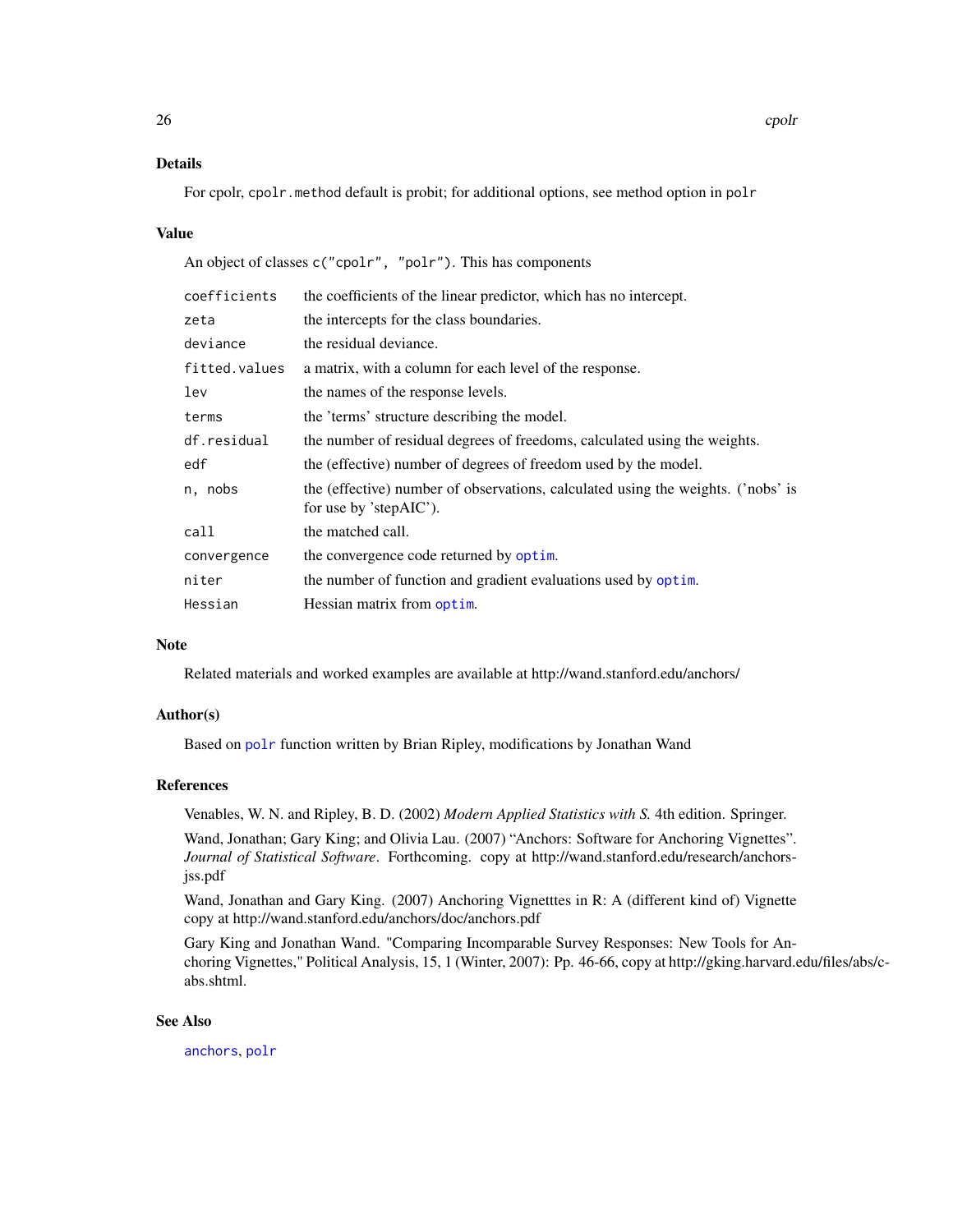### Details

For cpolr, `cpolr.method` default is probit; for additional options, see method option in `polr`

### Value

An object of classes `c("cpolr", "polr")`. This has components

| | |
|---|---|
| `coefficients` | the coefficients of the linear predictor, which has no intercept. |
| `zeta` | the intercepts for the class boundaries. |
| `deviance` | the residual deviance. |
| `fitted.values` | a matrix, with a column for each level of the response. |
| `lev` | the names of the response levels. |
| `terms` | the 'terms' structure describing the model. |
| `df.residual` | the number of residual degrees of freedoms, calculated using the weights. |
| `edf` | the (effective) number of degrees of freedom used by the model. |
| `n, nobs` | the (effective) number of observations, calculated using the weights. ('nobs' is for use by 'stepAIC'). |
| `call` | the matched call. |
| `convergence` | the convergence code returned by `optim`. |
| `niter` | the number of function and gradient evaluations used by `optim`. |
| `Hessian` | Hessian matrix from `optim`. |

### Note

Related materials and worked examples are available at http://wand.stanford.edu/anchors/

### Author(s)

Based on `polr` function written by Brian Ripley, modifications by Jonathan Wand

### References

Venables, W. N. and Ripley, B. D. (2002) *Modern Applied Statistics with S.* 4th edition. Springer.

Wand, Jonathan; Gary King; and Olivia Lau. (2007) "Anchors: Software for Anchoring Vignettes". *Journal of Statistical Software*. Forthcoming. copy at http://wand.stanford.edu/research/anchors-jss.pdf

Wand, Jonathan and Gary King. (2007) Anchoring Vignetttes in R: A (different kind of) Vignette copy at http://wand.stanford.edu/anchors/doc/anchors.pdf

Gary King and Jonathan Wand. "Comparing Incomparable Survey Responses: New Tools for Anchoring Vignettes," Political Analysis, 15, 1 (Winter, 2007): Pp. 46-66, copy at http://gking.harvard.edu/files/abs/c-abs.shtml.

### See Also

`anchors`, `polr`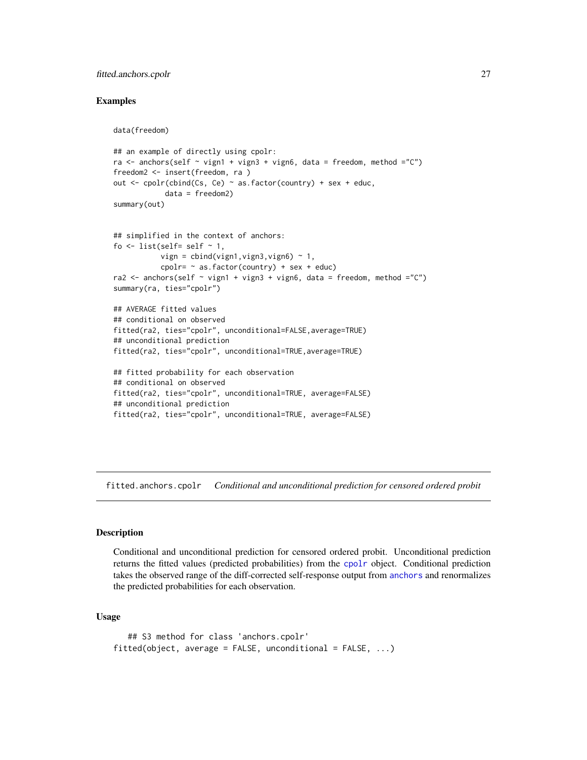### Examples

```
data(freedom)

## an example of directly using cpolr:
ra <- anchors(self ~ vign1 + vign3 + vign6, data = freedom, method ="C")
freedom2 <- insert(freedom, ra )
out <- cpolr(cbind(Cs, Ce) ~ as.factor(country) + sex + educ,
             data = freedom2)
summary(out)


## simplified in the context of anchors:
fo <- list(self= self ~ 1,
           vign = cbind(vign1,vign3,vign6) ~ 1,
           cpolr= ~ as.factor(country) + sex + educ)
ra2 <- anchors(self ~ vign1 + vign3 + vign6, data = freedom, method ="C")
summary(ra, ties="cpolr")

## AVERAGE fitted values
## conditional on observed
fitted(ra2, ties="cpolr", unconditional=FALSE,average=TRUE)
## unconditional prediction
fitted(ra2, ties="cpolr", unconditional=TRUE,average=TRUE)

## fitted probability for each observation
## conditional on observed
fitted(ra2, ties="cpolr", unconditional=TRUE, average=FALSE)
## unconditional prediction
fitted(ra2, ties="cpolr", unconditional=TRUE, average=FALSE)
```

## fitted.anchors.cpolr *Conditional and unconditional prediction for censored ordered probit*

### Description

Conditional and unconditional prediction for censored ordered probit. Unconditional prediction returns the fitted values (predicted probabilities) from the cpolr object. Conditional prediction takes the observed range of the diff-corrected self-response output from anchors and renormalizes the predicted probabilities for each observation.

### Usage

```
## S3 method for class 'anchors.cpolr'
fitted(object, average = FALSE, unconditional = FALSE, ...)
```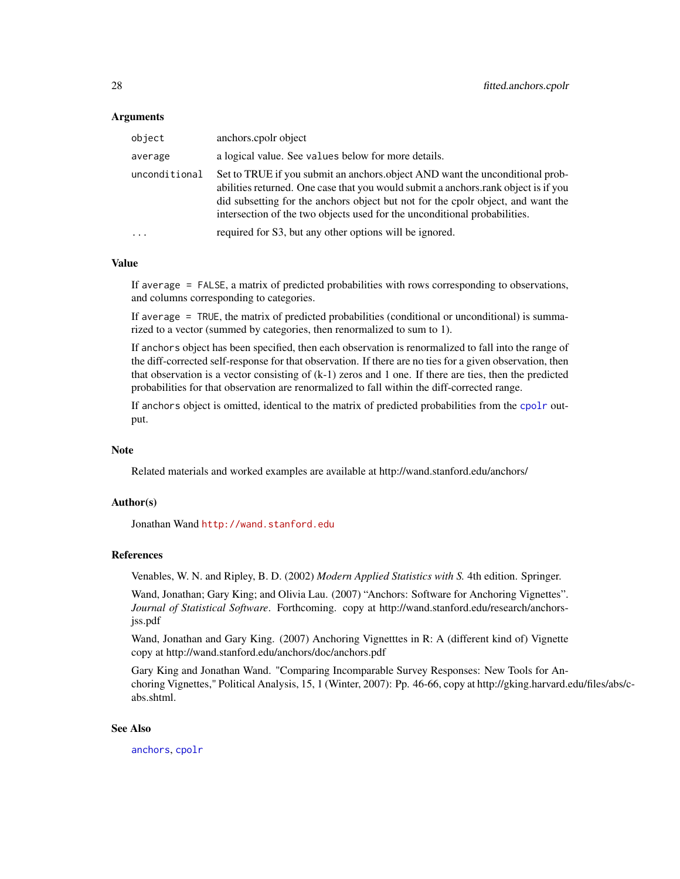### Arguments

| | |
|---|---|
| `object` | anchors.cpolr object |
| `average` | a logical value. See `values` below for more details. |
| `unconditional` | Set to TRUE if you submit an anchors.object AND want the unconditional probabilities returned. One case that you would submit a anchors.rank object is if you did subsetting for the anchors object but not for the cpolr object, and want the intersection of the two objects used for the unconditional probabilities. |
| `...` | required for S3, but any other options will be ignored. |

### Value

If `average = FALSE`, a matrix of predicted probabilities with rows corresponding to observations, and columns corresponding to categories.

If `average = TRUE`, the matrix of predicted probabilities (conditional or unconditional) is summarized to a vector (summed by categories, then renormalized to sum to 1).

If `anchors` object has been specified, then each observation is renormalized to fall into the range of the diff-corrected self-response for that observation. If there are no ties for a given observation, then that observation is a vector consisting of (k-1) zeros and 1 one. If there are ties, then the predicted probabilities for that observation are renormalized to fall within the diff-corrected range.

If `anchors` object is omitted, identical to the matrix of predicted probabilities from the `cpolr` output.

### Note

Related materials and worked examples are available at http://wand.stanford.edu/anchors/

### Author(s)

Jonathan Wand `http://wand.stanford.edu`

### References

Venables, W. N. and Ripley, B. D. (2002) *Modern Applied Statistics with S.* 4th edition. Springer.

Wand, Jonathan; Gary King; and Olivia Lau. (2007) “Anchors: Software for Anchoring Vignettes”. *Journal of Statistical Software*. Forthcoming. copy at http://wand.stanford.edu/research/anchors-jss.pdf

Wand, Jonathan and Gary King. (2007) Anchoring Vignetttes in R: A (different kind of) Vignette copy at http://wand.stanford.edu/anchors/doc/anchors.pdf

Gary King and Jonathan Wand. "Comparing Incomparable Survey Responses: New Tools for Anchoring Vignettes," Political Analysis, 15, 1 (Winter, 2007): Pp. 46-66, copy at http://gking.harvard.edu/files/abs/c-abs.shtml.

### See Also

`anchors`, `cpolr`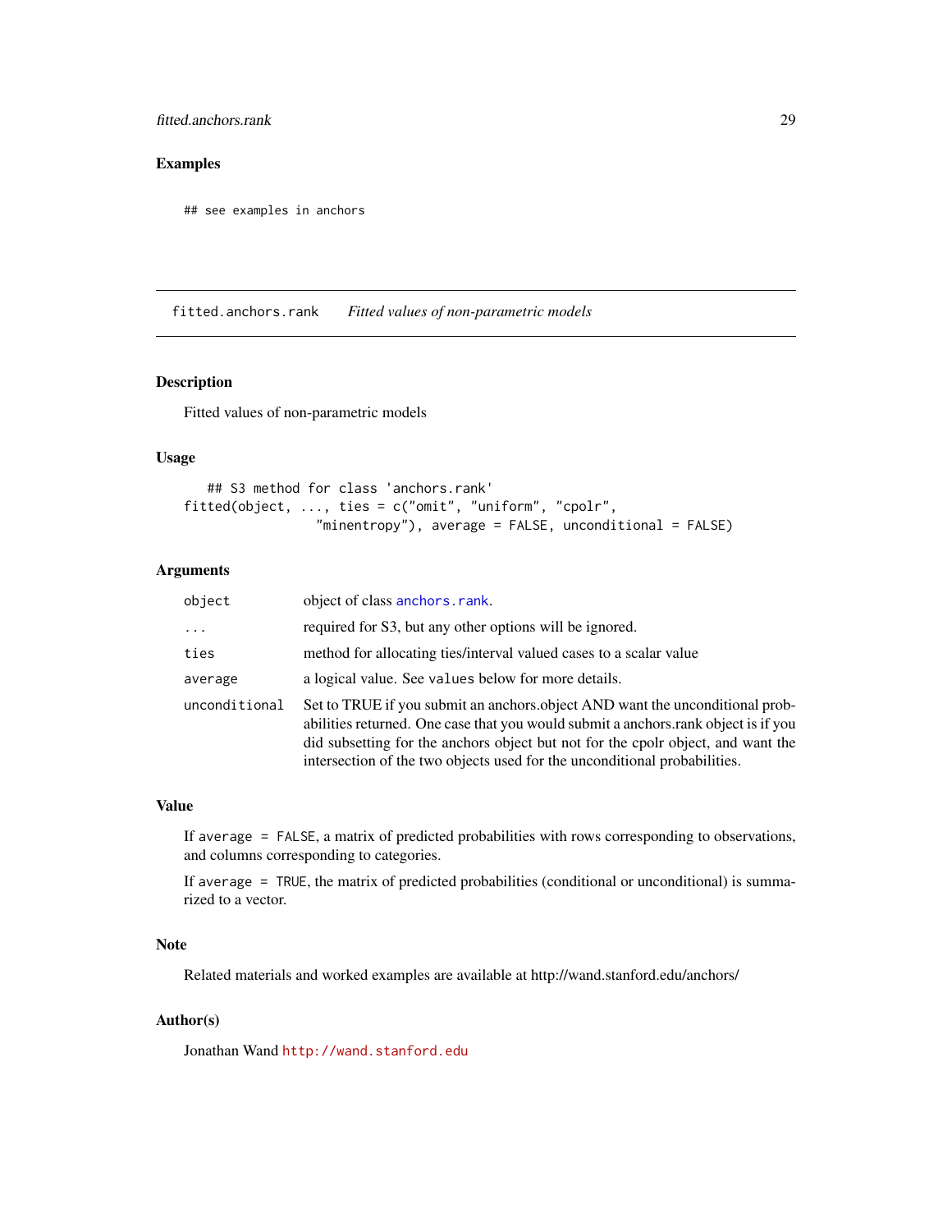## Examples

```
## see examples in anchors
```

---

## fitted.anchors.rank — *Fitted values of non-parametric models*

### Description

Fitted values of non-parametric models

### Usage

```
## S3 method for class 'anchors.rank'
fitted(object, ..., ties = c("omit", "uniform", "cpolr",
                "minentropy"), average = FALSE, unconditional = FALSE)
```

### Arguments

| | |
|---|---|
| `object` | object of class `anchors.rank`. |
| `...` | required for S3, but any other options will be ignored. |
| `ties` | method for allocating ties/interval valued cases to a scalar value |
| `average` | a logical value. See `values` below for more details. |
| `unconditional` | Set to TRUE if you submit an anchors.object AND want the unconditional probabilities returned. One case that you would submit a anchors.rank object is if you did subsetting for the anchors object but not for the cpolr object, and want the intersection of the two objects used for the unconditional probabilities. |

### Value

If `average = FALSE`, a matrix of predicted probabilities with rows corresponding to observations, and columns corresponding to categories.

If `average = TRUE`, the matrix of predicted probabilities (conditional or unconditional) is summarized to a vector.

### Note

Related materials and worked examples are available at http://wand.stanford.edu/anchors/

### Author(s)

Jonathan Wand `http://wand.stanford.edu`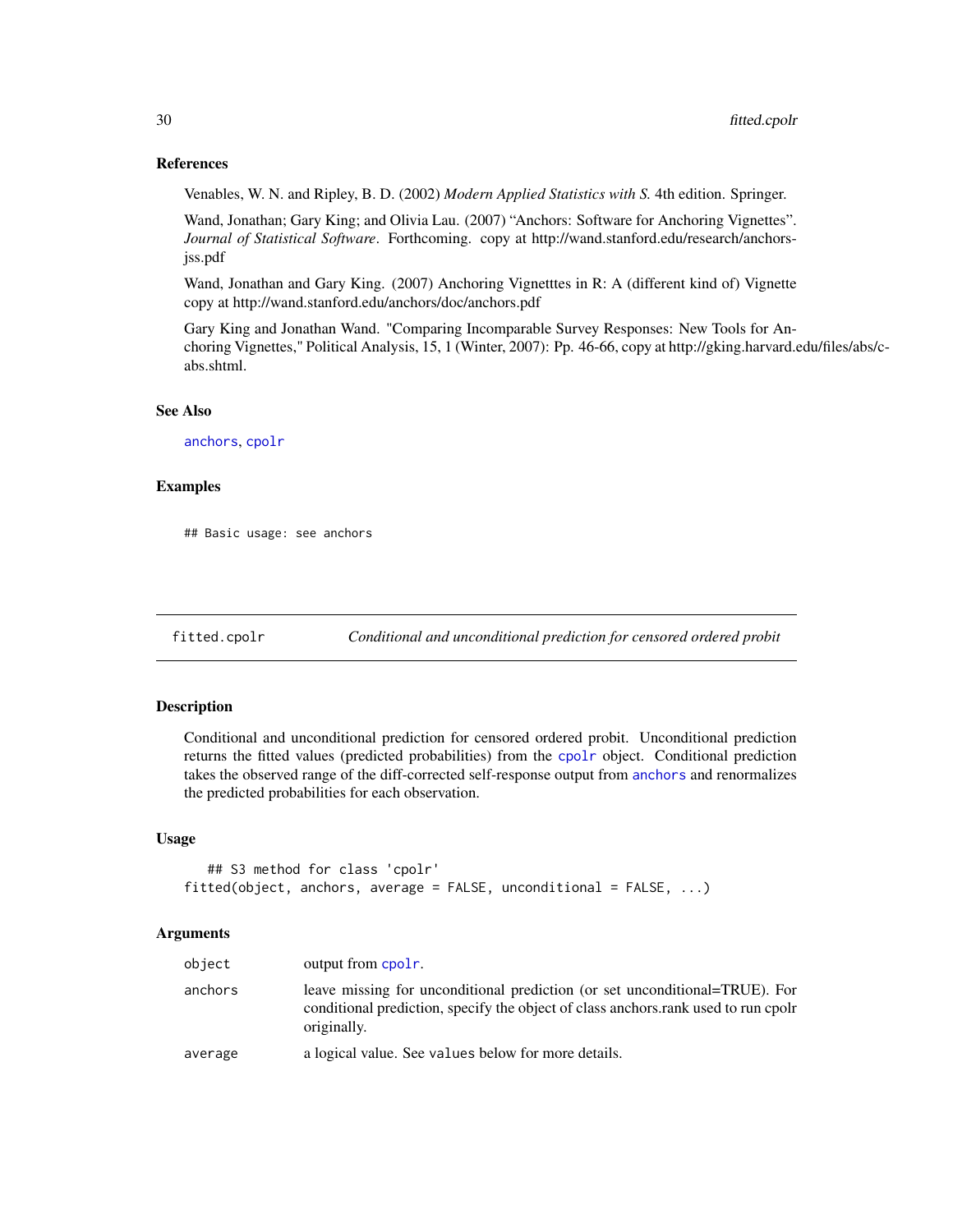### References

Venables, W. N. and Ripley, B. D. (2002) *Modern Applied Statistics with S.* 4th edition. Springer.

Wand, Jonathan; Gary King; and Olivia Lau. (2007) "Anchors: Software for Anchoring Vignettes". *Journal of Statistical Software*. Forthcoming. copy at http://wand.stanford.edu/research/anchors-jss.pdf

Wand, Jonathan and Gary King. (2007) Anchoring Vignetttes in R: A (different kind of) Vignette copy at http://wand.stanford.edu/anchors/doc/anchors.pdf

Gary King and Jonathan Wand. "Comparing Incomparable Survey Responses: New Tools for Anchoring Vignettes," Political Analysis, 15, 1 (Winter, 2007): Pp. 46-66, copy at http://gking.harvard.edu/files/abs/c-abs.shtml.

### See Also

`anchors`, `cpolr`

### Examples

```
## Basic usage: see anchors
```

---

## fitted.cpolr — *Conditional and unconditional prediction for censored ordered probit*

### Description

Conditional and unconditional prediction for censored ordered probit. Unconditional prediction returns the fitted values (predicted probabilities) from the `cpolr` object. Conditional prediction takes the observed range of the diff-corrected self-response output from `anchors` and renormalizes the predicted probabilities for each observation.

### Usage

```
## S3 method for class 'cpolr'
fitted(object, anchors, average = FALSE, unconditional = FALSE, ...)
```

### Arguments

| | |
|---|---|
| `object` | output from `cpolr`. |
| `anchors` | leave missing for unconditional prediction (or set unconditional=TRUE). For conditional prediction, specify the object of class anchors.rank used to run cpolr originally. |
| `average` | a logical value. See `values` below for more details. |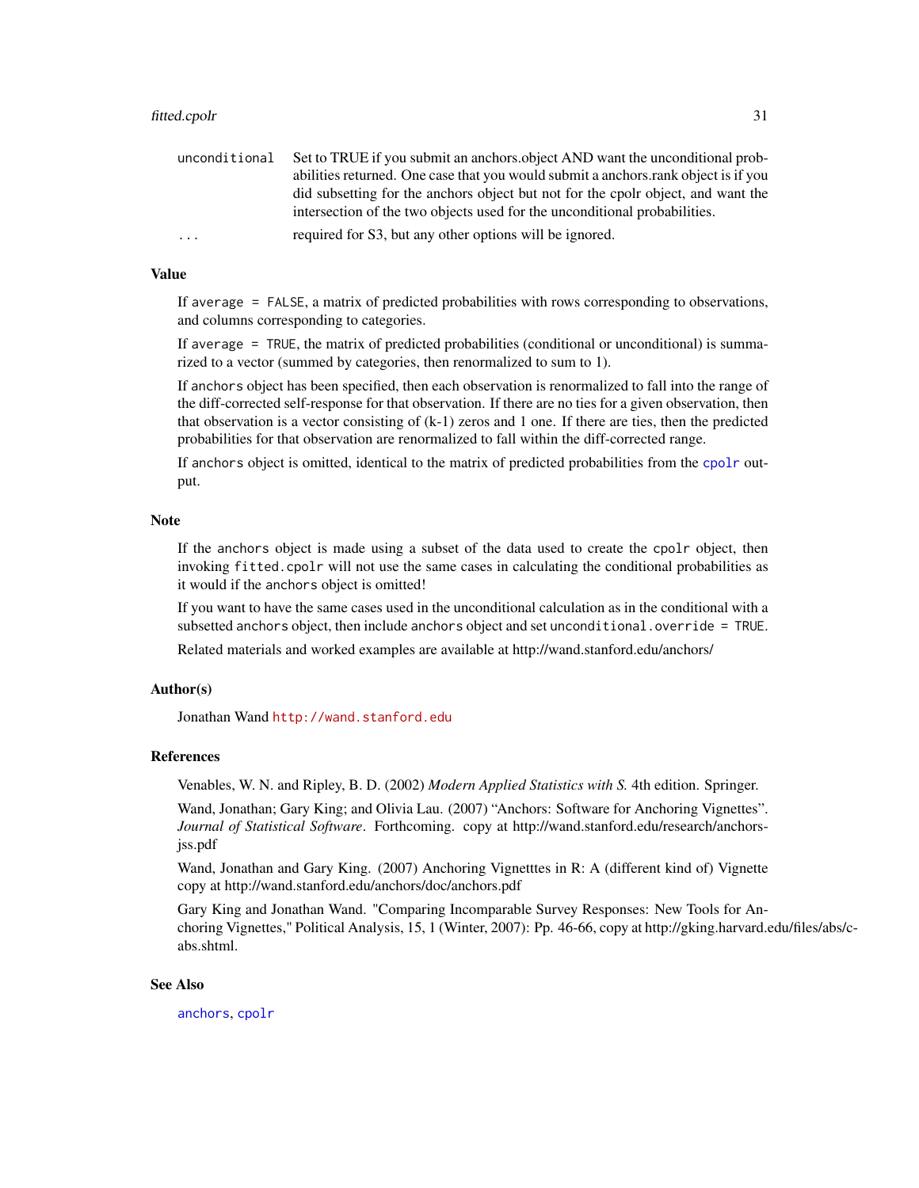| | |
|---|---|
| `unconditional` | Set to TRUE if you submit an anchors.object AND want the unconditional probabilities returned. One case that you would submit a anchors.rank object is if you did subsetting for the anchors object but not for the cpolr object, and want the intersection of the two objects used for the unconditional probabilities. |
| `...` | required for S3, but any other options will be ignored. |

### Value

If `average = FALSE`, a matrix of predicted probabilities with rows corresponding to observations, and columns corresponding to categories.

If `average = TRUE`, the matrix of predicted probabilities (conditional or unconditional) is summarized to a vector (summed by categories, then renormalized to sum to 1).

If `anchors` object has been specified, then each observation is renormalized to fall into the range of the diff-corrected self-response for that observation. If there are no ties for a given observation, then that observation is a vector consisting of (k-1) zeros and 1 one. If there are ties, then the predicted probabilities for that observation are renormalized to fall within the diff-corrected range.

If `anchors` object is omitted, identical to the matrix of predicted probabilities from the `cpolr` output.

### Note

If the `anchors` object is made using a subset of the data used to create the `cpolr` object, then invoking `fitted.cpolr` will not use the same cases in calculating the conditional probabilities as it would if the `anchors` object is omitted!

If you want to have the same cases used in the unconditional calculation as in the conditional with a subsetted `anchors` object, then include `anchors` object and set `unconditional.override = TRUE`.

Related materials and worked examples are available at http://wand.stanford.edu/anchors/

### Author(s)

Jonathan Wand `http://wand.stanford.edu`

### References

Venables, W. N. and Ripley, B. D. (2002) *Modern Applied Statistics with S.* 4th edition. Springer.

Wand, Jonathan; Gary King; and Olivia Lau. (2007) "Anchors: Software for Anchoring Vignettes". *Journal of Statistical Software*. Forthcoming. copy at http://wand.stanford.edu/research/anchors-jss.pdf

Wand, Jonathan and Gary King. (2007) Anchoring Vignetttes in R: A (different kind of) Vignette copy at http://wand.stanford.edu/anchors/doc/anchors.pdf

Gary King and Jonathan Wand. "Comparing Incomparable Survey Responses: New Tools for Anchoring Vignettes," Political Analysis, 15, 1 (Winter, 2007): Pp. 46-66, copy at http://gking.harvard.edu/files/abs/c-abs.shtml.

### See Also

`anchors`, `cpolr`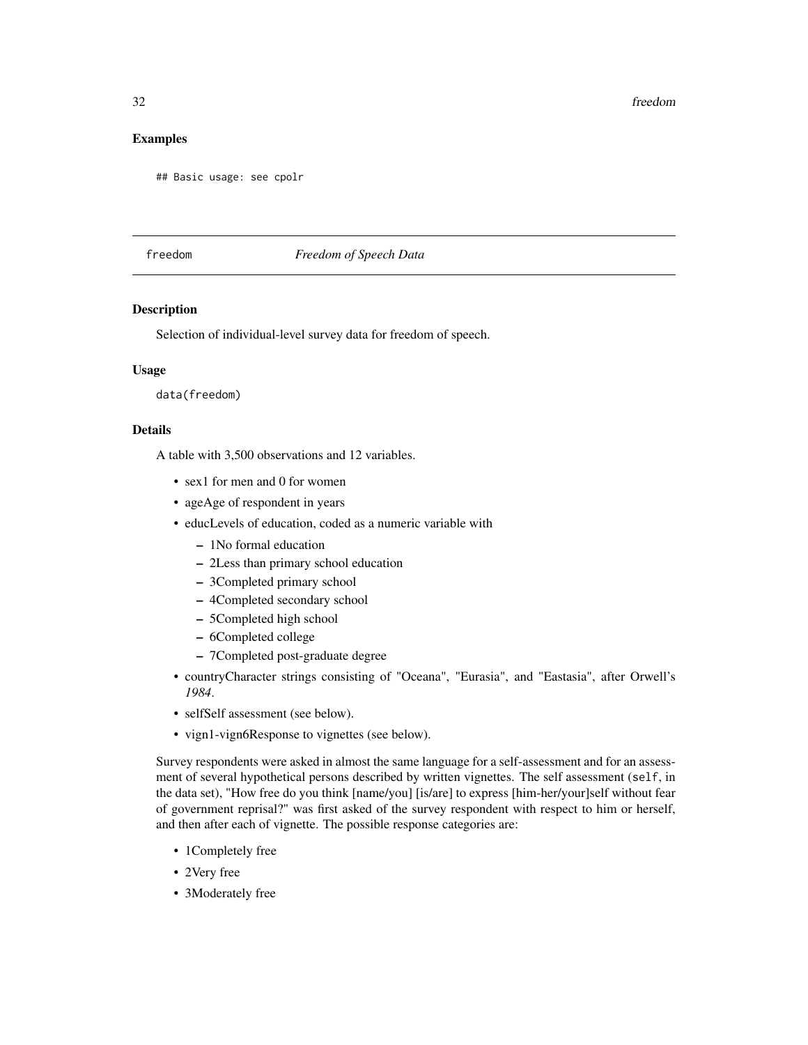## Examples

```
## Basic usage: see cpolr
```

---

freedom *Freedom of Speech Data*

---

### Description

Selection of individual-level survey data for freedom of speech.

### Usage

```
data(freedom)
```

### Details

A table with 3,500 observations and 12 variables.

- sex1 for men and 0 for women
- ageAge of respondent in years
- educLevels of education, coded as a numeric variable with
  - 1No formal education
  - 2Less than primary school education
  - 3Completed primary school
  - 4Completed secondary school
  - 5Completed high school
  - 6Completed college
  - 7Completed post-graduate degree
- countryCharacter strings consisting of "Oceana", "Eurasia", and "Eastasia", after Orwell's *1984*.
- selfSelf assessment (see below).
- vign1-vign6Response to vignettes (see below).

Survey respondents were asked in almost the same language for a self-assessment and for an assessment of several hypothetical persons described by written vignettes. The self assessment (`self`, in the data set), "How free do you think [name/you] [is/are] to express [him-her/your]self without fear of government reprisal?" was first asked of the survey respondent with respect to him or herself, and then after each of vignette. The possible response categories are:

- 1Completely free
- 2Very free
- 3Moderately free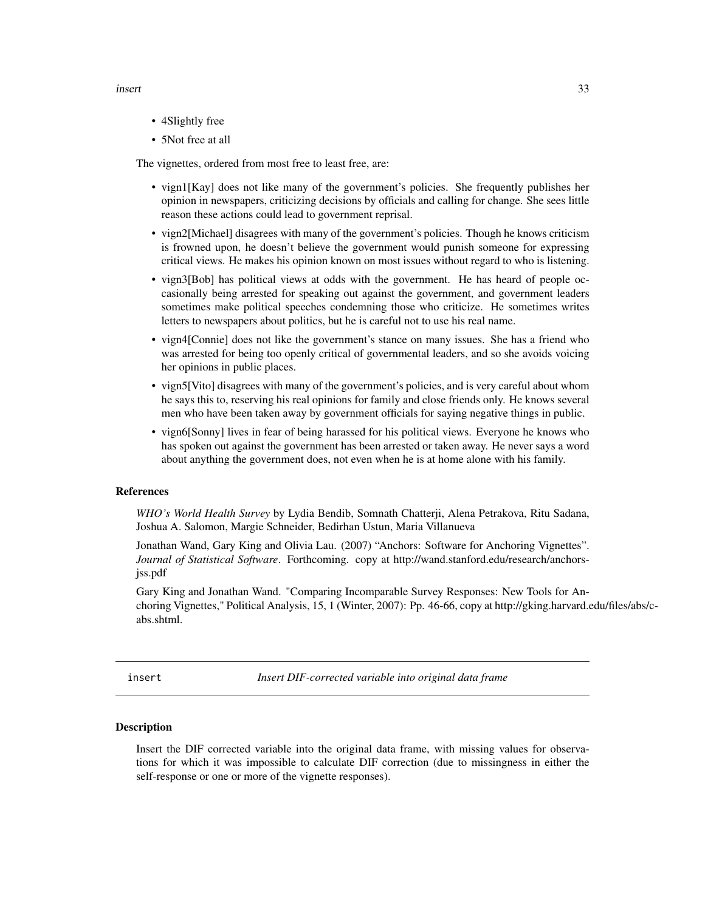- 4Slightly free
- 5Not free at all

The vignettes, ordered from most free to least free, are:

- vign1[Kay] does not like many of the government's policies. She frequently publishes her opinion in newspapers, criticizing decisions by officials and calling for change. She sees little reason these actions could lead to government reprisal.
- vign2[Michael] disagrees with many of the government's policies. Though he knows criticism is frowned upon, he doesn't believe the government would punish someone for expressing critical views. He makes his opinion known on most issues without regard to who is listening.
- vign3[Bob] has political views at odds with the government. He has heard of people occasionally being arrested for speaking out against the government, and government leaders sometimes make political speeches condemning those who criticize. He sometimes writes letters to newspapers about politics, but he is careful not to use his real name.
- vign4[Connie] does not like the government's stance on many issues. She has a friend who was arrested for being too openly critical of governmental leaders, and so she avoids voicing her opinions in public places.
- vign5[Vito] disagrees with many of the government's policies, and is very careful about whom he says this to, reserving his real opinions for family and close friends only. He knows several men who have been taken away by government officials for saying negative things in public.
- vign6[Sonny] lives in fear of being harassed for his political views. Everyone he knows who has spoken out against the government has been arrested or taken away. He never says a word about anything the government does, not even when he is at home alone with his family.

### References

*WHO's World Health Survey* by Lydia Bendib, Somnath Chatterji, Alena Petrakova, Ritu Sadana, Joshua A. Salomon, Margie Schneider, Bedirhan Ustun, Maria Villanueva

Jonathan Wand, Gary King and Olivia Lau. (2007) "Anchors: Software for Anchoring Vignettes". *Journal of Statistical Software*. Forthcoming. copy at http://wand.stanford.edu/research/anchors-jss.pdf

Gary King and Jonathan Wand. "Comparing Incomparable Survey Responses: New Tools for Anchoring Vignettes," Political Analysis, 15, 1 (Winter, 2007): Pp. 46-66, copy at http://gking.harvard.edu/files/abs/c-abs.shtml.

---

## insert — *Insert DIF-corrected variable into original data frame*

### Description

Insert the DIF corrected variable into the original data frame, with missing values for observations for which it was impossible to calculate DIF correction (due to missingness in either the self-response or one or more of the vignette responses).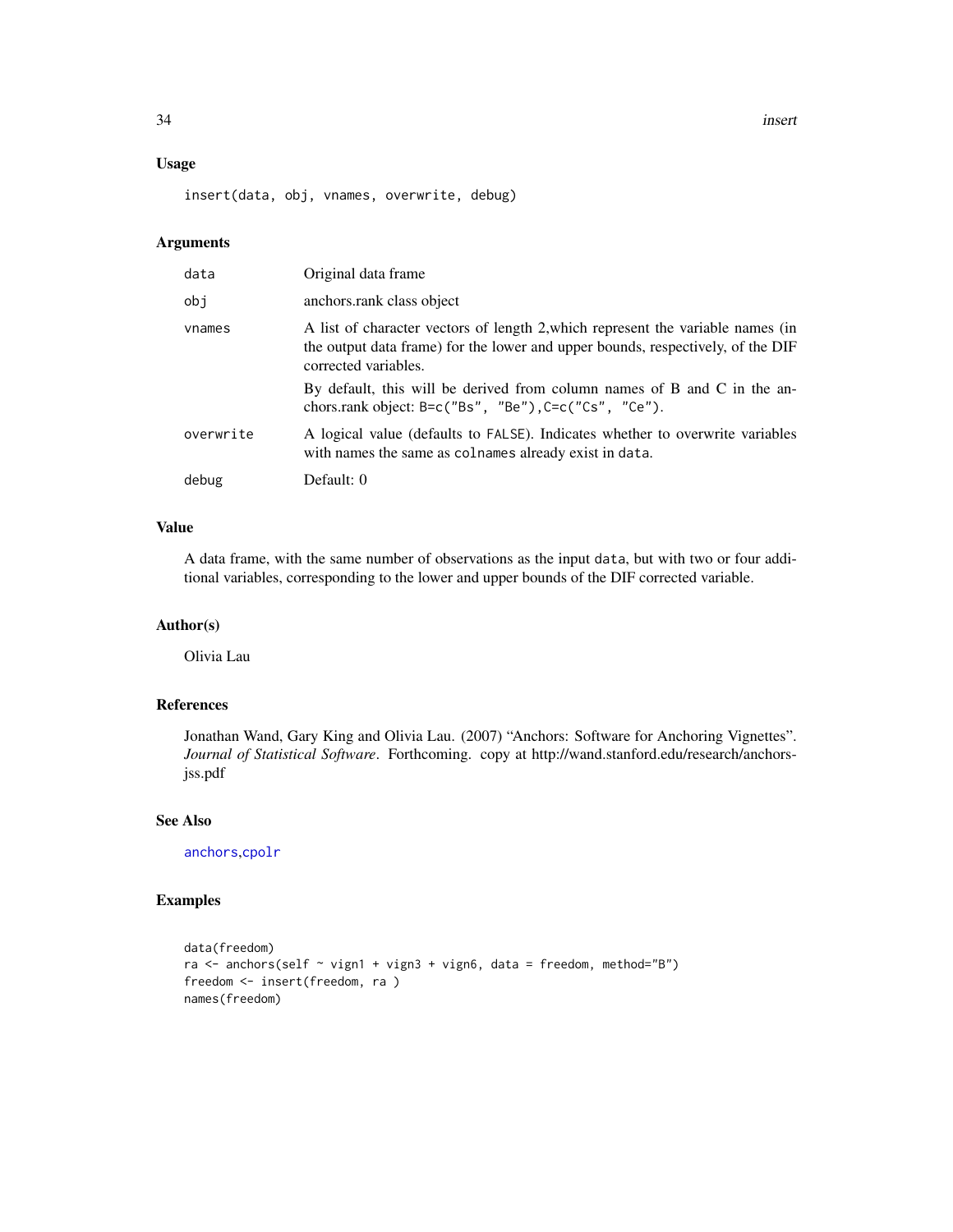## Usage

```
insert(data, obj, vnames, overwrite, debug)
```

## Arguments

| | |
|---|---|
| data | Original data frame |
| obj | anchors.rank class object |
| vnames | A list of character vectors of length 2,which represent the variable names (in the output data frame) for the lower and upper bounds, respectively, of the DIF corrected variables. By default, this will be derived from column names of B and C in the anchors.rank object: `B=c("Bs", "Be"),C=c("Cs", "Ce")`. |
| overwrite | A logical value (defaults to `FALSE`). Indicates whether to overwrite variables with names the same as `colnames` already exist in `data`. |
| debug | Default: 0 |

## Value

A data frame, with the same number of observations as the input `data`, but with two or four additional variables, corresponding to the lower and upper bounds of the DIF corrected variable.

## Author(s)

Olivia Lau

## References

Jonathan Wand, Gary King and Olivia Lau. (2007) "Anchors: Software for Anchoring Vignettes". *Journal of Statistical Software*. Forthcoming. copy at http://wand.stanford.edu/research/anchors-jss.pdf

## See Also

anchors,cpolr

## Examples

```
data(freedom)
ra <- anchors(self ~ vign1 + vign3 + vign6, data = freedom, method="B")
freedom <- insert(freedom, ra )
names(freedom)
```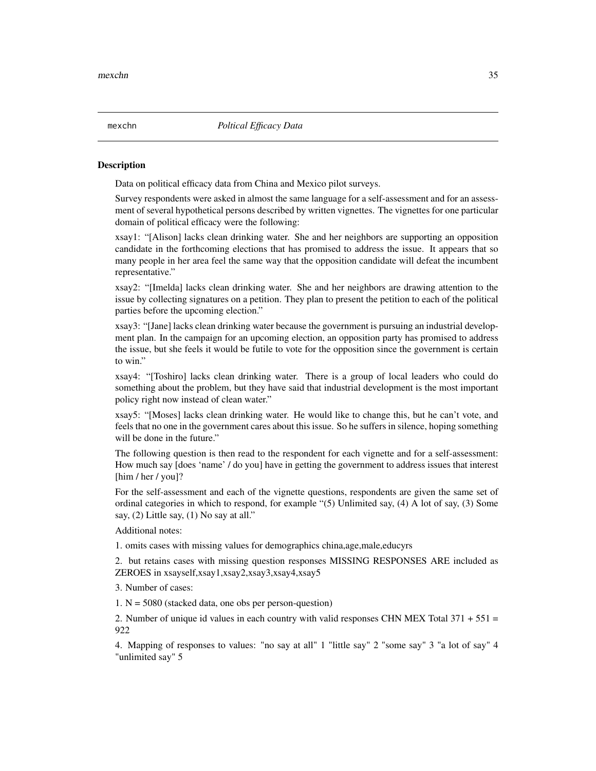mexchn *Poltical Efficacy Data*

## Description

Data on political efficacy data from China and Mexico pilot surveys.

Survey respondents were asked in almost the same language for a self-assessment and for an assessment of several hypothetical persons described by written vignettes. The vignettes for one particular domain of political efficacy were the following:

xsay1: "[Alison] lacks clean drinking water. She and her neighbors are supporting an opposition candidate in the forthcoming elections that has promised to address the issue. It appears that so many people in her area feel the same way that the opposition candidate will defeat the incumbent representative."

xsay2: "[Imelda] lacks clean drinking water. She and her neighbors are drawing attention to the issue by collecting signatures on a petition. They plan to present the petition to each of the political parties before the upcoming election."

xsay3: "[Jane] lacks clean drinking water because the government is pursuing an industrial development plan. In the campaign for an upcoming election, an opposition party has promised to address the issue, but she feels it would be futile to vote for the opposition since the government is certain to win."

xsay4: "[Toshiro] lacks clean drinking water. There is a group of local leaders who could do something about the problem, but they have said that industrial development is the most important policy right now instead of clean water."

xsay5: "[Moses] lacks clean drinking water. He would like to change this, but he can't vote, and feels that no one in the government cares about this issue. So he suffers in silence, hoping something will be done in the future."

The following question is then read to the respondent for each vignette and for a self-assessment: How much say [does 'name' / do you] have in getting the government to address issues that interest [him / her / you]?

For the self-assessment and each of the vignette questions, respondents are given the same set of ordinal categories in which to respond, for example "(5) Unlimited say, (4) A lot of say, (3) Some say, (2) Little say, (1) No say at all."

Additional notes:

1. omits cases with missing values for demographics china,age,male,educyrs

2. but retains cases with missing question responses MISSING RESPONSES ARE included as ZEROES in xsayself,xsay1,xsay2,xsay3,xsay4,xsay5

3. Number of cases:

1. N = 5080 (stacked data, one obs per person-question)

2. Number of unique id values in each country with valid responses CHN MEX Total 371 + 551 = 922

4. Mapping of responses to values: "no say at all" 1 "little say" 2 "some say" 3 "a lot of say" 4 "unlimited say" 5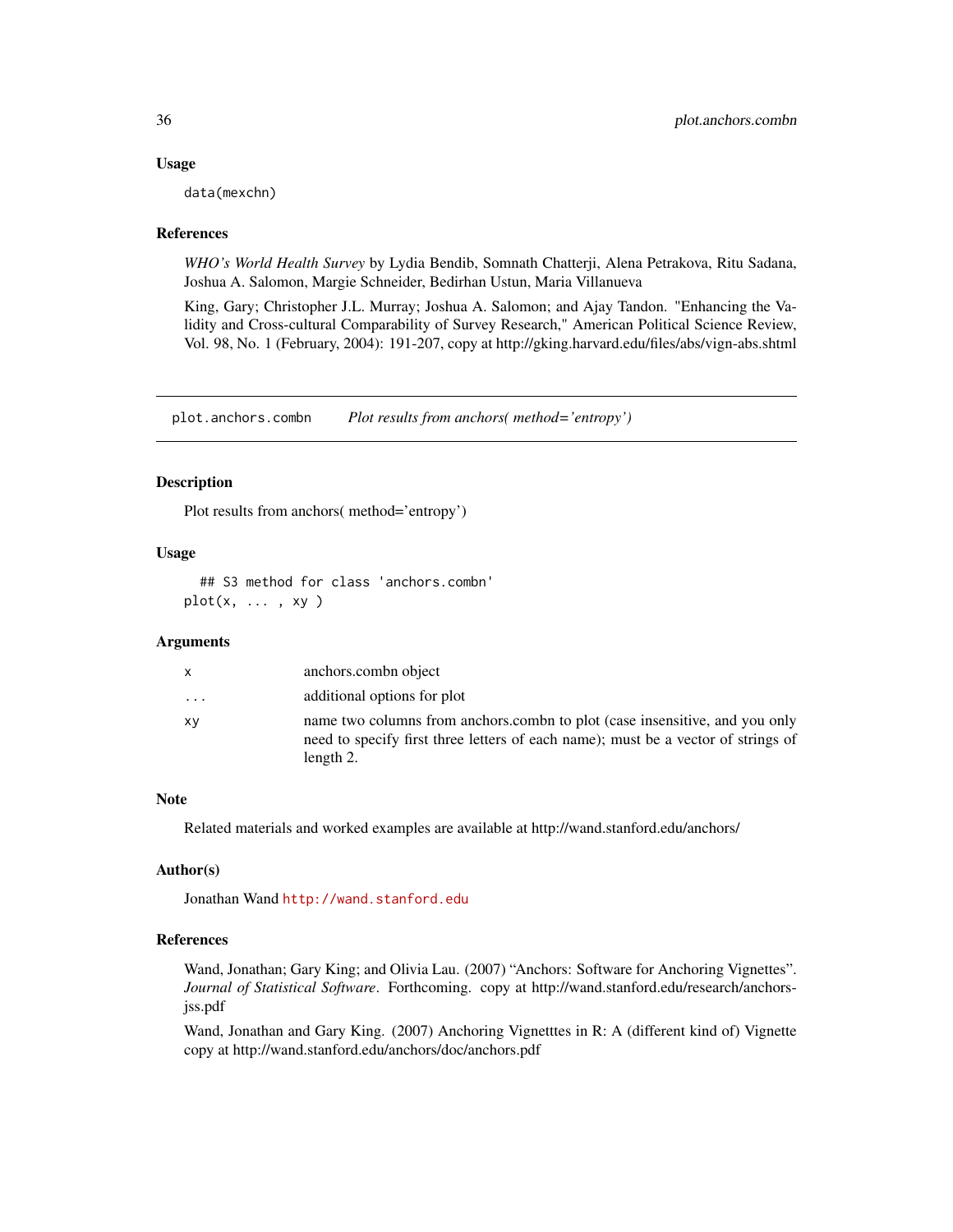### Usage

```
data(mexchn)
```

### References

*WHO's World Health Survey* by Lydia Bendib, Somnath Chatterji, Alena Petrakova, Ritu Sadana, Joshua A. Salomon, Margie Schneider, Bedirhan Ustun, Maria Villanueva

King, Gary; Christopher J.L. Murray; Joshua A. Salomon; and Ajay Tandon. "Enhancing the Validity and Cross-cultural Comparability of Survey Research," American Political Science Review, Vol. 98, No. 1 (February, 2004): 191-207, copy at http://gking.harvard.edu/files/abs/vign-abs.shtml

---

## plot.anchors.combn *Plot results from anchors( method='entropy')*

### Description

Plot results from anchors( method='entropy')

### Usage

```
  ## S3 method for class 'anchors.combn'
plot(x, ... , xy )
```

### Arguments

| | |
|---|---|
| x | anchors.combn object |
| ... | additional options for plot |
| xy | name two columns from anchors.combn to plot (case insensitive, and you only need to specify first three letters of each name); must be a vector of strings of length 2. |

### Note

Related materials and worked examples are available at http://wand.stanford.edu/anchors/

### Author(s)

Jonathan Wand http://wand.stanford.edu

### References

Wand, Jonathan; Gary King; and Olivia Lau. (2007) "Anchors: Software for Anchoring Vignettes". *Journal of Statistical Software*. Forthcoming. copy at http://wand.stanford.edu/research/anchors-jss.pdf

Wand, Jonathan and Gary King. (2007) Anchoring Vignetttes in R: A (different kind of) Vignette copy at http://wand.stanford.edu/anchors/doc/anchors.pdf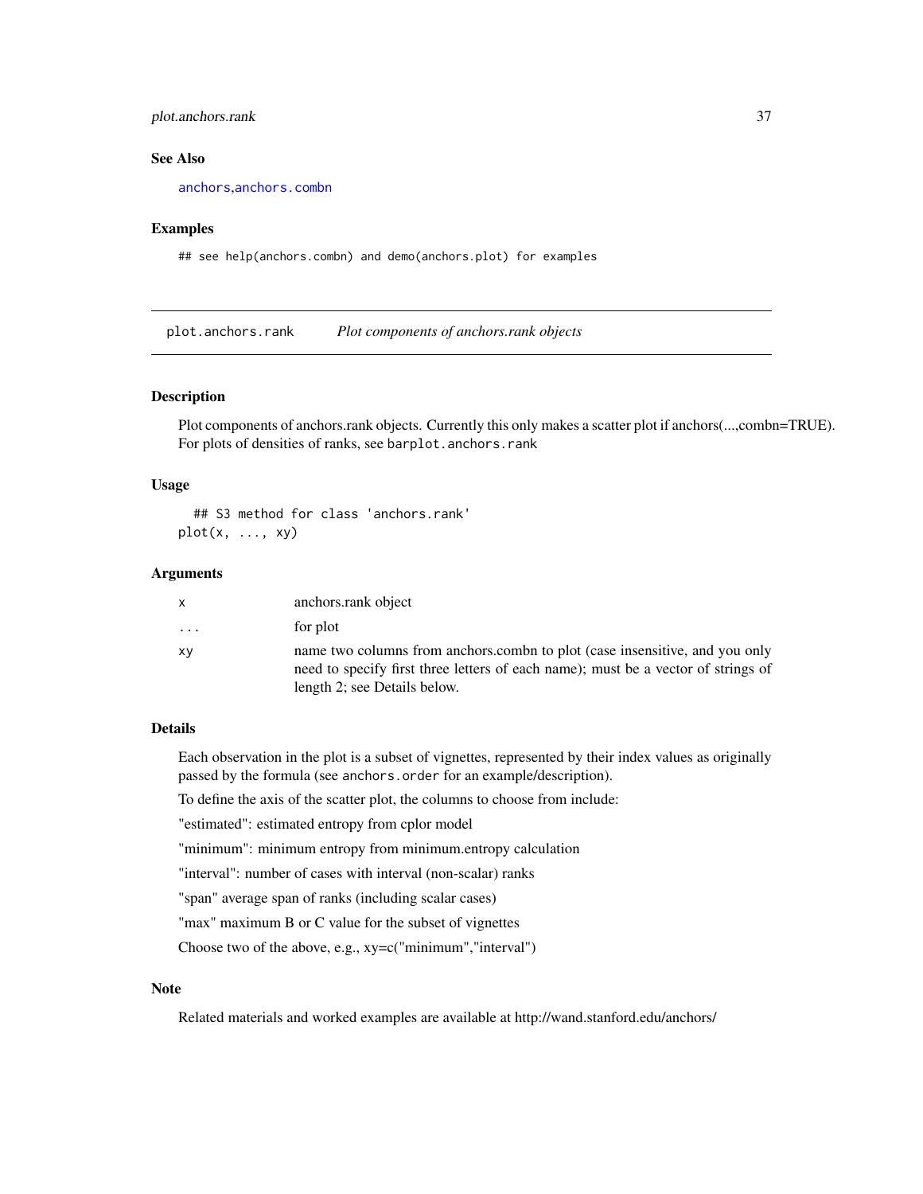## See Also

anchors,anchors.combn

## Examples

```
## see help(anchors.combn) and demo(anchors.plot) for examples
```

---

plot.anchors.rank    *Plot components of anchors.rank objects*

---

## Description

Plot components of anchors.rank objects. Currently this only makes a scatter plot if anchors(...,combn=TRUE). For plots of densities of ranks, see `barplot.anchors.rank`

## Usage

```
  ## S3 method for class 'anchors.rank'
plot(x, ..., xy)
```

## Arguments

| | |
|---|---|
| x | anchors.rank object |
| ... | for plot |
| xy | name two columns from anchors.combn to plot (case insensitive, and you only need to specify first three letters of each name); must be a vector of strings of length 2; see Details below. |

## Details

Each observation in the plot is a subset of vignettes, represented by their index values as originally passed by the formula (see `anchors.order` for an example/description).

To define the axis of the scatter plot, the columns to choose from include:

"estimated": estimated entropy from cplor model

"minimum": minimum entropy from minimum.entropy calculation

"interval": number of cases with interval (non-scalar) ranks

"span" average span of ranks (including scalar cases)

"max" maximum B or C value for the subset of vignettes

Choose two of the above, e.g., xy=c("minimum","interval")

## Note

Related materials and worked examples are available at http://wand.stanford.edu/anchors/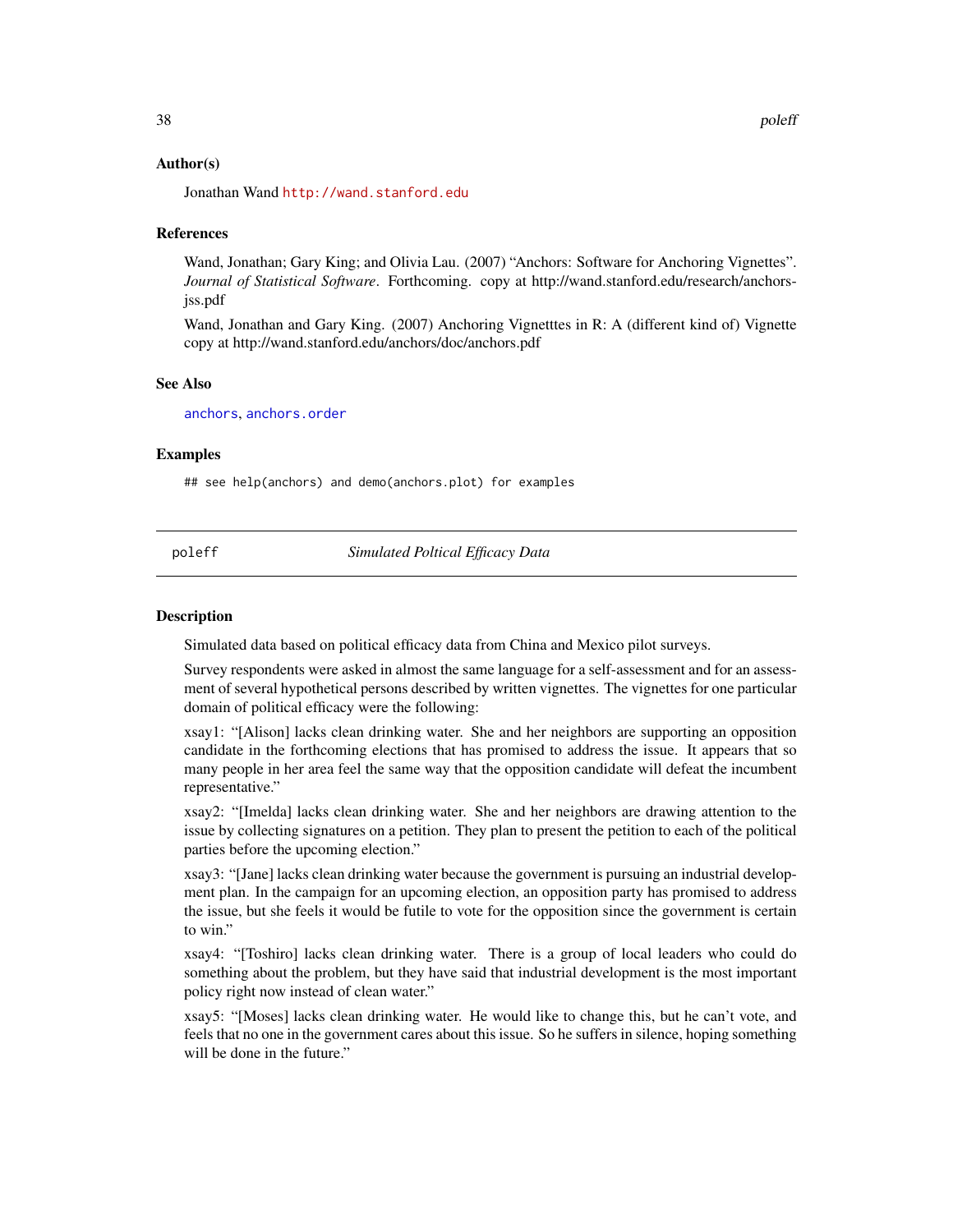### Author(s)

Jonathan Wand http://wand.stanford.edu

### References

Wand, Jonathan; Gary King; and Olivia Lau. (2007) "Anchors: Software for Anchoring Vignettes". *Journal of Statistical Software*. Forthcoming. copy at http://wand.stanford.edu/research/anchors-jss.pdf

Wand, Jonathan and Gary King. (2007) Anchoring Vignetttes in R: A (different kind of) Vignette copy at http://wand.stanford.edu/anchors/doc/anchors.pdf

### See Also

anchors, anchors.order

### Examples

```
## see help(anchors) and demo(anchors.plot) for examples
```

---

## poleff — *Simulated Poltical Efficacy Data*

---

### Description

Simulated data based on political efficacy data from China and Mexico pilot surveys.

Survey respondents were asked in almost the same language for a self-assessment and for an assessment of several hypothetical persons described by written vignettes. The vignettes for one particular domain of political efficacy were the following:

xsay1: "[Alison] lacks clean drinking water. She and her neighbors are supporting an opposition candidate in the forthcoming elections that has promised to address the issue. It appears that so many people in her area feel the same way that the opposition candidate will defeat the incumbent representative."

xsay2: "[Imelda] lacks clean drinking water. She and her neighbors are drawing attention to the issue by collecting signatures on a petition. They plan to present the petition to each of the political parties before the upcoming election."

xsay3: "[Jane] lacks clean drinking water because the government is pursuing an industrial development plan. In the campaign for an upcoming election, an opposition party has promised to address the issue, but she feels it would be futile to vote for the opposition since the government is certain to win."

xsay4: "[Toshiro] lacks clean drinking water. There is a group of local leaders who could do something about the problem, but they have said that industrial development is the most important policy right now instead of clean water."

xsay5: "[Moses] lacks clean drinking water. He would like to change this, but he can't vote, and feels that no one in the government cares about this issue. So he suffers in silence, hoping something will be done in the future."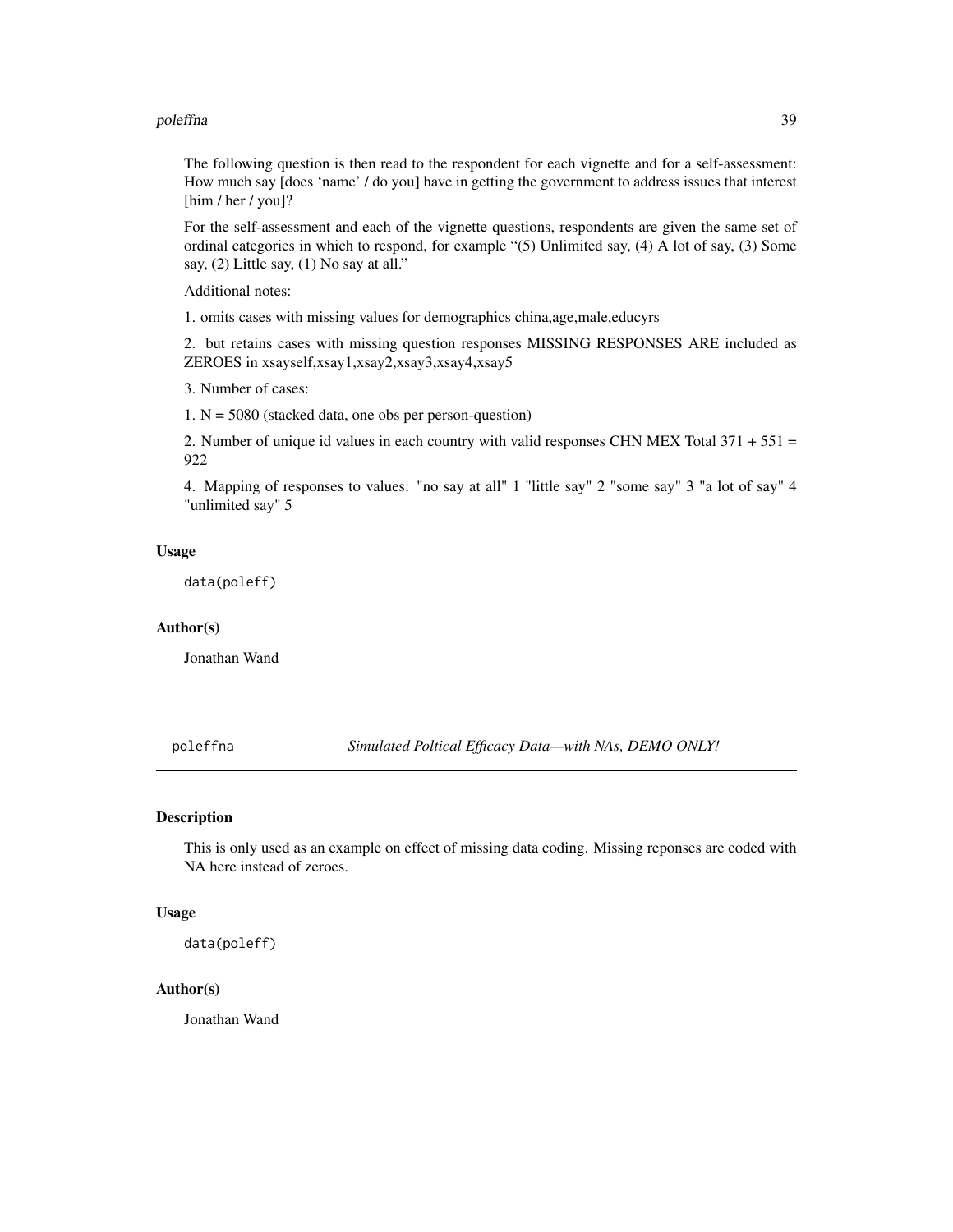The following question is then read to the respondent for each vignette and for a self-assessment: How much say [does 'name' / do you] have in getting the government to address issues that interest [him / her / you]?

For the self-assessment and each of the vignette questions, respondents are given the same set of ordinal categories in which to respond, for example "(5) Unlimited say, (4) A lot of say, (3) Some say, (2) Little say, (1) No say at all."

Additional notes:

1. omits cases with missing values for demographics china,age,male,educyrs

2. but retains cases with missing question responses MISSING RESPONSES ARE included as ZEROES in xsayself,xsay1,xsay2,xsay3,xsay4,xsay5

3. Number of cases:

1. N = 5080 (stacked data, one obs per person-question)

2. Number of unique id values in each country with valid responses CHN MEX Total 371 + 551 = 922

4. Mapping of responses to values: "no say at all" 1 "little say" 2 "some say" 3 "a lot of say" 4 "unlimited say" 5

### Usage

```
data(poleff)
```

### Author(s)

Jonathan Wand

---

## poleffna — *Simulated Poltical Efficacy Data—with NAs, DEMO ONLY!*

### Description

This is only used as an example on effect of missing data coding. Missing reponses are coded with NA here instead of zeroes.

### Usage

```
data(poleff)
```

### Author(s)

Jonathan Wand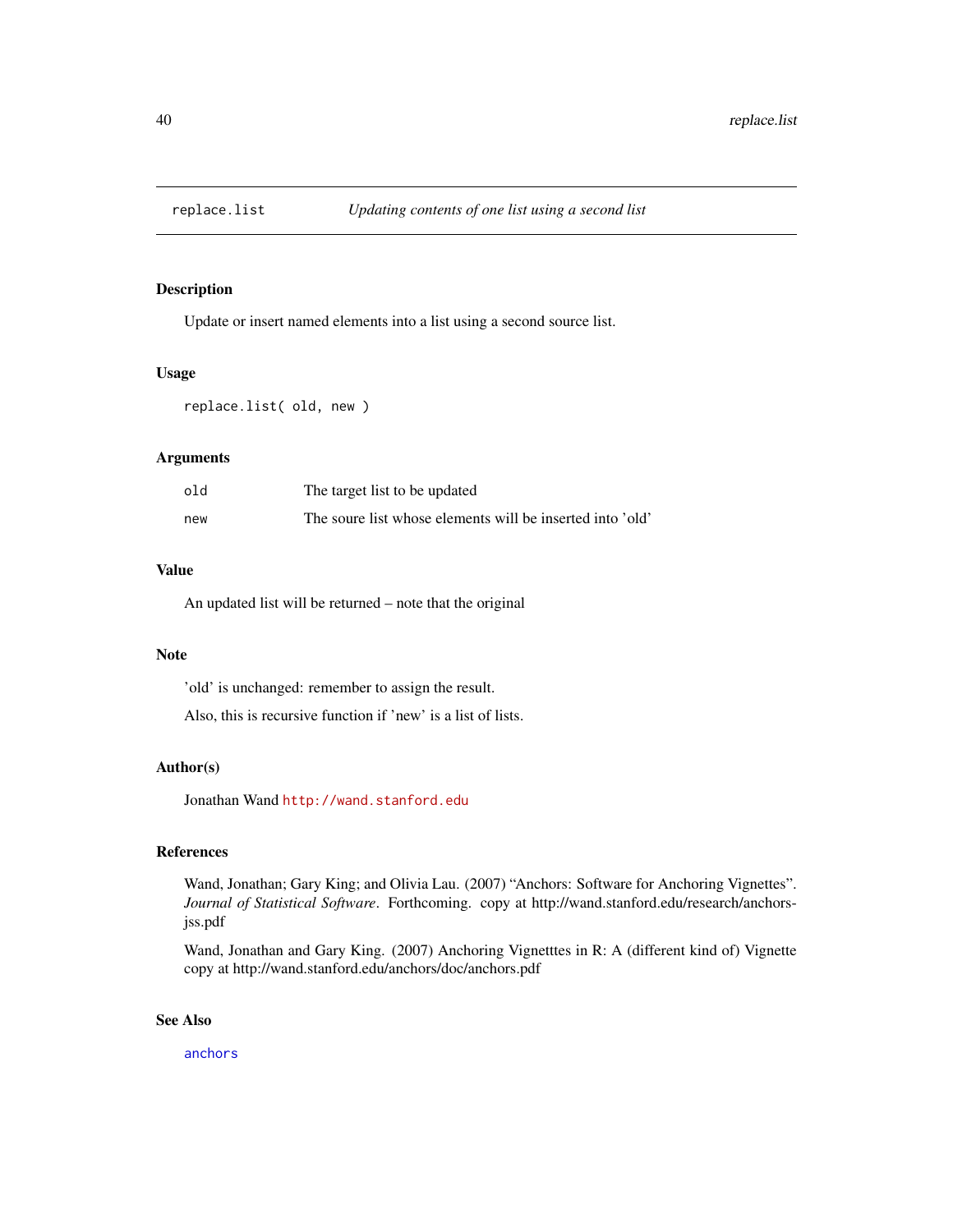replace.list — *Updating contents of one list using a second list*

## Description

Update or insert named elements into a list using a second source list.

## Usage

```
replace.list( old, new )
```

## Arguments

| | |
|---|---|
| old | The target list to be updated |
| new | The soure list whose elements will be inserted into 'old' |

## Value

An updated list will be returned – note that the original

## Note

'old' is unchanged: remember to assign the result.

Also, this is recursive function if 'new' is a list of lists.

## Author(s)

Jonathan Wand http://wand.stanford.edu

## References

Wand, Jonathan; Gary King; and Olivia Lau. (2007) "Anchors: Software for Anchoring Vignettes". *Journal of Statistical Software*. Forthcoming. copy at http://wand.stanford.edu/research/anchors-jss.pdf

Wand, Jonathan and Gary King. (2007) Anchoring Vignetttes in R: A (different kind of) Vignette copy at http://wand.stanford.edu/anchors/doc/anchors.pdf

## See Also

anchors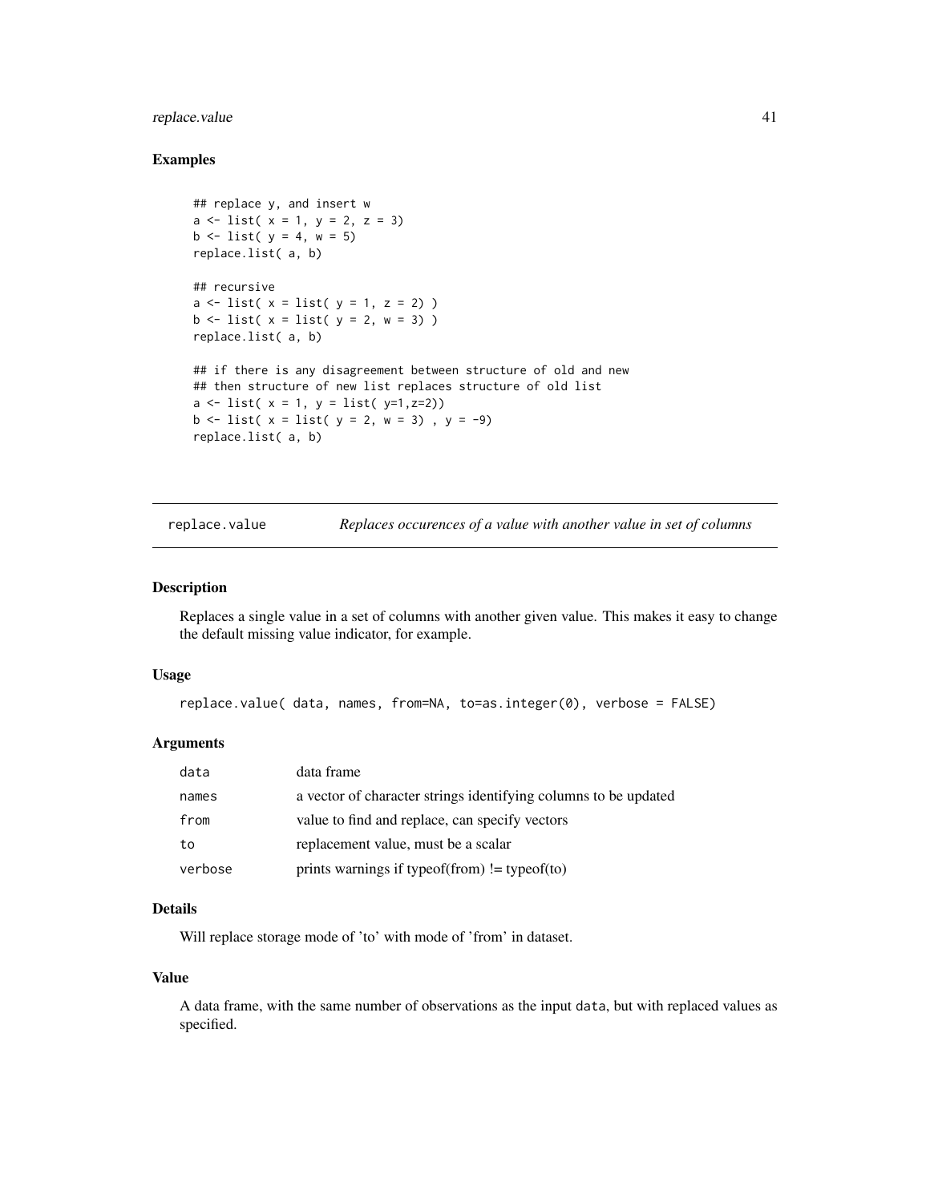### Examples

```
## replace y, and insert w
a <- list( x = 1, y = 2, z = 3)
b <- list( y = 4, w = 5)
replace.list( a, b)

## recursive
a <- list( x = list( y = 1, z = 2) )
b <- list( x = list( y = 2, w = 3) )
replace.list( a, b)

## if there is any disagreement between structure of old and new
## then structure of new list replaces structure of old list
a <- list( x = 1, y = list( y=1,z=2))
b <- list( x = list( y = 2, w = 3) , y = -9)
replace.list( a, b)
```

---

## replace.value — *Replaces occurences of a value with another value in set of columns*

---

### Description

Replaces a single value in a set of columns with another given value. This makes it easy to change the default missing value indicator, for example.

### Usage

```
replace.value( data, names, from=NA, to=as.integer(0), verbose = FALSE)
```

### Arguments

| | |
|---|---|
| data | data frame |
| names | a vector of character strings identifying columns to be updated |
| from | value to find and replace, can specify vectors |
| to | replacement value, must be a scalar |
| verbose | prints warnings if typeof(from) != typeof(to) |

### Details

Will replace storage mode of 'to' with mode of 'from' in dataset.

### Value

A data frame, with the same number of observations as the input data, but with replaced values as specified.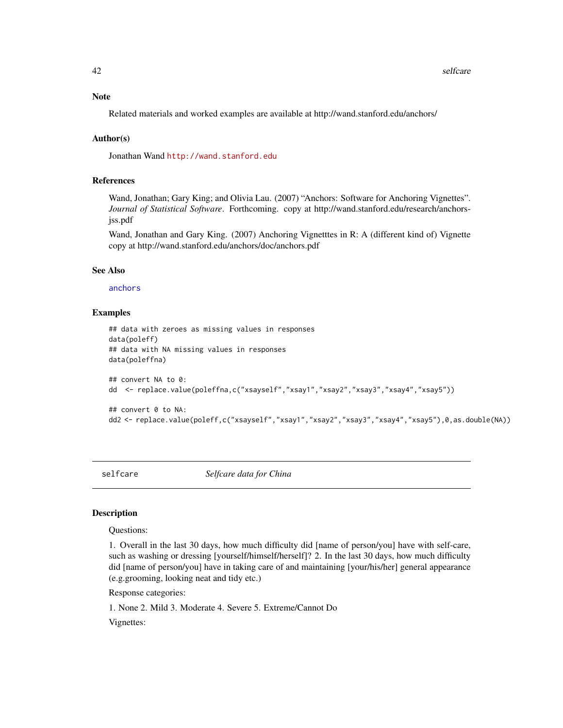## Note

Related materials and worked examples are available at http://wand.stanford.edu/anchors/

## Author(s)

Jonathan Wand http://wand.stanford.edu

## References

Wand, Jonathan; Gary King; and Olivia Lau. (2007) "Anchors: Software for Anchoring Vignettes". *Journal of Statistical Software*. Forthcoming. copy at http://wand.stanford.edu/research/anchors-jss.pdf

Wand, Jonathan and Gary King. (2007) Anchoring Vignetttes in R: A (different kind of) Vignette copy at http://wand.stanford.edu/anchors/doc/anchors.pdf

## See Also

anchors

## Examples

```
## data with zeroes as missing values in responses
data(poleff)
## data with NA missing values in responses
data(poleffna)

## convert NA to 0:
dd  <- replace.value(poleffna,c("xsayself","xsay1","xsay2","xsay3","xsay4","xsay5"))

## convert 0 to NA:
dd2 <- replace.value(poleff,c("xsayself","xsay1","xsay2","xsay3","xsay4","xsay5"),0,as.double(NA))
```

---

# selfcare — *Selfcare data for China*

## Description

Questions:

1. Overall in the last 30 days, how much difficulty did [name of person/you] have with self-care, such as washing or dressing [yourself/himself/herself]? 2. In the last 30 days, how much difficulty did [name of person/you] have in taking care of and maintaining [your/his/her] general appearance (e.g.grooming, looking neat and tidy etc.)

Response categories:

1. None 2. Mild 3. Moderate 4. Severe 5. Extreme/Cannot Do

Vignettes: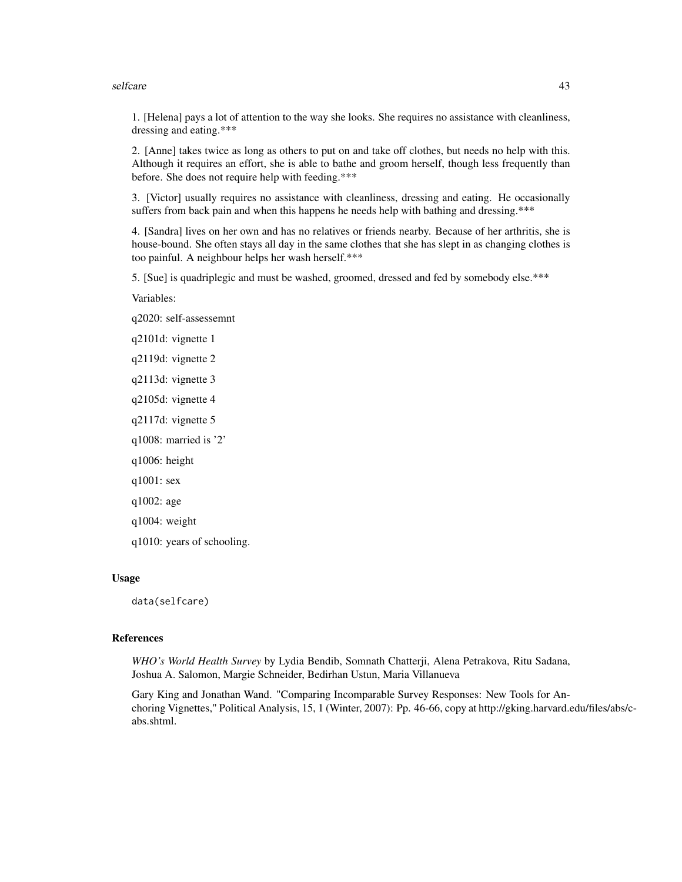1. [Helena] pays a lot of attention to the way she looks. She requires no assistance with cleanliness, dressing and eating.***

2. [Anne] takes twice as long as others to put on and take off clothes, but needs no help with this. Although it requires an effort, she is able to bathe and groom herself, though less frequently than before. She does not require help with feeding.***

3. [Victor] usually requires no assistance with cleanliness, dressing and eating. He occasionally suffers from back pain and when this happens he needs help with bathing and dressing.***

4. [Sandra] lives on her own and has no relatives or friends nearby. Because of her arthritis, she is house-bound. She often stays all day in the same clothes that she has slept in as changing clothes is too painful. A neighbour helps her wash herself.***

5. [Sue] is quadriplegic and must be washed, groomed, dressed and fed by somebody else.***

Variables:

q2020: self-assessemnt

q2101d: vignette 1

q2119d: vignette 2

q2113d: vignette 3

q2105d: vignette 4

q2117d: vignette 5

q1008: married is '2'

q1006: height

q1001: sex

q1002: age

q1004: weight

q1010: years of schooling.

### Usage

```
data(selfcare)
```

### References

*WHO's World Health Survey* by Lydia Bendib, Somnath Chatterji, Alena Petrakova, Ritu Sadana, Joshua A. Salomon, Margie Schneider, Bedirhan Ustun, Maria Villanueva

Gary King and Jonathan Wand. "Comparing Incomparable Survey Responses: New Tools for Anchoring Vignettes," Political Analysis, 15, 1 (Winter, 2007): Pp. 46-66, copy at http://gking.harvard.edu/files/abs/c-abs.shtml.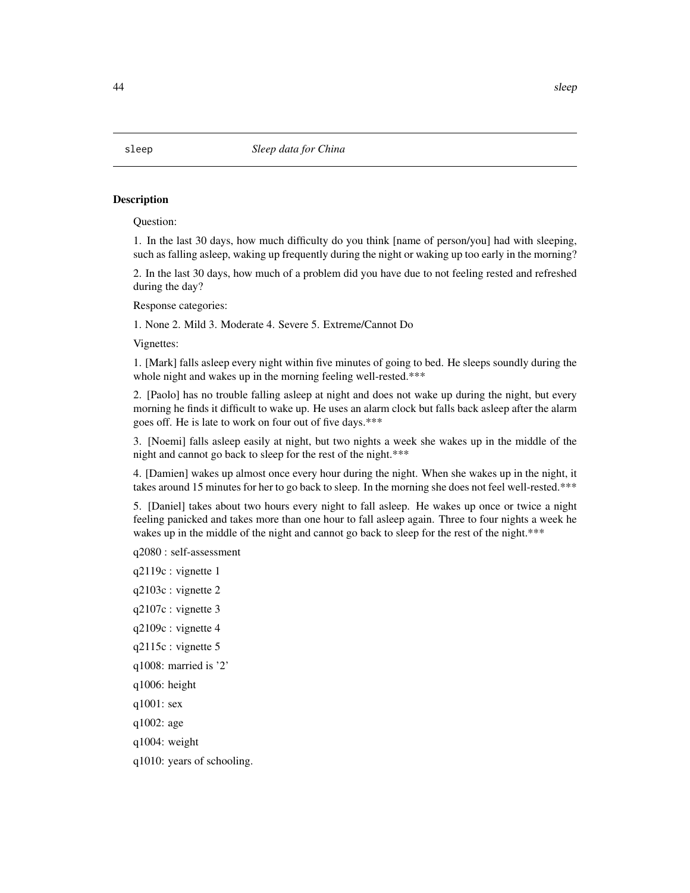`sleep` *Sleep data for China*

## Description

Question:

1. In the last 30 days, how much difficulty do you think [name of person/you] had with sleeping, such as falling asleep, waking up frequently during the night or waking up too early in the morning?

2. In the last 30 days, how much of a problem did you have due to not feeling rested and refreshed during the day?

Response categories:

1. None 2. Mild 3. Moderate 4. Severe 5. Extreme/Cannot Do

Vignettes:

1. [Mark] falls asleep every night within five minutes of going to bed. He sleeps soundly during the whole night and wakes up in the morning feeling well-rested.***

2. [Paolo] has no trouble falling asleep at night and does not wake up during the night, but every morning he finds it difficult to wake up. He uses an alarm clock but falls back asleep after the alarm goes off. He is late to work on four out of five days.***

3. [Noemi] falls asleep easily at night, but two nights a week she wakes up in the middle of the night and cannot go back to sleep for the rest of the night.***

4. [Damien] wakes up almost once every hour during the night. When she wakes up in the night, it takes around 15 minutes for her to go back to sleep. In the morning she does not feel well-rested.***

5. [Daniel] takes about two hours every night to fall asleep. He wakes up once or twice a night feeling panicked and takes more than one hour to fall asleep again. Three to four nights a week he wakes up in the middle of the night and cannot go back to sleep for the rest of the night.***

q2080 : self-assessment

q2119c : vignette 1

q2103c : vignette 2

q2107c : vignette 3

q2109c : vignette 4

q2115c : vignette 5

q1008: married is '2'

q1006: height

q1001: sex

q1002: age

q1004: weight

q1010: years of schooling.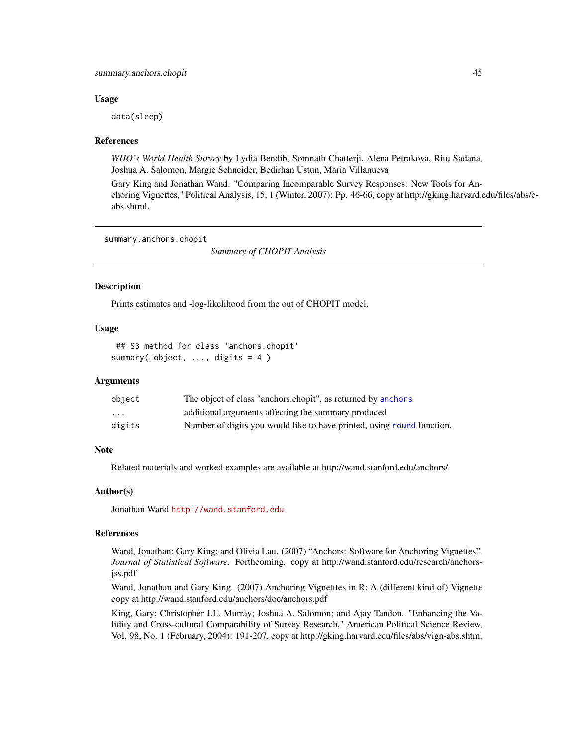### Usage

```
data(sleep)
```

### References

*WHO's World Health Survey* by Lydia Bendib, Somnath Chatterji, Alena Petrakova, Ritu Sadana, Joshua A. Salomon, Margie Schneider, Bedirhan Ustun, Maria Villanueva

Gary King and Jonathan Wand. "Comparing Incomparable Survey Responses: New Tools for Anchoring Vignettes," Political Analysis, 15, 1 (Winter, 2007): Pp. 46-66, copy at http://gking.harvard.edu/files/abs/c-abs.shtml.

---

## summary.anchors.chopit

*Summary of CHOPIT Analysis*

---

### Description

Prints estimates and -log-likelihood from the out of CHOPIT model.

### Usage

```
 ## S3 method for class 'anchors.chopit'
summary( object, ..., digits = 4 )
```

### Arguments

| | |
|---|---|
| object | The object of class "anchors.chopit", as returned by anchors |
| ... | additional arguments affecting the summary produced |
| digits | Number of digits you would like to have printed, using round function. |

### Note

Related materials and worked examples are available at http://wand.stanford.edu/anchors/

### Author(s)

Jonathan Wand http://wand.stanford.edu

### References

Wand, Jonathan; Gary King; and Olivia Lau. (2007) "Anchors: Software for Anchoring Vignettes". *Journal of Statistical Software*. Forthcoming. copy at http://wand.stanford.edu/research/anchors-jss.pdf

Wand, Jonathan and Gary King. (2007) Anchoring Vignetttes in R: A (different kind of) Vignette copy at http://wand.stanford.edu/anchors/doc/anchors.pdf

King, Gary; Christopher J.L. Murray; Joshua A. Salomon; and Ajay Tandon. "Enhancing the Validity and Cross-cultural Comparability of Survey Research," American Political Science Review, Vol. 98, No. 1 (February, 2004): 191-207, copy at http://gking.harvard.edu/files/abs/vign-abs.shtml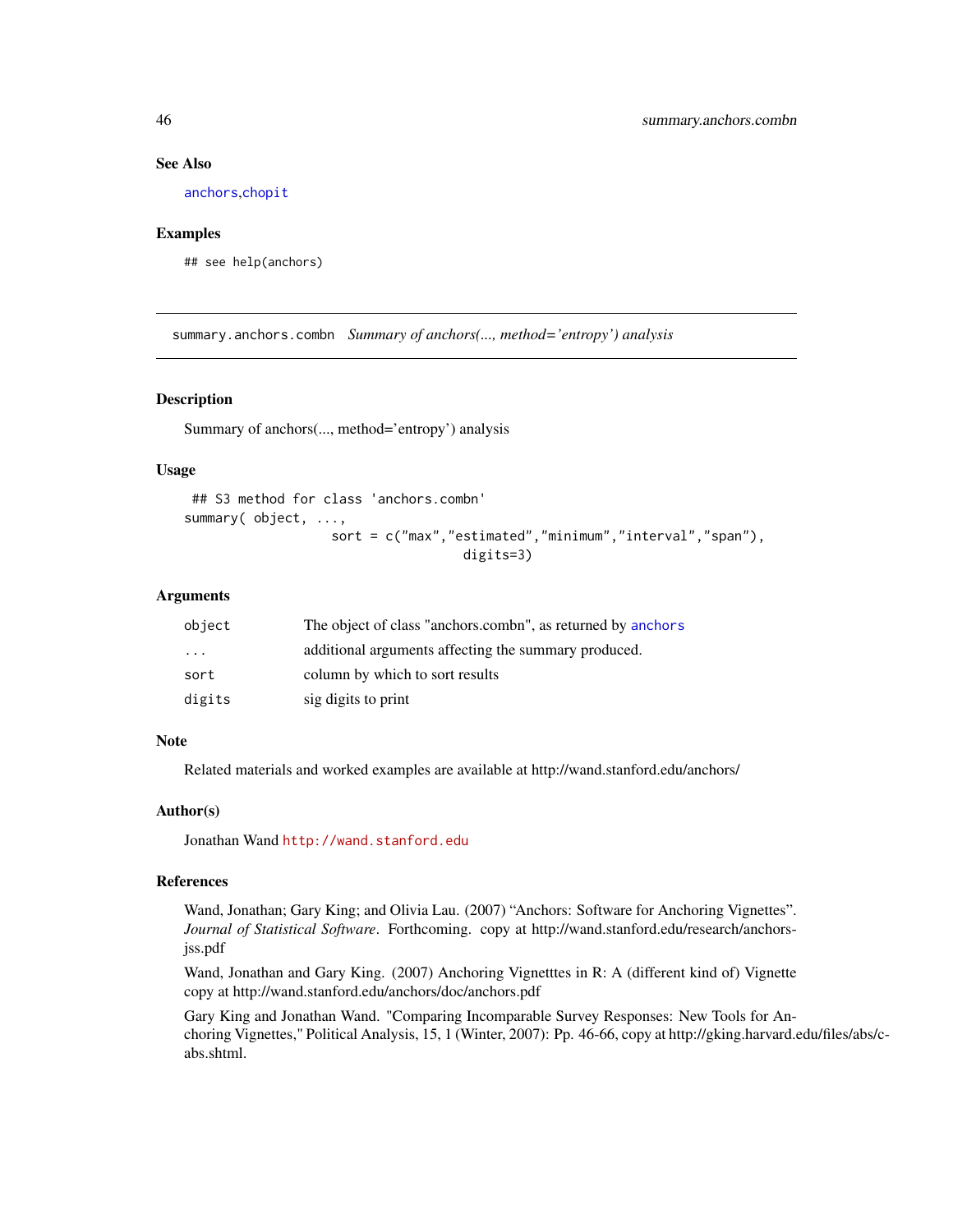### See Also

anchors,chopit

### Examples

```
## see help(anchors)
```

---

## summary.anchors.combn   *Summary of anchors(..., method='entropy') analysis*

---

### Description

Summary of anchors(..., method='entropy') analysis

### Usage

```
 ## S3 method for class 'anchors.combn'
summary( object, ...,
                  sort = c("max","estimated","minimum","interval","span"),
                                  digits=3)
```

### Arguments

| | |
|---|---|
| object | The object of class "anchors.combn", as returned by anchors |
| ... | additional arguments affecting the summary produced. |
| sort | column by which to sort results |
| digits | sig digits to print |

### Note

Related materials and worked examples are available at http://wand.stanford.edu/anchors/

### Author(s)

Jonathan Wand http://wand.stanford.edu

### References

Wand, Jonathan; Gary King; and Olivia Lau. (2007) "Anchors: Software for Anchoring Vignettes". *Journal of Statistical Software*. Forthcoming. copy at http://wand.stanford.edu/research/anchors-jss.pdf

Wand, Jonathan and Gary King. (2007) Anchoring Vignetttes in R: A (different kind of) Vignette copy at http://wand.stanford.edu/anchors/doc/anchors.pdf

Gary King and Jonathan Wand. "Comparing Incomparable Survey Responses: New Tools for Anchoring Vignettes," Political Analysis, 15, 1 (Winter, 2007): Pp. 46-66, copy at http://gking.harvard.edu/files/abs/c-abs.shtml.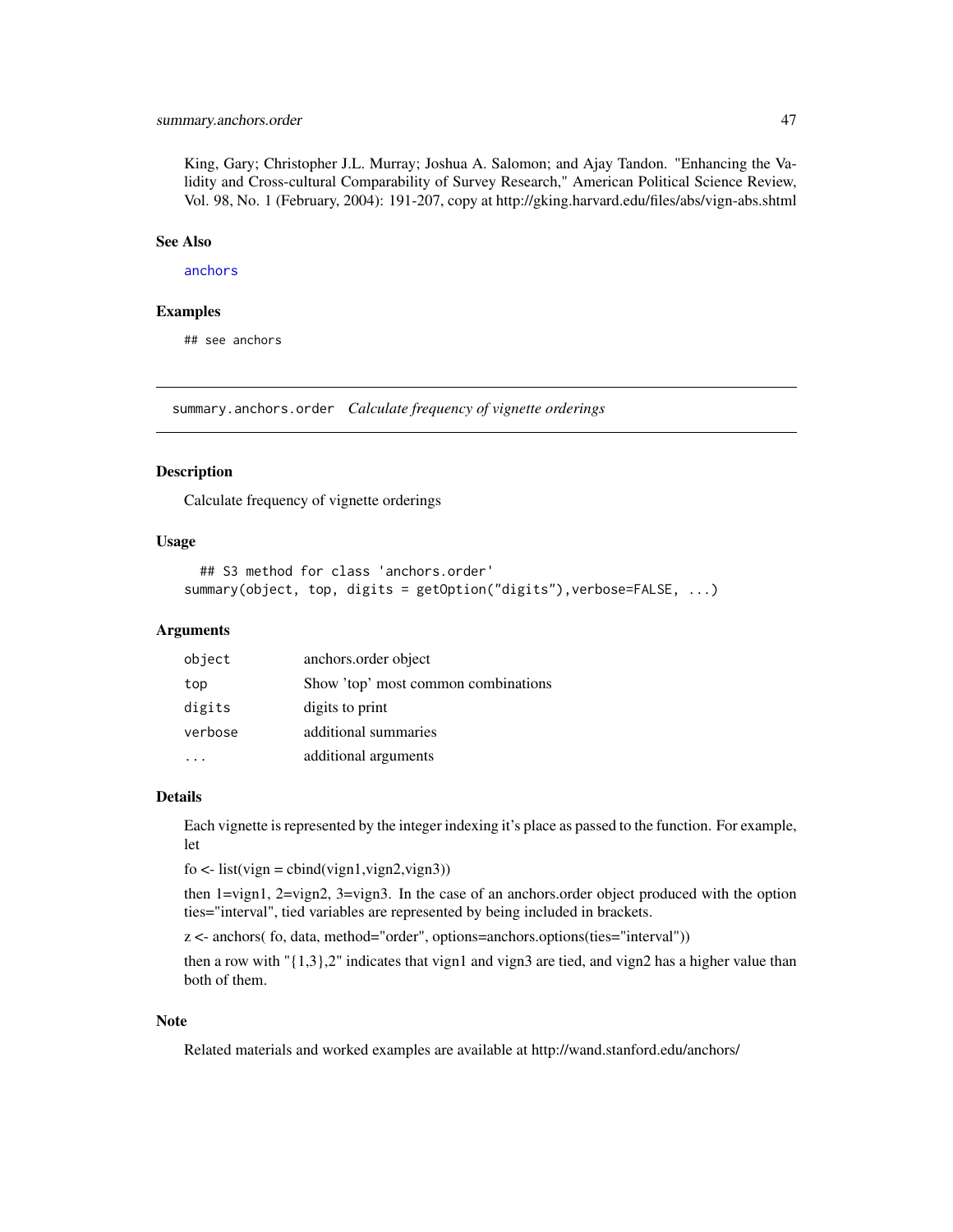King, Gary; Christopher J.L. Murray; Joshua A. Salomon; and Ajay Tandon. "Enhancing the Validity and Cross-cultural Comparability of Survey Research," American Political Science Review, Vol. 98, No. 1 (February, 2004): 191-207, copy at http://gking.harvard.edu/files/abs/vign-abs.shtml

### See Also

anchors

### Examples

```
## see anchors
```

---

## summary.anchors.order *Calculate frequency of vignette orderings*

### Description

Calculate frequency of vignette orderings

### Usage

```
  ## S3 method for class 'anchors.order'
summary(object, top, digits = getOption("digits"),verbose=FALSE, ...)
```

### Arguments

| | |
|---|---|
| object | anchors.order object |
| top | Show 'top' most common combinations |
| digits | digits to print |
| verbose | additional summaries |
| ... | additional arguments |

### Details

Each vignette is represented by the integer indexing it's place as passed to the function. For example, let

fo <- list(vign = cbind(vign1,vign2,vign3))

then 1=vign1, 2=vign2, 3=vign3. In the case of an anchors.order object produced with the option ties="interval", tied variables are represented by being included in brackets.

z <- anchors( fo, data, method="order", options=anchors.options(ties="interval"))

then a row with "{1,3},2" indicates that vign1 and vign3 are tied, and vign2 has a higher value than both of them.

### Note

Related materials and worked examples are available at http://wand.stanford.edu/anchors/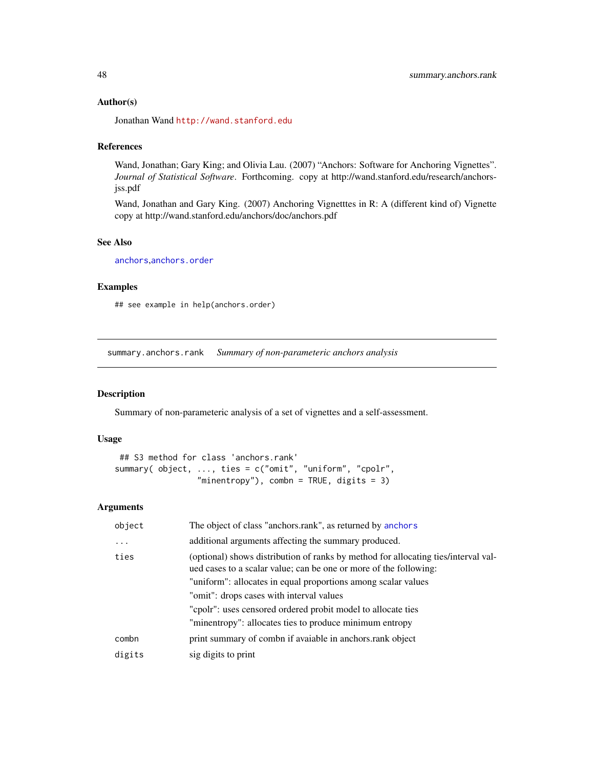### Author(s)

Jonathan Wand http://wand.stanford.edu

### References

Wand, Jonathan; Gary King; and Olivia Lau. (2007) “Anchors: Software for Anchoring Vignettes”. *Journal of Statistical Software*. Forthcoming. copy at http://wand.stanford.edu/research/anchors-jss.pdf

Wand, Jonathan and Gary King. (2007) Anchoring Vignetttes in R: A (different kind of) Vignette copy at http://wand.stanford.edu/anchors/doc/anchors.pdf

### See Also

anchors,anchors.order

### Examples

```
## see example in help(anchors.order)
```

---

## summary.anchors.rank *Summary of non-parameteric anchors analysis*

### Description

Summary of non-parameteric analysis of a set of vignettes and a self-assessment.

### Usage

```
 ## S3 method for class 'anchors.rank'
summary( object, ..., ties = c("omit", "uniform", "cpolr",
                "minentropy"), combn = TRUE, digits = 3)
```

### Arguments

| | |
|---|---|
| `object` | The object of class "anchors.rank", as returned by anchors |
| `...` | additional arguments affecting the summary produced. |
| `ties` | (optional) shows distribution of ranks by method for allocating ties/interval valued cases to a scalar value; can be one or more of the following:<br>"uniform": allocates in equal proportions among scalar values<br>"omit": drops cases with interval values<br>"cpolr": uses censored ordered probit model to allocate ties<br>"minentropy": allocates ties to produce minimum entropy |
| `combn` | print summary of combn if avaiable in anchors.rank object |
| `digits` | sig digits to print |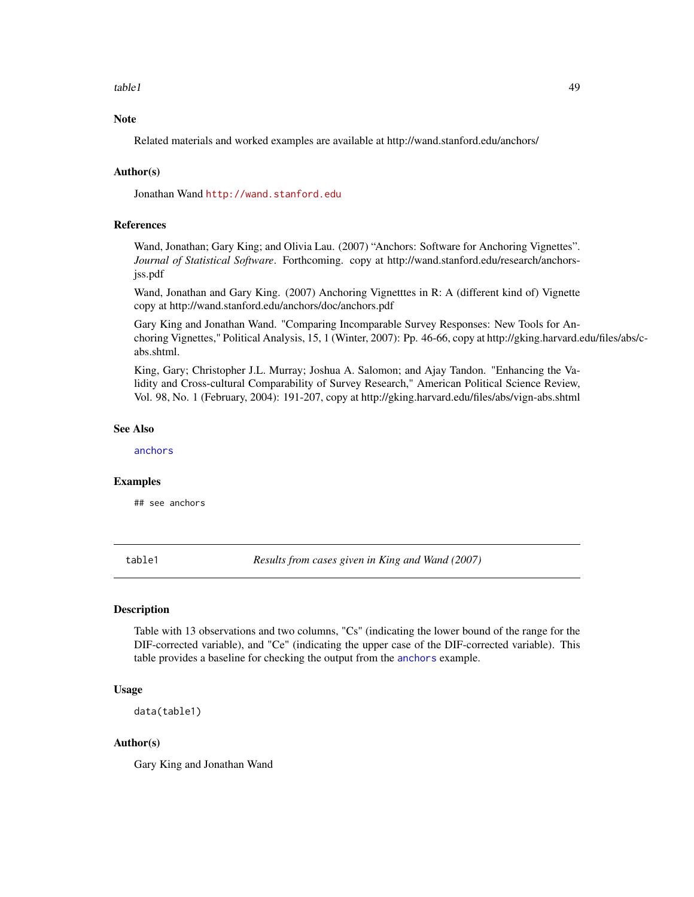## Note

Related materials and worked examples are available at http://wand.stanford.edu/anchors/

## Author(s)

Jonathan Wand http://wand.stanford.edu

## References

Wand, Jonathan; Gary King; and Olivia Lau. (2007) "Anchors: Software for Anchoring Vignettes". *Journal of Statistical Software*. Forthcoming. copy at http://wand.stanford.edu/research/anchors-jss.pdf

Wand, Jonathan and Gary King. (2007) Anchoring Vignetttes in R: A (different kind of) Vignette copy at http://wand.stanford.edu/anchors/doc/anchors.pdf

Gary King and Jonathan Wand. "Comparing Incomparable Survey Responses: New Tools for Anchoring Vignettes," Political Analysis, 15, 1 (Winter, 2007): Pp. 46-66, copy at http://gking.harvard.edu/files/abs/c-abs.shtml.

King, Gary; Christopher J.L. Murray; Joshua A. Salomon; and Ajay Tandon. "Enhancing the Validity and Cross-cultural Comparability of Survey Research," American Political Science Review, Vol. 98, No. 1 (February, 2004): 191-207, copy at http://gking.harvard.edu/files/abs/vign-abs.shtml

## See Also

anchors

## Examples

```
## see anchors
```

---

# table1 — *Results from cases given in King and Wand (2007)*

## Description

Table with 13 observations and two columns, "Cs" (indicating the lower bound of the range for the DIF-corrected variable), and "Ce" (indicating the upper case of the DIF-corrected variable). This table provides a baseline for checking the output from the anchors example.

## Usage

```
data(table1)
```

## Author(s)

Gary King and Jonathan Wand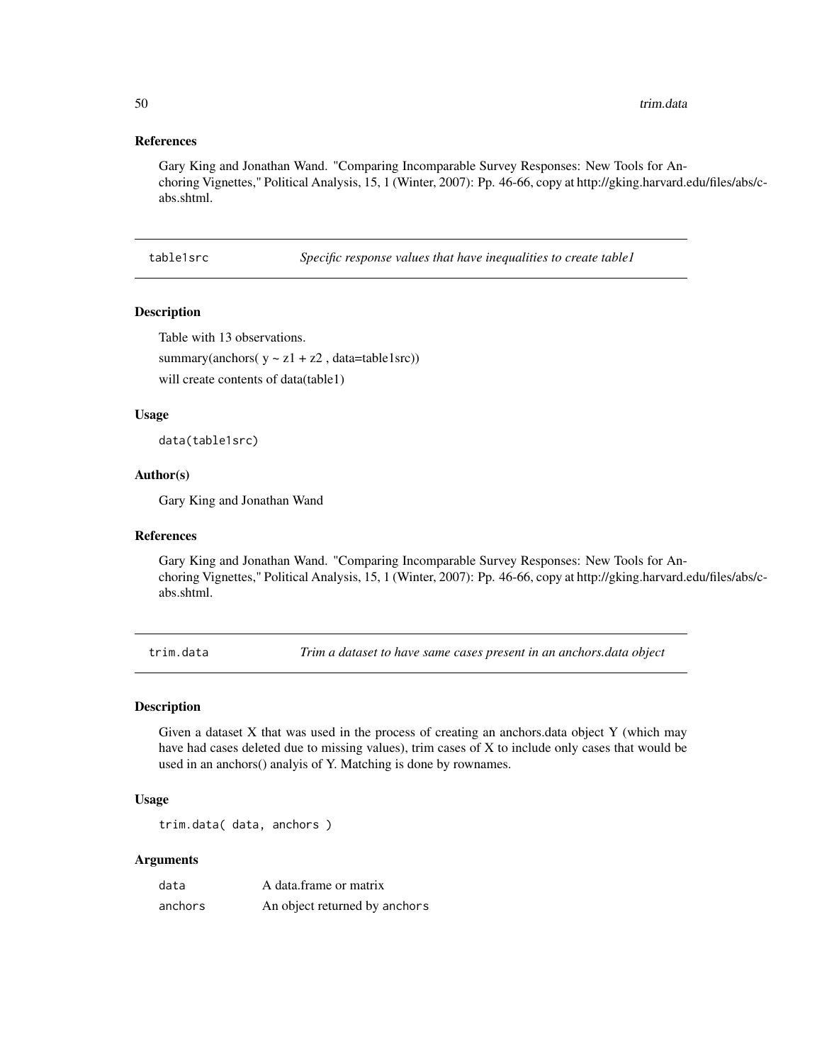### References

Gary King and Jonathan Wand. "Comparing Incomparable Survey Responses: New Tools for Anchoring Vignettes," Political Analysis, 15, 1 (Winter, 2007): Pp. 46-66, copy at http://gking.harvard.edu/files/abs/c-abs.shtml.

## table1src — *Specific response values that have inequalities to create table1*

### Description

Table with 13 observations.

summary(anchors( y ~ z1 + z2 , data=table1src))

will create contents of data(table1)

### Usage

```
data(table1src)
```

### Author(s)

Gary King and Jonathan Wand

### References

Gary King and Jonathan Wand. "Comparing Incomparable Survey Responses: New Tools for Anchoring Vignettes," Political Analysis, 15, 1 (Winter, 2007): Pp. 46-66, copy at http://gking.harvard.edu/files/abs/c-abs.shtml.

## trim.data — *Trim a dataset to have same cases present in an anchors.data object*

### Description

Given a dataset X that was used in the process of creating an anchors.data object Y (which may have had cases deleted due to missing values), trim cases of X to include only cases that would be used in an anchors() analyis of Y. Matching is done by rownames.

### Usage

```
trim.data( data, anchors )
```

### Arguments

| | |
|---|---|
| `data` | A data.frame or matrix |
| `anchors` | An object returned by `anchors` |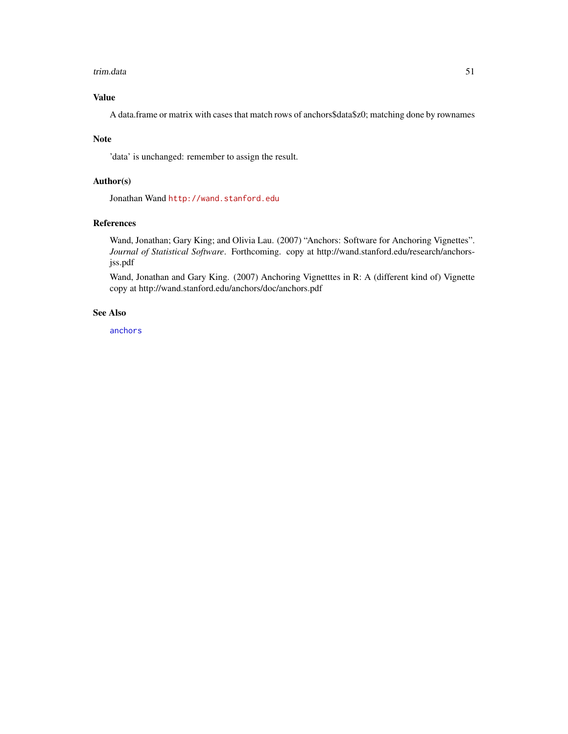## Value

A data.frame or matrix with cases that match rows of anchors$data$z0; matching done by rownames

## Note

'data' is unchanged: remember to assign the result.

## Author(s)

Jonathan Wand http://wand.stanford.edu

## References

Wand, Jonathan; Gary King; and Olivia Lau. (2007) "Anchors: Software for Anchoring Vignettes". *Journal of Statistical Software*. Forthcoming. copy at http://wand.stanford.edu/research/anchors-jss.pdf

Wand, Jonathan and Gary King. (2007) Anchoring Vignetttes in R: A (different kind of) Vignette copy at http://wand.stanford.edu/anchors/doc/anchors.pdf

## See Also

anchors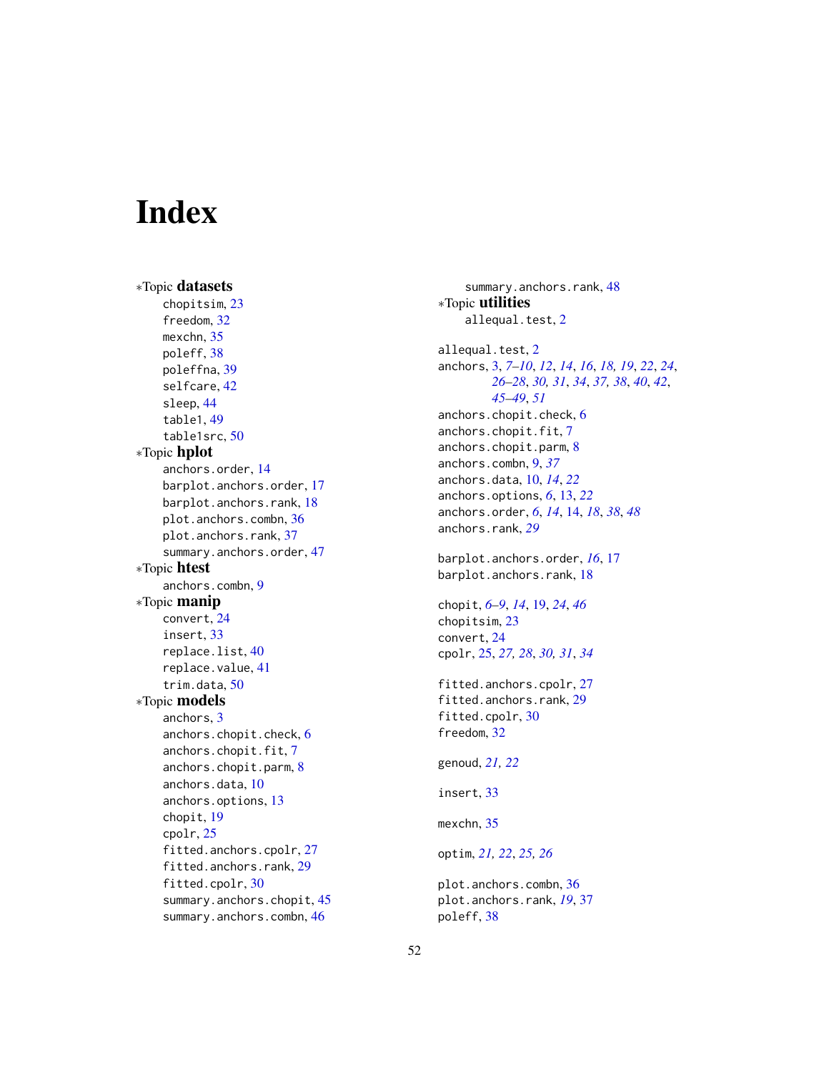# Index

*Topic **datasets**

chopitsim, 23
freedom, 32
mexchn, 35
poleff, 38
poleffna, 39
selfcare, 42
sleep, 44
table1, 49
table1src, 50

*Topic **hplot**

anchors.order, 14
barplot.anchors.order, 17
barplot.anchors.rank, 18
plot.anchors.combn, 36
plot.anchors.rank, 37
summary.anchors.order, 47

*Topic **htest**

anchors.combn, 9

*Topic **manip**

convert, 24
insert, 33
replace.list, 40
replace.value, 41
trim.data, 50

*Topic **models**

anchors, 3
anchors.chopit.check, 6
anchors.chopit.fit, 7
anchors.chopit.parm, 8
anchors.data, 10
anchors.options, 13
chopit, 19
cpolr, 25
fitted.anchors.cpolr, 27
fitted.anchors.rank, 29
fitted.cpolr, 30
summary.anchors.chopit, 45
summary.anchors.combn, 46
summary.anchors.rank, 48

*Topic **utilities**

allequal.test, 2

allequal.test, 2
anchors, 3, *7–10*, *12*, *14*, *16*, *18, 19*, *22*, *24*, *26–28*, *30, 31*, *34*, *37, 38*, *40*, *42*, *45–49*, *51*
anchors.chopit.check, 6
anchors.chopit.fit, 7
anchors.chopit.parm, 8
anchors.combn, 9, *37*
anchors.data, 10, *14*, *22*
anchors.options, *6*, 13, *22*
anchors.order, *6*, *14*, 14, *18*, *38*, *48*
anchors.rank, *29*

barplot.anchors.order, *16*, 17
barplot.anchors.rank, 18

chopit, *6–9*, *14*, 19, *24*, *46*
chopitsim, 23
convert, 24
cpolr, 25, *27, 28*, *30, 31*, *34*

fitted.anchors.cpolr, 27
fitted.anchors.rank, 29
fitted.cpolr, 30
freedom, 32

genoud, *21, 22*

insert, 33

mexchn, 35

optim, *21, 22*, *25, 26*

plot.anchors.combn, 36
plot.anchors.rank, *19*, 37
poleff, 38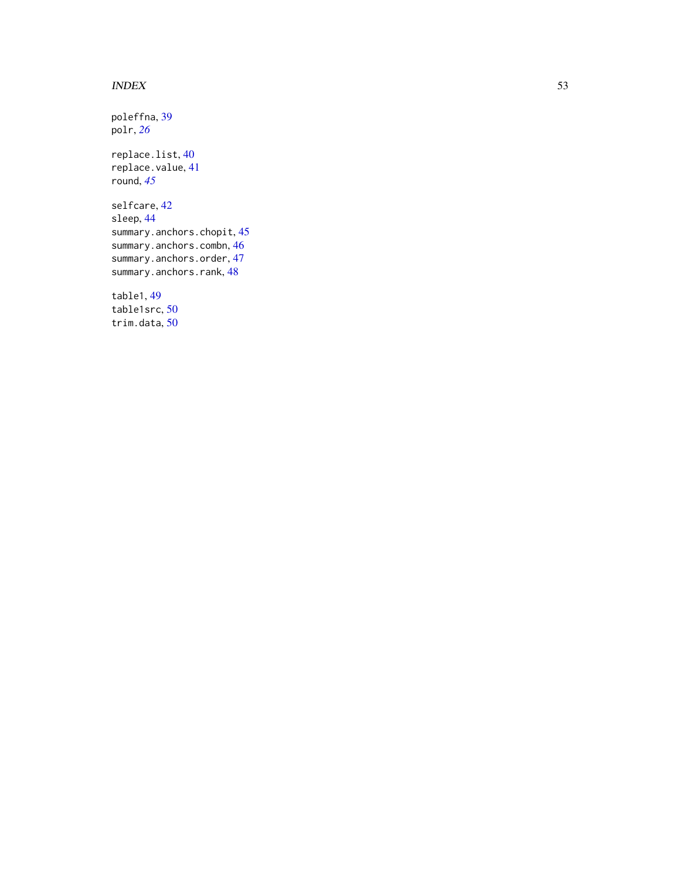poleffna, 39
polr, *26*

replace.list, 40
replace.value, 41
round, *45*

selfcare, 42
sleep, 44
summary.anchors.chopit, 45
summary.anchors.combn, 46
summary.anchors.order, 47
summary.anchors.rank, 48

table1, 49
table1src, 50
trim.data, 50